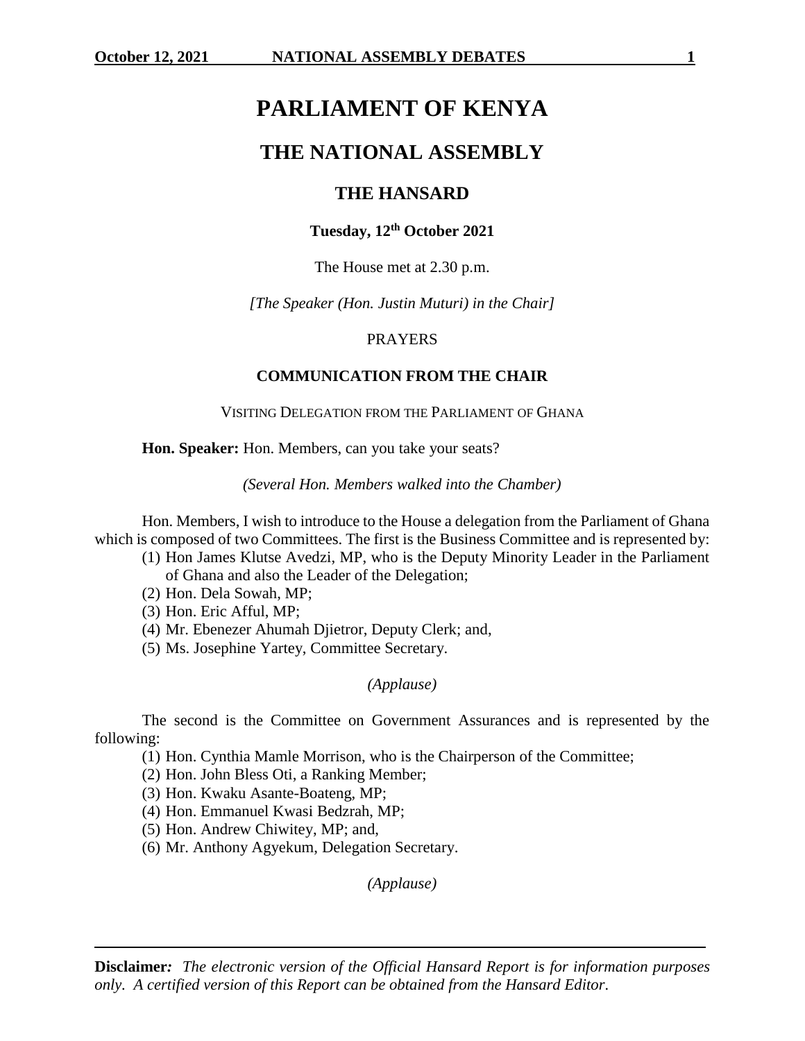# PARLIAMENT OF KENYA

## THE NATIONAL ASSEMBLY

### THE HANSARD

**Tuesday, 12th October 2021**

The House met at 2.30 p.m.

*[The Speaker (Hon. Justin Muturi) in the Chair]*

PRAYERS

**COMMUNICATION FROM THE CHAIR**

VISITING DELEGATION FROM THE PARLIAMENT OF GHANA

**Hon. Speaker:** Hon. Members, can you take your seats?

*(Several Hon. Members walked into the Chamber)*

Hon. Members, I wish to introduce to the House a delegation from the Parliament of Ghana which is composed of two Committees. The first is the Business Committee and is represented by:

(1) Hon James Klutse Avedzi, MP, who is the Deputy Minority Leader in the Parliament of Ghana and also the Leader of the Delegation;
(2) Hon. Dela Sowah, MP;
(3) Hon. Eric Afful, MP;
(4) Mr. Ebenezer Ahumah Djietror, Deputy Clerk; and,
(5) Ms. Josephine Yartey, Committee Secretary.

*(Applause)*

The second is the Committee on Government Assurances and is represented by the following:

(1) Hon. Cynthia Mamle Morrison, who is the Chairperson of the Committee;
(2) Hon. John Bless Oti, a Ranking Member;
(3) Hon. Kwaku Asante-Boateng, MP;
(4) Hon. Emmanuel Kwasi Bedzrah, MP;
(5) Hon. Andrew Chiwitey, MP; and,
(6) Mr. Anthony Agyekum, Delegation Secretary.

*(Applause)*

**Disclaimer:** *The electronic version of the Official Hansard Report is for information purposes only. A certified version of this Report can be obtained from the Hansard Editor.*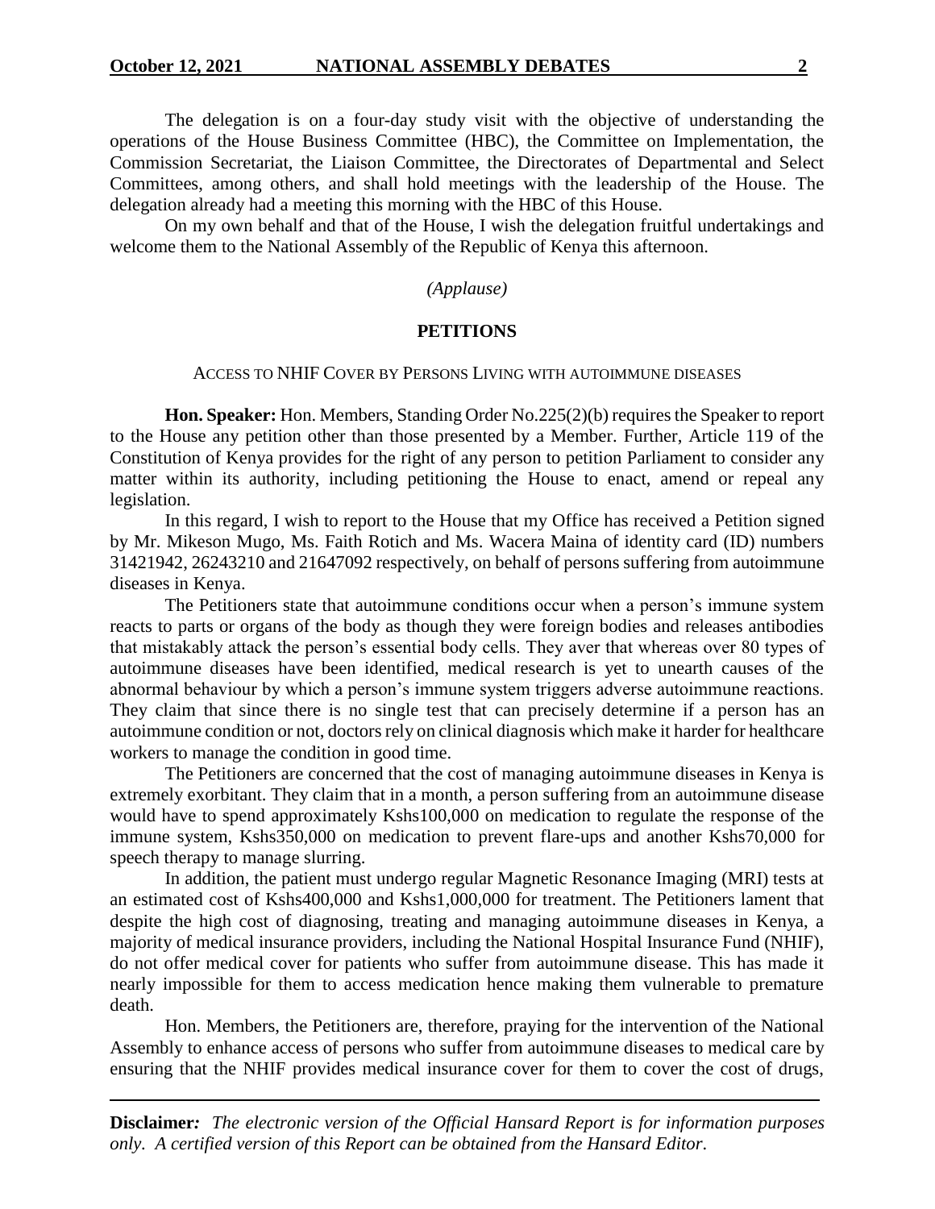The delegation is on a four-day study visit with the objective of understanding the operations of the House Business Committee (HBC), the Committee on Implementation, the Commission Secretariat, the Liaison Committee, the Directorates of Departmental and Select Committees, among others, and shall hold meetings with the leadership of the House. The delegation already had a meeting this morning with the HBC of this House.

On my own behalf and that of the House, I wish the delegation fruitful undertakings and welcome them to the National Assembly of the Republic of Kenya this afternoon.

*(Applause)*

## PETITIONS

### ACCESS TO NHIF COVER BY PERSONS LIVING WITH AUTOIMMUNE DISEASES

**Hon. Speaker:** Hon. Members, Standing Order No.225(2)(b) requires the Speaker to report to the House any petition other than those presented by a Member. Further, Article 119 of the Constitution of Kenya provides for the right of any person to petition Parliament to consider any matter within its authority, including petitioning the House to enact, amend or repeal any legislation.

In this regard, I wish to report to the House that my Office has received a Petition signed by Mr. Mikeson Mugo, Ms. Faith Rotich and Ms. Wacera Maina of identity card (ID) numbers 31421942, 26243210 and 21647092 respectively, on behalf of persons suffering from autoimmune diseases in Kenya.

The Petitioners state that autoimmune conditions occur when a person's immune system reacts to parts or organs of the body as though they were foreign bodies and releases antibodies that mistakably attack the person's essential body cells. They aver that whereas over 80 types of autoimmune diseases have been identified, medical research is yet to unearth causes of the abnormal behaviour by which a person's immune system triggers adverse autoimmune reactions. They claim that since there is no single test that can precisely determine if a person has an autoimmune condition or not, doctors rely on clinical diagnosis which make it harder for healthcare workers to manage the condition in good time.

The Petitioners are concerned that the cost of managing autoimmune diseases in Kenya is extremely exorbitant. They claim that in a month, a person suffering from an autoimmune disease would have to spend approximately Kshs100,000 on medication to regulate the response of the immune system, Kshs350,000 on medication to prevent flare-ups and another Kshs70,000 for speech therapy to manage slurring.

In addition, the patient must undergo regular Magnetic Resonance Imaging (MRI) tests at an estimated cost of Kshs400,000 and Kshs1,000,000 for treatment. The Petitioners lament that despite the high cost of diagnosing, treating and managing autoimmune diseases in Kenya, a majority of medical insurance providers, including the National Hospital Insurance Fund (NHIF), do not offer medical cover for patients who suffer from autoimmune disease. This has made it nearly impossible for them to access medication hence making them vulnerable to premature death.

Hon. Members, the Petitioners are, therefore, praying for the intervention of the National Assembly to enhance access of persons who suffer from autoimmune diseases to medical care by ensuring that the NHIF provides medical insurance cover for them to cover the cost of drugs,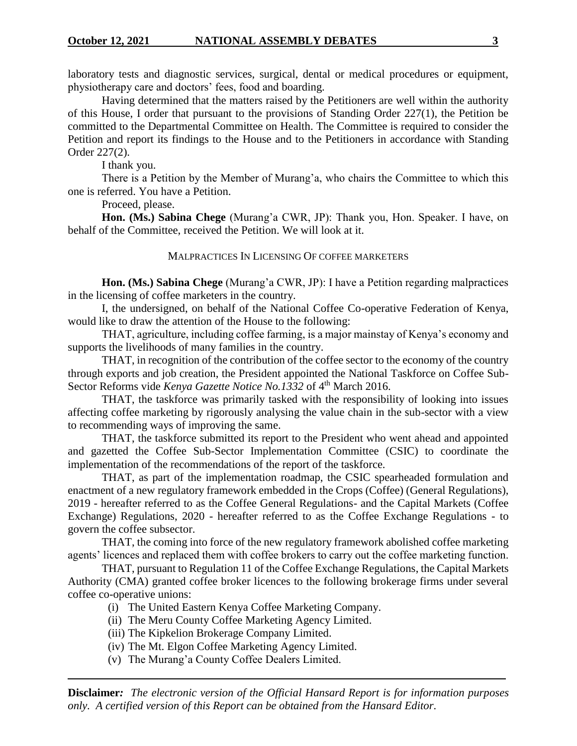laboratory tests and diagnostic services, surgical, dental or medical procedures or equipment, physiotherapy care and doctors' fees, food and boarding.

Having determined that the matters raised by the Petitioners are well within the authority of this House, I order that pursuant to the provisions of Standing Order 227(1), the Petition be committed to the Departmental Committee on Health. The Committee is required to consider the Petition and report its findings to the House and to the Petitioners in accordance with Standing Order 227(2).

I thank you.

There is a Petition by the Member of Murang'a, who chairs the Committee to which this one is referred. You have a Petition.

Proceed, please.

**Hon. (Ms.) Sabina Chege** (Murang'a CWR, JP): Thank you, Hon. Speaker. I have, on behalf of the Committee, received the Petition. We will look at it.

### MALPRACTICES IN LICENSING OF COFFEE MARKETERS

**Hon. (Ms.) Sabina Chege** (Murang'a CWR, JP): I have a Petition regarding malpractices in the licensing of coffee marketers in the country.

I, the undersigned, on behalf of the National Coffee Co-operative Federation of Kenya, would like to draw the attention of the House to the following:

THAT, agriculture, including coffee farming, is a major mainstay of Kenya's economy and supports the livelihoods of many families in the country.

THAT, in recognition of the contribution of the coffee sector to the economy of the country through exports and job creation, the President appointed the National Taskforce on Coffee Sub-Sector Reforms vide *Kenya Gazette Notice No.1332* of 4th March 2016.

THAT, the taskforce was primarily tasked with the responsibility of looking into issues affecting coffee marketing by rigorously analysing the value chain in the sub-sector with a view to recommending ways of improving the same.

THAT, the taskforce submitted its report to the President who went ahead and appointed and gazetted the Coffee Sub-Sector Implementation Committee (CSIC) to coordinate the implementation of the recommendations of the report of the taskforce.

THAT, as part of the implementation roadmap, the CSIC spearheaded formulation and enactment of a new regulatory framework embedded in the Crops (Coffee) (General Regulations), 2019 - hereafter referred to as the Coffee General Regulations- and the Capital Markets (Coffee Exchange) Regulations, 2020 - hereafter referred to as the Coffee Exchange Regulations - to govern the coffee subsector.

THAT, the coming into force of the new regulatory framework abolished coffee marketing agents' licences and replaced them with coffee brokers to carry out the coffee marketing function.

THAT, pursuant to Regulation 11 of the Coffee Exchange Regulations, the Capital Markets Authority (CMA) granted coffee broker licences to the following brokerage firms under several coffee co-operative unions:

(i) The United Eastern Kenya Coffee Marketing Company.
(ii) The Meru County Coffee Marketing Agency Limited.
(iii) The Kipkelion Brokerage Company Limited.
(iv) The Mt. Elgon Coffee Marketing Agency Limited.
(v) The Murang'a County Coffee Dealers Limited.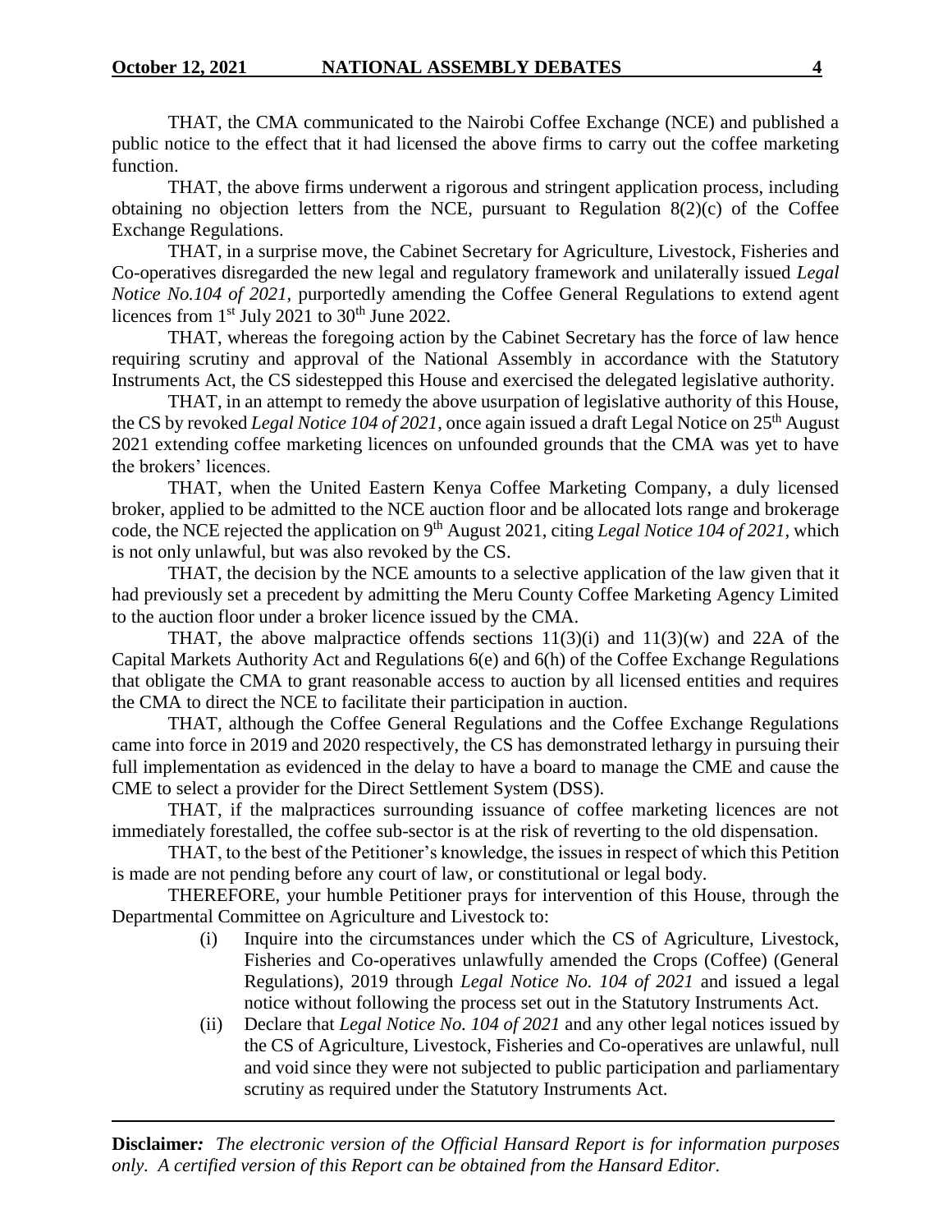THAT, the CMA communicated to the Nairobi Coffee Exchange (NCE) and published a public notice to the effect that it had licensed the above firms to carry out the coffee marketing function.

THAT, the above firms underwent a rigorous and stringent application process, including obtaining no objection letters from the NCE, pursuant to Regulation 8(2)(c) of the Coffee Exchange Regulations.

THAT, in a surprise move, the Cabinet Secretary for Agriculture, Livestock, Fisheries and Co-operatives disregarded the new legal and regulatory framework and unilaterally issued *Legal Notice No.104 of 2021*, purportedly amending the Coffee General Regulations to extend agent licences from 1st July 2021 to 30th June 2022.

THAT, whereas the foregoing action by the Cabinet Secretary has the force of law hence requiring scrutiny and approval of the National Assembly in accordance with the Statutory Instruments Act, the CS sidestepped this House and exercised the delegated legislative authority.

THAT, in an attempt to remedy the above usurpation of legislative authority of this House, the CS by revoked *Legal Notice 104 of 2021*, once again issued a draft Legal Notice on 25th August 2021 extending coffee marketing licences on unfounded grounds that the CMA was yet to have the brokers' licences.

THAT, when the United Eastern Kenya Coffee Marketing Company, a duly licensed broker, applied to be admitted to the NCE auction floor and be allocated lots range and brokerage code, the NCE rejected the application on 9th August 2021, citing *Legal Notice 104 of 2021*, which is not only unlawful, but was also revoked by the CS.

THAT, the decision by the NCE amounts to a selective application of the law given that it had previously set a precedent by admitting the Meru County Coffee Marketing Agency Limited to the auction floor under a broker licence issued by the CMA.

THAT, the above malpractice offends sections 11(3)(i) and 11(3)(w) and 22A of the Capital Markets Authority Act and Regulations 6(e) and 6(h) of the Coffee Exchange Regulations that obligate the CMA to grant reasonable access to auction by all licensed entities and requires the CMA to direct the NCE to facilitate their participation in auction.

THAT, although the Coffee General Regulations and the Coffee Exchange Regulations came into force in 2019 and 2020 respectively, the CS has demonstrated lethargy in pursuing their full implementation as evidenced in the delay to have a board to manage the CME and cause the CME to select a provider for the Direct Settlement System (DSS).

THAT, if the malpractices surrounding issuance of coffee marketing licences are not immediately forestalled, the coffee sub-sector is at the risk of reverting to the old dispensation.

THAT, to the best of the Petitioner's knowledge, the issues in respect of which this Petition is made are not pending before any court of law, or constitutional or legal body.

THEREFORE, your humble Petitioner prays for intervention of this House, through the Departmental Committee on Agriculture and Livestock to:

(i) Inquire into the circumstances under which the CS of Agriculture, Livestock, Fisheries and Co-operatives unlawfully amended the Crops (Coffee) (General Regulations), 2019 through *Legal Notice No. 104 of 2021* and issued a legal notice without following the process set out in the Statutory Instruments Act.

(ii) Declare that *Legal Notice No. 104 of 2021* and any other legal notices issued by the CS of Agriculture, Livestock, Fisheries and Co-operatives are unlawful, null and void since they were not subjected to public participation and parliamentary scrutiny as required under the Statutory Instruments Act.

**Disclaimer***: The electronic version of the Official Hansard Report is for information purposes only. A certified version of this Report can be obtained from the Hansard Editor.*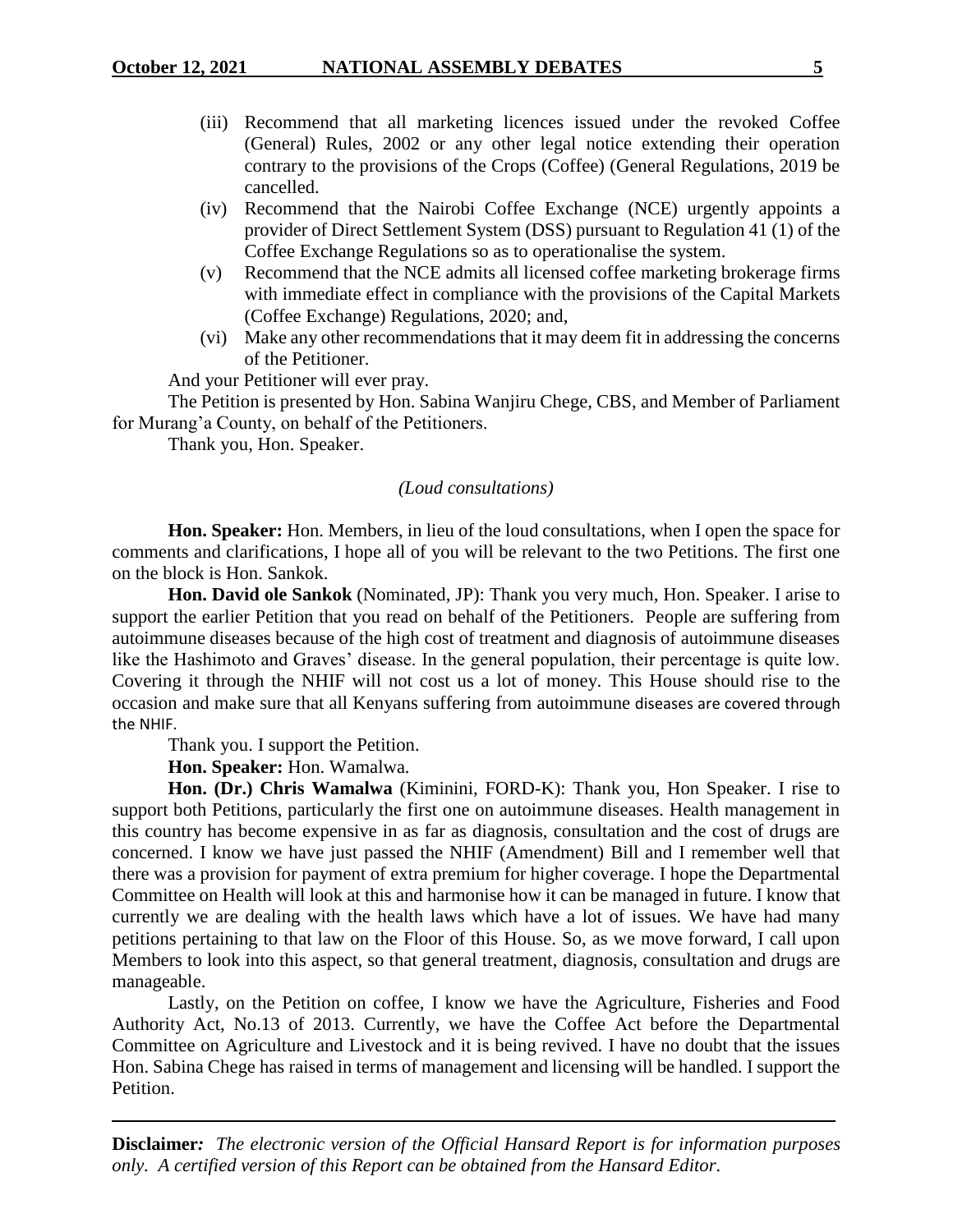(iii) Recommend that all marketing licences issued under the revoked Coffee (General) Rules, 2002 or any other legal notice extending their operation contrary to the provisions of the Crops (Coffee) (General Regulations, 2019 be cancelled.

(iv) Recommend that the Nairobi Coffee Exchange (NCE) urgently appoints a provider of Direct Settlement System (DSS) pursuant to Regulation 41 (1) of the Coffee Exchange Regulations so as to operationalise the system.

(v) Recommend that the NCE admits all licensed coffee marketing brokerage firms with immediate effect in compliance with the provisions of the Capital Markets (Coffee Exchange) Regulations, 2020; and,

(vi) Make any other recommendations that it may deem fit in addressing the concerns of the Petitioner.

And your Petitioner will ever pray.

The Petition is presented by Hon. Sabina Wanjiru Chege, CBS, and Member of Parliament for Murang'a County, on behalf of the Petitioners.

Thank you, Hon. Speaker.

*(Loud consultations)*

**Hon. Speaker:** Hon. Members, in lieu of the loud consultations, when I open the space for comments and clarifications, I hope all of you will be relevant to the two Petitions. The first one on the block is Hon. Sankok.

**Hon. David ole Sankok** (Nominated, JP): Thank you very much, Hon. Speaker. I arise to support the earlier Petition that you read on behalf of the Petitioners. People are suffering from autoimmune diseases because of the high cost of treatment and diagnosis of autoimmune diseases like the Hashimoto and Graves' disease. In the general population, their percentage is quite low. Covering it through the NHIF will not cost us a lot of money. This House should rise to the occasion and make sure that all Kenyans suffering from autoimmune diseases are covered through the NHIF.

Thank you. I support the Petition.

**Hon. Speaker:** Hon. Wamalwa.

**Hon. (Dr.) Chris Wamalwa** (Kiminini, FORD-K): Thank you, Hon Speaker. I rise to support both Petitions, particularly the first one on autoimmune diseases. Health management in this country has become expensive in as far as diagnosis, consultation and the cost of drugs are concerned. I know we have just passed the NHIF (Amendment) Bill and I remember well that there was a provision for payment of extra premium for higher coverage. I hope the Departmental Committee on Health will look at this and harmonise how it can be managed in future. I know that currently we are dealing with the health laws which have a lot of issues. We have had many petitions pertaining to that law on the Floor of this House. So, as we move forward, I call upon Members to look into this aspect, so that general treatment, diagnosis, consultation and drugs are manageable.

Lastly, on the Petition on coffee, I know we have the Agriculture, Fisheries and Food Authority Act, No.13 of 2013. Currently, we have the Coffee Act before the Departmental Committee on Agriculture and Livestock and it is being revived. I have no doubt that the issues Hon. Sabina Chege has raised in terms of management and licensing will be handled. I support the Petition.

**Disclaimer***:* *The electronic version of the Official Hansard Report is for information purposes only. A certified version of this Report can be obtained from the Hansard Editor.*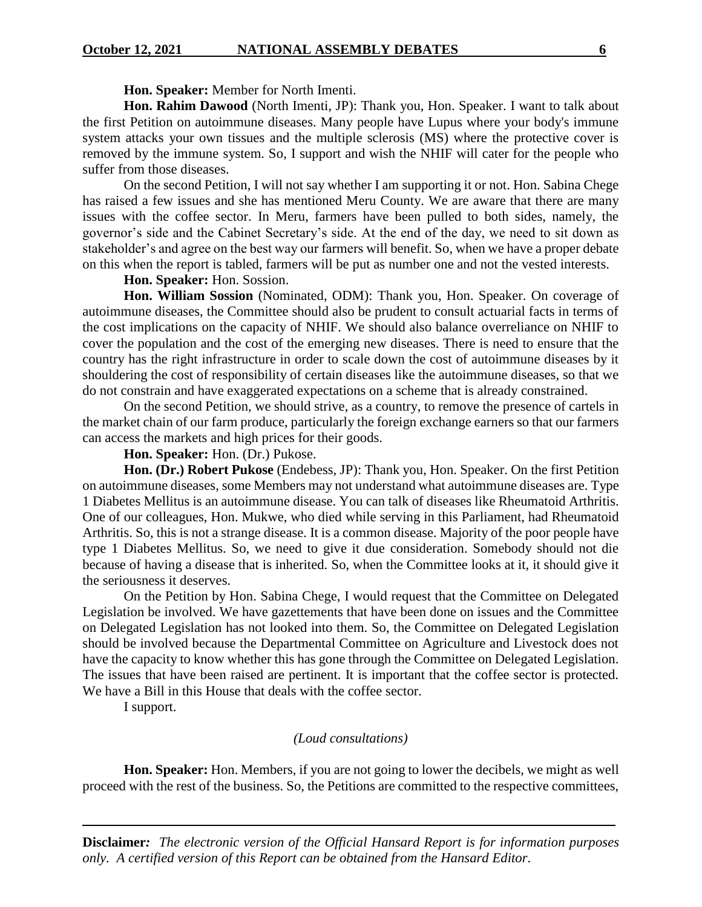**Hon. Speaker:** Member for North Imenti.

**Hon. Rahim Dawood** (North Imenti, JP): Thank you, Hon. Speaker. I want to talk about the first Petition on autoimmune diseases. Many people have Lupus where your body's immune system attacks your own tissues and the multiple sclerosis (MS) where the protective cover is removed by the immune system. So, I support and wish the NHIF will cater for the people who suffer from those diseases.

On the second Petition, I will not say whether I am supporting it or not. Hon. Sabina Chege has raised a few issues and she has mentioned Meru County. We are aware that there are many issues with the coffee sector. In Meru, farmers have been pulled to both sides, namely, the governor's side and the Cabinet Secretary's side. At the end of the day, we need to sit down as stakeholder's and agree on the best way our farmers will benefit. So, when we have a proper debate on this when the report is tabled, farmers will be put as number one and not the vested interests.

**Hon. Speaker:** Hon. Sossion.

**Hon. William Sossion** (Nominated, ODM): Thank you, Hon. Speaker. On coverage of autoimmune diseases, the Committee should also be prudent to consult actuarial facts in terms of the cost implications on the capacity of NHIF. We should also balance overreliance on NHIF to cover the population and the cost of the emerging new diseases. There is need to ensure that the country has the right infrastructure in order to scale down the cost of autoimmune diseases by it shouldering the cost of responsibility of certain diseases like the autoimmune diseases, so that we do not constrain and have exaggerated expectations on a scheme that is already constrained.

On the second Petition, we should strive, as a country, to remove the presence of cartels in the market chain of our farm produce, particularly the foreign exchange earners so that our farmers can access the markets and high prices for their goods.

**Hon. Speaker:** Hon. (Dr.) Pukose.

**Hon. (Dr.) Robert Pukose** (Endebess, JP): Thank you, Hon. Speaker. On the first Petition on autoimmune diseases, some Members may not understand what autoimmune diseases are. Type 1 Diabetes Mellitus is an autoimmune disease. You can talk of diseases like Rheumatoid Arthritis. One of our colleagues, Hon. Mukwe, who died while serving in this Parliament, had Rheumatoid Arthritis. So, this is not a strange disease. It is a common disease. Majority of the poor people have type 1 Diabetes Mellitus. So, we need to give it due consideration. Somebody should not die because of having a disease that is inherited. So, when the Committee looks at it, it should give it the seriousness it deserves.

On the Petition by Hon. Sabina Chege, I would request that the Committee on Delegated Legislation be involved. We have gazettements that have been done on issues and the Committee on Delegated Legislation has not looked into them. So, the Committee on Delegated Legislation should be involved because the Departmental Committee on Agriculture and Livestock does not have the capacity to know whether this has gone through the Committee on Delegated Legislation. The issues that have been raised are pertinent. It is important that the coffee sector is protected. We have a Bill in this House that deals with the coffee sector.

I support.

*(Loud consultations)*

**Hon. Speaker:** Hon. Members, if you are not going to lower the decibels, we might as well proceed with the rest of the business. So, the Petitions are committed to the respective committees,

**Disclaimer***:* *The electronic version of the Official Hansard Report is for information purposes only. A certified version of this Report can be obtained from the Hansard Editor.*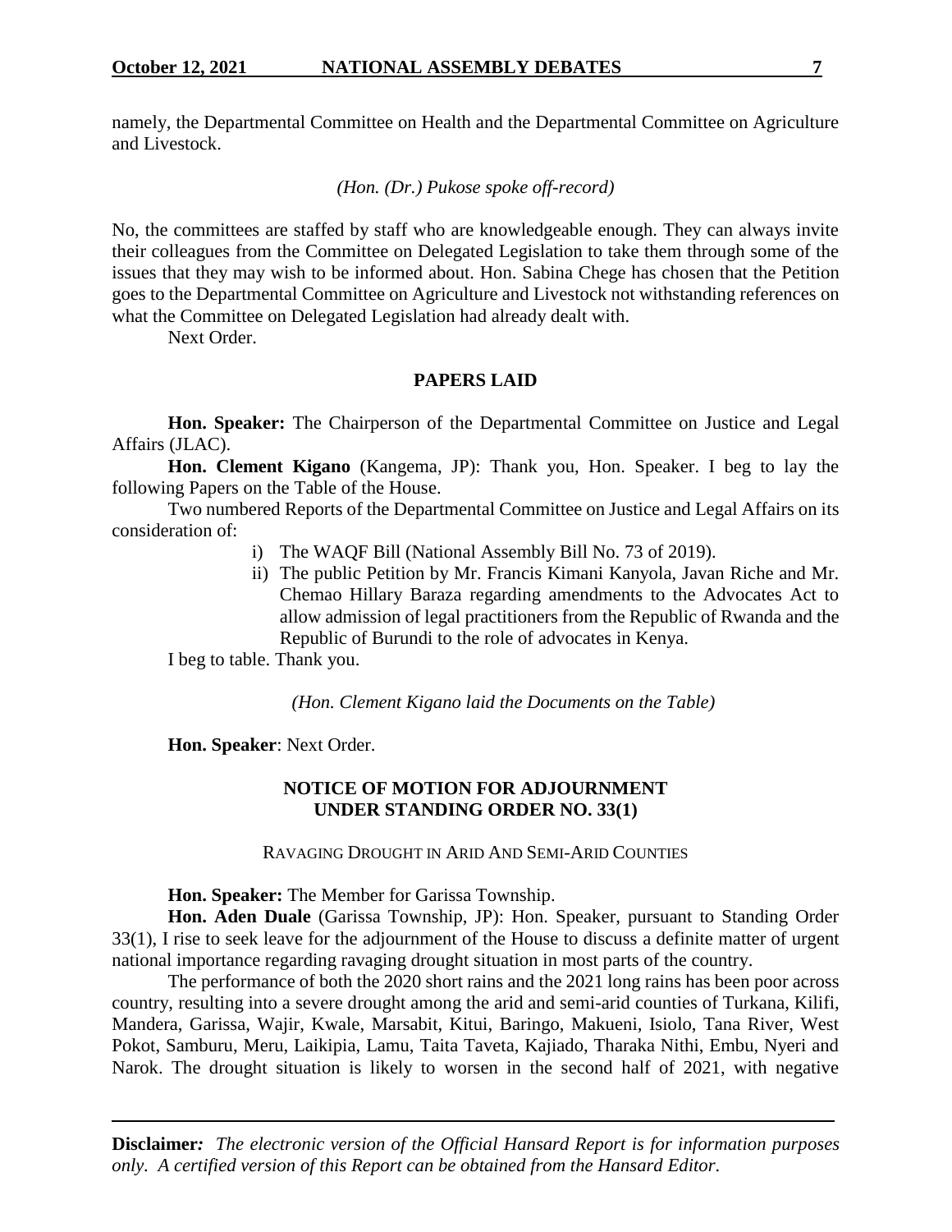namely, the Departmental Committee on Health and the Departmental Committee on Agriculture and Livestock.

*(Hon. (Dr.) Pukose spoke off-record)*

No, the committees are staffed by staff who are knowledgeable enough. They can always invite their colleagues from the Committee on Delegated Legislation to take them through some of the issues that they may wish to be informed about. Hon. Sabina Chege has chosen that the Petition goes to the Departmental Committee on Agriculture and Livestock not withstanding references on what the Committee on Delegated Legislation had already dealt with.

Next Order.

## PAPERS LAID

**Hon. Speaker:** The Chairperson of the Departmental Committee on Justice and Legal Affairs (JLAC).

**Hon. Clement Kigano** (Kangema, JP): Thank you, Hon. Speaker. I beg to lay the following Papers on the Table of the House.

Two numbered Reports of the Departmental Committee on Justice and Legal Affairs on its consideration of:

i) The WAQF Bill (National Assembly Bill No. 73 of 2019).
ii) The public Petition by Mr. Francis Kimani Kanyola, Javan Riche and Mr. Chemao Hillary Baraza regarding amendments to the Advocates Act to allow admission of legal practitioners from the Republic of Rwanda and the Republic of Burundi to the role of advocates in Kenya.

I beg to table. Thank you.

*(Hon. Clement Kigano laid the Documents on the Table)*

**Hon. Speaker**: Next Order.

## NOTICE OF MOTION FOR ADJOURNMENT UNDER STANDING ORDER NO. 33(1)

### RAVAGING DROUGHT IN ARID AND SEMI-ARID COUNTIES

**Hon. Speaker:** The Member for Garissa Township.

**Hon. Aden Duale** (Garissa Township, JP): Hon. Speaker, pursuant to Standing Order 33(1), I rise to seek leave for the adjournment of the House to discuss a definite matter of urgent national importance regarding ravaging drought situation in most parts of the country.

The performance of both the 2020 short rains and the 2021 long rains has been poor across country, resulting into a severe drought among the arid and semi-arid counties of Turkana, Kilifi, Mandera, Garissa, Wajir, Kwale, Marsabit, Kitui, Baringo, Makueni, Isiolo, Tana River, West Pokot, Samburu, Meru, Laikipia, Lamu, Taita Taveta, Kajiado, Tharaka Nithi, Embu, Nyeri and Narok. The drought situation is likely to worsen in the second half of 2021, with negative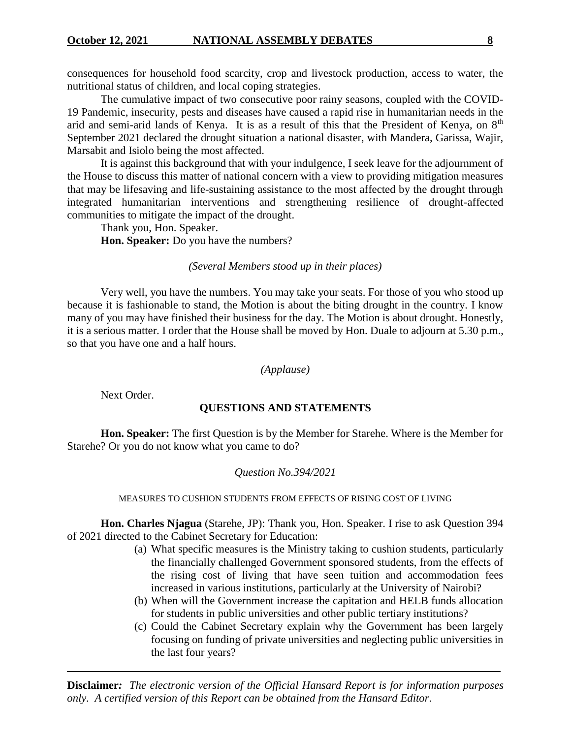consequences for household food scarcity, crop and livestock production, access to water, the nutritional status of children, and local coping strategies.

The cumulative impact of two consecutive poor rainy seasons, coupled with the COVID-19 Pandemic, insecurity, pests and diseases have caused a rapid rise in humanitarian needs in the arid and semi-arid lands of Kenya. It is as a result of this that the President of Kenya, on 8th September 2021 declared the drought situation a national disaster, with Mandera, Garissa, Wajir, Marsabit and Isiolo being the most affected.

It is against this background that with your indulgence, I seek leave for the adjournment of the House to discuss this matter of national concern with a view to providing mitigation measures that may be lifesaving and life-sustaining assistance to the most affected by the drought through integrated humanitarian interventions and strengthening resilience of drought-affected communities to mitigate the impact of the drought.

Thank you, Hon. Speaker.

**Hon. Speaker:** Do you have the numbers?

*(Several Members stood up in their places)*

Very well, you have the numbers. You may take your seats. For those of you who stood up because it is fashionable to stand, the Motion is about the biting drought in the country. I know many of you may have finished their business for the day. The Motion is about drought. Honestly, it is a serious matter. I order that the House shall be moved by Hon. Duale to adjourn at 5.30 p.m., so that you have one and a half hours.

*(Applause)*

Next Order.

## QUESTIONS AND STATEMENTS

**Hon. Speaker:** The first Question is by the Member for Starehe. Where is the Member for Starehe? Or you do not know what you came to do?

*Question No.394/2021*

MEASURES TO CUSHION STUDENTS FROM EFFECTS OF RISING COST OF LIVING

**Hon. Charles Njagua** (Starehe, JP): Thank you, Hon. Speaker. I rise to ask Question 394 of 2021 directed to the Cabinet Secretary for Education:

(a) What specific measures is the Ministry taking to cushion students, particularly the financially challenged Government sponsored students, from the effects of the rising cost of living that have seen tuition and accommodation fees increased in various institutions, particularly at the University of Nairobi?

(b) When will the Government increase the capitation and HELB funds allocation for students in public universities and other public tertiary institutions?

(c) Could the Cabinet Secretary explain why the Government has been largely focusing on funding of private universities and neglecting public universities in the last four years?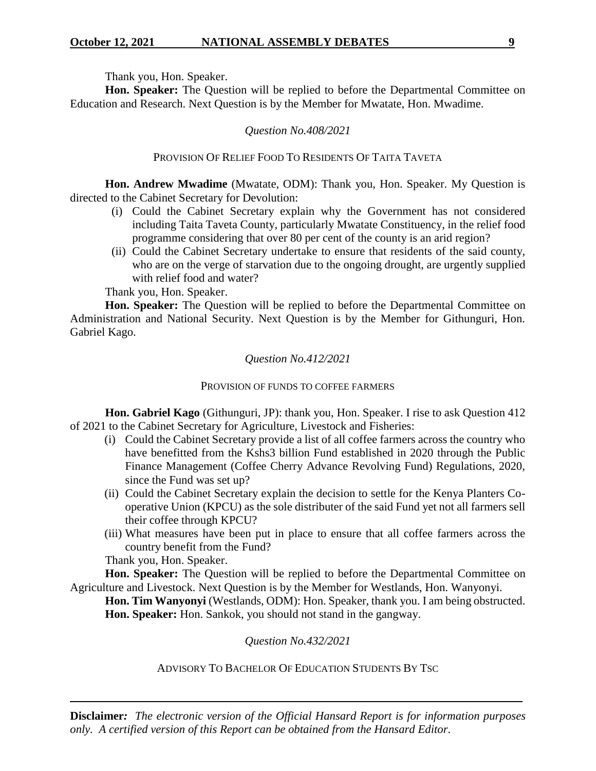Thank you, Hon. Speaker.

**Hon. Speaker:** The Question will be replied to before the Departmental Committee on Education and Research. Next Question is by the Member for Mwatate, Hon. Mwadime.

*Question No.408/2021*

PROVISION OF RELIEF FOOD TO RESIDENTS OF TAITA TAVETA

**Hon. Andrew Mwadime** (Mwatate, ODM): Thank you, Hon. Speaker. My Question is directed to the Cabinet Secretary for Devolution:

(i) Could the Cabinet Secretary explain why the Government has not considered including Taita Taveta County, particularly Mwatate Constituency, in the relief food programme considering that over 80 per cent of the county is an arid region?

(ii) Could the Cabinet Secretary undertake to ensure that residents of the said county, who are on the verge of starvation due to the ongoing drought, are urgently supplied with relief food and water?

Thank you, Hon. Speaker.

**Hon. Speaker:** The Question will be replied to before the Departmental Committee on Administration and National Security. Next Question is by the Member for Githunguri, Hon. Gabriel Kago.

*Question No.412/2021*

PROVISION OF FUNDS TO COFFEE FARMERS

**Hon. Gabriel Kago** (Githunguri, JP): thank you, Hon. Speaker. I rise to ask Question 412 of 2021 to the Cabinet Secretary for Agriculture, Livestock and Fisheries:

(i) Could the Cabinet Secretary provide a list of all coffee farmers across the country who have benefitted from the Kshs3 billion Fund established in 2020 through the Public Finance Management (Coffee Cherry Advance Revolving Fund) Regulations, 2020, since the Fund was set up?

(ii) Could the Cabinet Secretary explain the decision to settle for the Kenya Planters Co-operative Union (KPCU) as the sole distributer of the said Fund yet not all farmers sell their coffee through KPCU?

(iii) What measures have been put in place to ensure that all coffee farmers across the country benefit from the Fund?

Thank you, Hon. Speaker.

**Hon. Speaker:** The Question will be replied to before the Departmental Committee on Agriculture and Livestock. Next Question is by the Member for Westlands, Hon. Wanyonyi.

**Hon. Tim Wanyonyi** (Westlands, ODM): Hon. Speaker, thank you. I am being obstructed.

**Hon. Speaker:** Hon. Sankok, you should not stand in the gangway.

*Question No.432/2021*

ADVISORY TO BACHELOR OF EDUCATION STUDENTS BY TSC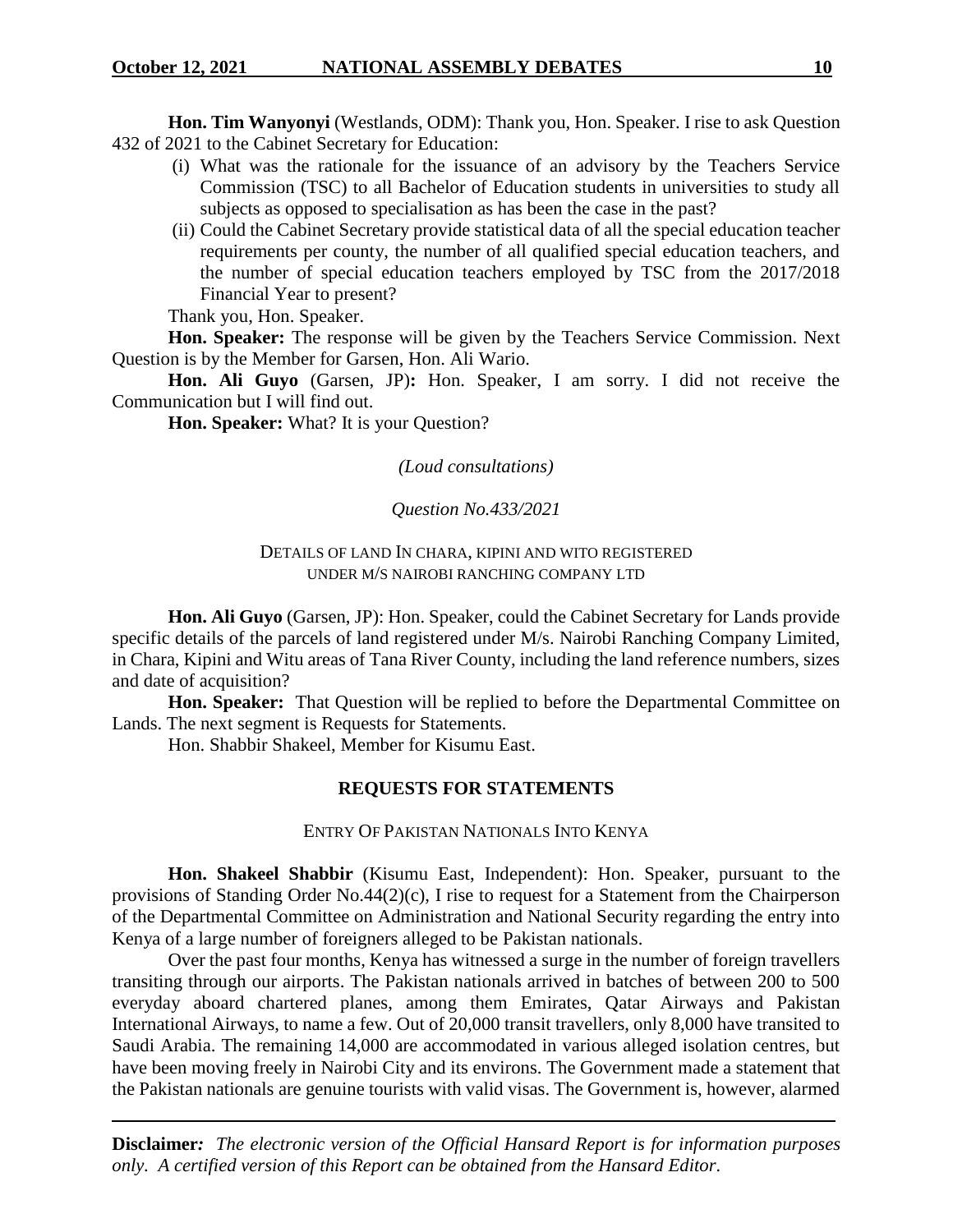**Hon. Tim Wanyonyi** (Westlands, ODM): Thank you, Hon. Speaker. I rise to ask Question 432 of 2021 to the Cabinet Secretary for Education:

(i) What was the rationale for the issuance of an advisory by the Teachers Service Commission (TSC) to all Bachelor of Education students in universities to study all subjects as opposed to specialisation as has been the case in the past?

(ii) Could the Cabinet Secretary provide statistical data of all the special education teacher requirements per county, the number of all qualified special education teachers, and the number of special education teachers employed by TSC from the 2017/2018 Financial Year to present?

Thank you, Hon. Speaker.

**Hon. Speaker:** The response will be given by the Teachers Service Commission. Next Question is by the Member for Garsen, Hon. Ali Wario.

**Hon. Ali Guyo** (Garsen, JP)**:** Hon. Speaker, I am sorry. I did not receive the Communication but I will find out.

**Hon. Speaker:** What? It is your Question?

*(Loud consultations)*

*Question No.433/2021*

DETAILS OF LAND IN CHARA, KIPINI AND WITO REGISTERED UNDER M/S NAIROBI RANCHING COMPANY LTD

**Hon. Ali Guyo** (Garsen, JP): Hon. Speaker, could the Cabinet Secretary for Lands provide specific details of the parcels of land registered under M/s. Nairobi Ranching Company Limited, in Chara, Kipini and Witu areas of Tana River County, including the land reference numbers, sizes and date of acquisition?

**Hon. Speaker:** That Question will be replied to before the Departmental Committee on Lands. The next segment is Requests for Statements.

Hon. Shabbir Shakeel, Member for Kisumu East.

## REQUESTS FOR STATEMENTS

ENTRY OF PAKISTAN NATIONALS INTO KENYA

**Hon. Shakeel Shabbir** (Kisumu East, Independent): Hon. Speaker, pursuant to the provisions of Standing Order No.44(2)(c), I rise to request for a Statement from the Chairperson of the Departmental Committee on Administration and National Security regarding the entry into Kenya of a large number of foreigners alleged to be Pakistan nationals.

Over the past four months, Kenya has witnessed a surge in the number of foreign travellers transiting through our airports. The Pakistan nationals arrived in batches of between 200 to 500 everyday aboard chartered planes, among them Emirates, Qatar Airways and Pakistan International Airways, to name a few. Out of 20,000 transit travellers, only 8,000 have transited to Saudi Arabia. The remaining 14,000 are accommodated in various alleged isolation centres, but have been moving freely in Nairobi City and its environs. The Government made a statement that the Pakistan nationals are genuine tourists with valid visas. The Government is, however, alarmed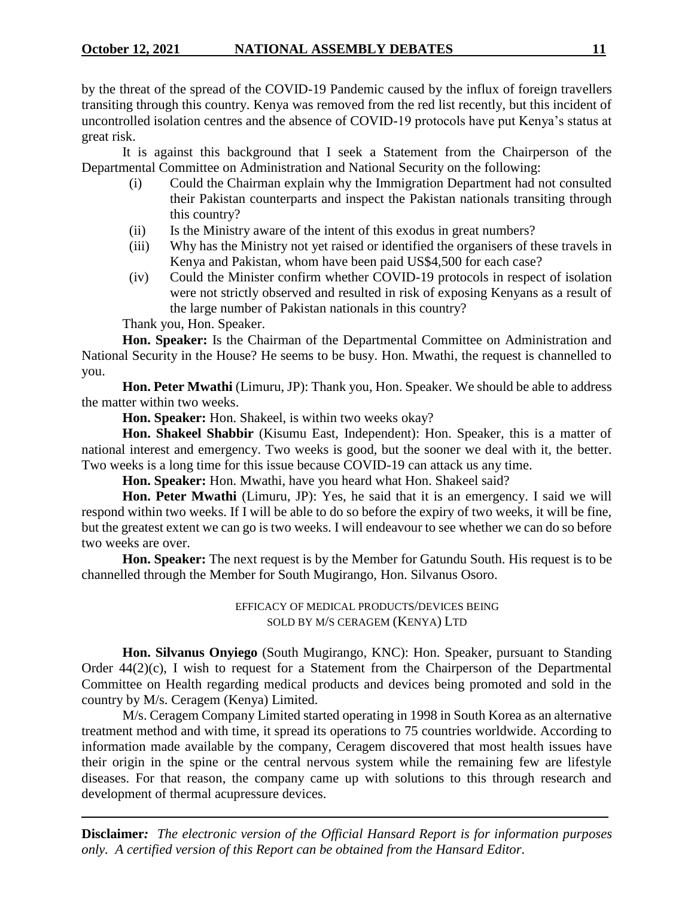by the threat of the spread of the COVID-19 Pandemic caused by the influx of foreign travellers transiting through this country. Kenya was removed from the red list recently, but this incident of uncontrolled isolation centres and the absence of COVID-19 protocols have put Kenya's status at great risk.

It is against this background that I seek a Statement from the Chairperson of the Departmental Committee on Administration and National Security on the following:

(i) Could the Chairman explain why the Immigration Department had not consulted their Pakistan counterparts and inspect the Pakistan nationals transiting through this country?

(ii) Is the Ministry aware of the intent of this exodus in great numbers?

(iii) Why has the Ministry not yet raised or identified the organisers of these travels in Kenya and Pakistan, whom have been paid US$4,500 for each case?

(iv) Could the Minister confirm whether COVID-19 protocols in respect of isolation were not strictly observed and resulted in risk of exposing Kenyans as a result of the large number of Pakistan nationals in this country?

Thank you, Hon. Speaker.

**Hon. Speaker:** Is the Chairman of the Departmental Committee on Administration and National Security in the House? He seems to be busy. Hon. Mwathi, the request is channelled to you.

**Hon. Peter Mwathi** (Limuru, JP): Thank you, Hon. Speaker. We should be able to address the matter within two weeks.

**Hon. Speaker:** Hon. Shakeel, is within two weeks okay?

**Hon. Shakeel Shabbir** (Kisumu East, Independent): Hon. Speaker, this is a matter of national interest and emergency. Two weeks is good, but the sooner we deal with it, the better. Two weeks is a long time for this issue because COVID-19 can attack us any time.

**Hon. Speaker:** Hon. Mwathi, have you heard what Hon. Shakeel said?

**Hon. Peter Mwathi** (Limuru, JP): Yes, he said that it is an emergency. I said we will respond within two weeks. If I will be able to do so before the expiry of two weeks, it will be fine, but the greatest extent we can go is two weeks. I will endeavour to see whether we can do so before two weeks are over.

**Hon. Speaker:** The next request is by the Member for Gatundu South. His request is to be channelled through the Member for South Mugirango, Hon. Silvanus Osoro.

EFFICACY OF MEDICAL PRODUCTS/DEVICES BEING SOLD BY M/S CERAGEM (KENYA) LTD

**Hon. Silvanus Onyiego** (South Mugirango, KNC): Hon. Speaker, pursuant to Standing Order 44(2)(c), I wish to request for a Statement from the Chairperson of the Departmental Committee on Health regarding medical products and devices being promoted and sold in the country by M/s. Ceragem (Kenya) Limited.

M/s. Ceragem Company Limited started operating in 1998 in South Korea as an alternative treatment method and with time, it spread its operations to 75 countries worldwide. According to information made available by the company, Ceragem discovered that most health issues have their origin in the spine or the central nervous system while the remaining few are lifestyle diseases. For that reason, the company came up with solutions to this through research and development of thermal acupressure devices.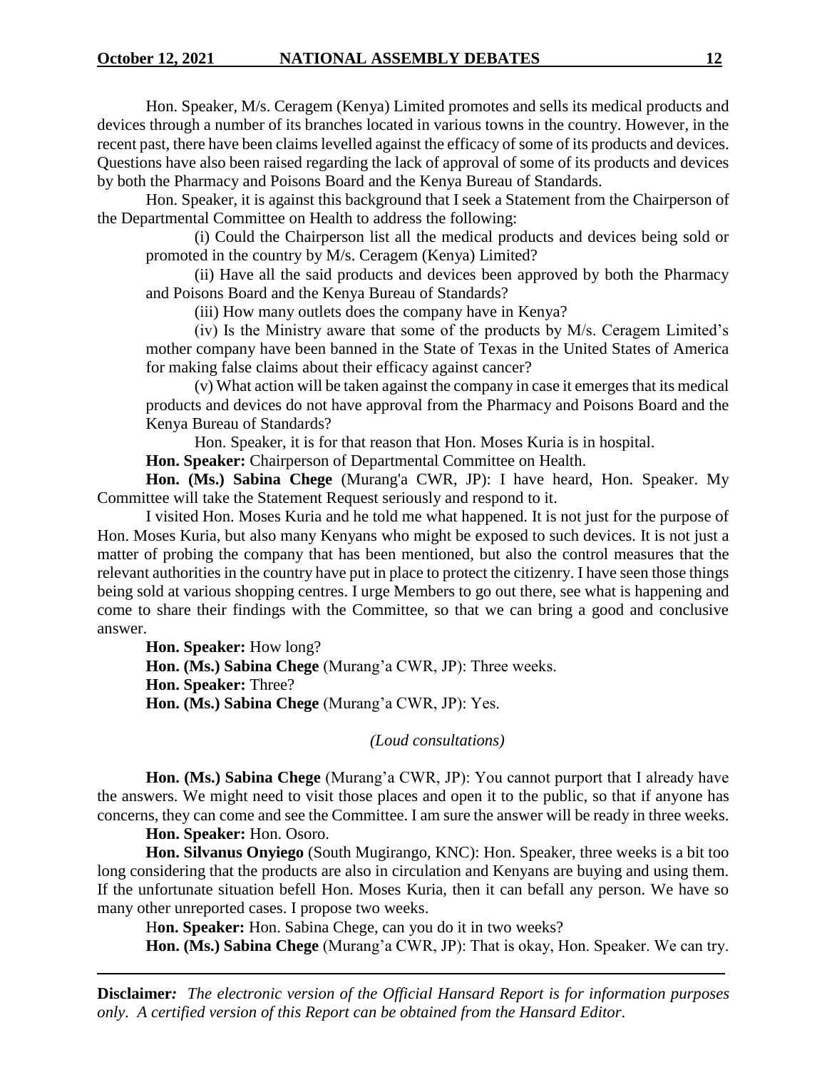Hon. Speaker, M/s. Ceragem (Kenya) Limited promotes and sells its medical products and devices through a number of its branches located in various towns in the country. However, in the recent past, there have been claims levelled against the efficacy of some of its products and devices. Questions have also been raised regarding the lack of approval of some of its products and devices by both the Pharmacy and Poisons Board and the Kenya Bureau of Standards.

Hon. Speaker, it is against this background that I seek a Statement from the Chairperson of the Departmental Committee on Health to address the following:

(i) Could the Chairperson list all the medical products and devices being sold or promoted in the country by M/s. Ceragem (Kenya) Limited?

(ii) Have all the said products and devices been approved by both the Pharmacy and Poisons Board and the Kenya Bureau of Standards?

(iii) How many outlets does the company have in Kenya?

(iv) Is the Ministry aware that some of the products by M/s. Ceragem Limited's mother company have been banned in the State of Texas in the United States of America for making false claims about their efficacy against cancer?

(v) What action will be taken against the company in case it emerges that its medical products and devices do not have approval from the Pharmacy and Poisons Board and the Kenya Bureau of Standards?

Hon. Speaker, it is for that reason that Hon. Moses Kuria is in hospital.

**Hon. Speaker:** Chairperson of Departmental Committee on Health.

**Hon. (Ms.) Sabina Chege** (Murang'a CWR, JP): I have heard, Hon. Speaker. My Committee will take the Statement Request seriously and respond to it.

I visited Hon. Moses Kuria and he told me what happened. It is not just for the purpose of Hon. Moses Kuria, but also many Kenyans who might be exposed to such devices. It is not just a matter of probing the company that has been mentioned, but also the control measures that the relevant authorities in the country have put in place to protect the citizenry. I have seen those things being sold at various shopping centres. I urge Members to go out there, see what is happening and come to share their findings with the Committee, so that we can bring a good and conclusive answer.

**Hon. Speaker:** How long?

**Hon. (Ms.) Sabina Chege** (Murang'a CWR, JP): Three weeks.

**Hon. Speaker:** Three?

**Hon. (Ms.) Sabina Chege** (Murang'a CWR, JP): Yes.

*(Loud consultations)*

**Hon. (Ms.) Sabina Chege** (Murang'a CWR, JP): You cannot purport that I already have the answers. We might need to visit those places and open it to the public, so that if anyone has concerns, they can come and see the Committee. I am sure the answer will be ready in three weeks.

**Hon. Speaker:** Hon. Osoro.

**Hon. Silvanus Onyiego** (South Mugirango, KNC): Hon. Speaker, three weeks is a bit too long considering that the products are also in circulation and Kenyans are buying and using them. If the unfortunate situation befell Hon. Moses Kuria, then it can befall any person. We have so many other unreported cases. I propose two weeks.

**Hon. Speaker:** Hon. Sabina Chege, can you do it in two weeks?

**Hon. (Ms.) Sabina Chege** (Murang'a CWR, JP): That is okay, Hon. Speaker. We can try.

**Disclaimer***: The electronic version of the Official Hansard Report is for information purposes only. A certified version of this Report can be obtained from the Hansard Editor.*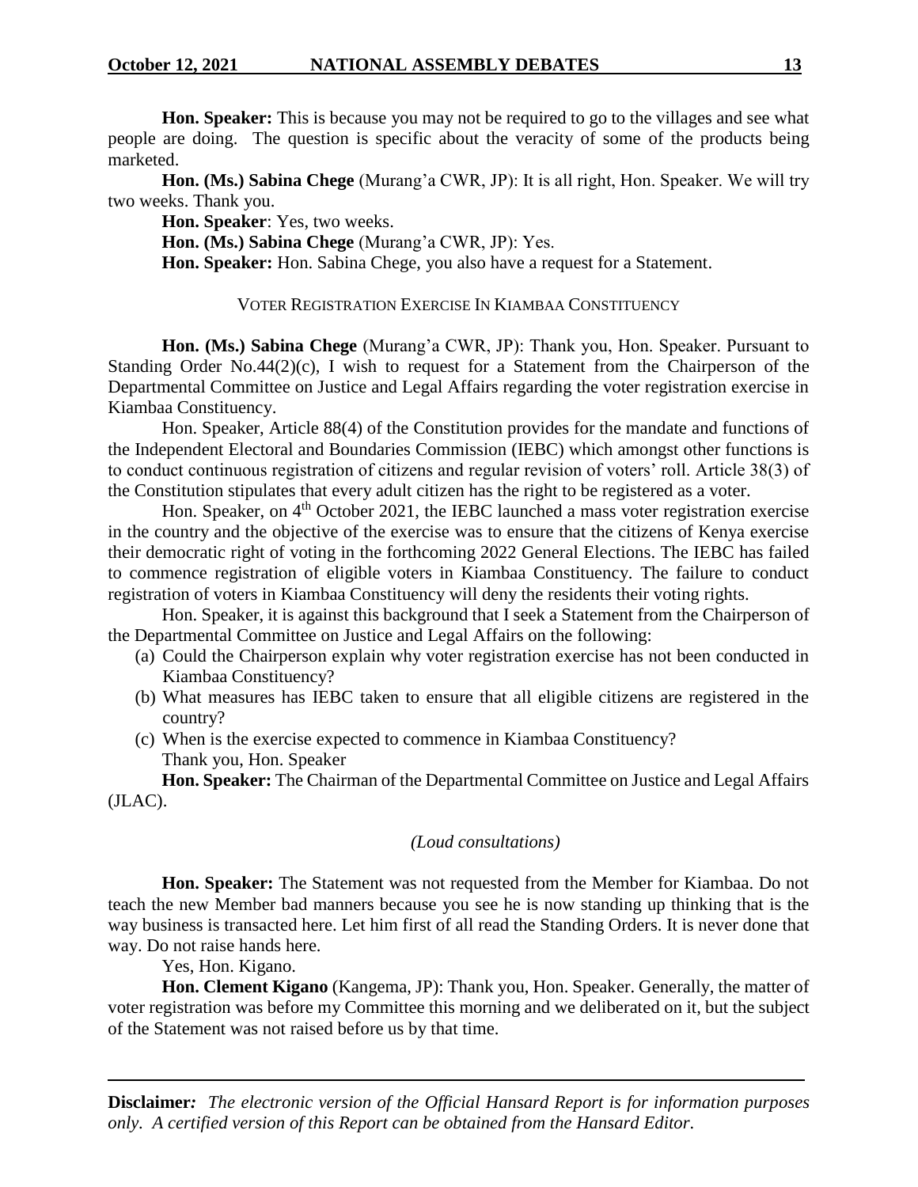**Hon. Speaker:** This is because you may not be required to go to the villages and see what people are doing. The question is specific about the veracity of some of the products being marketed.

**Hon. (Ms.) Sabina Chege** (Murang'a CWR, JP): It is all right, Hon. Speaker. We will try two weeks. Thank you.

**Hon. Speaker**: Yes, two weeks.

**Hon. (Ms.) Sabina Chege** (Murang'a CWR, JP): Yes.

**Hon. Speaker:** Hon. Sabina Chege, you also have a request for a Statement.

VOTER REGISTRATION EXERCISE IN KIAMBAA CONSTITUENCY

**Hon. (Ms.) Sabina Chege** (Murang'a CWR, JP): Thank you, Hon. Speaker. Pursuant to Standing Order No.44(2)(c), I wish to request for a Statement from the Chairperson of the Departmental Committee on Justice and Legal Affairs regarding the voter registration exercise in Kiambaa Constituency.

Hon. Speaker, Article 88(4) of the Constitution provides for the mandate and functions of the Independent Electoral and Boundaries Commission (IEBC) which amongst other functions is to conduct continuous registration of citizens and regular revision of voters' roll. Article 38(3) of the Constitution stipulates that every adult citizen has the right to be registered as a voter.

Hon. Speaker, on 4th October 2021, the IEBC launched a mass voter registration exercise in the country and the objective of the exercise was to ensure that the citizens of Kenya exercise their democratic right of voting in the forthcoming 2022 General Elections. The IEBC has failed to commence registration of eligible voters in Kiambaa Constituency. The failure to conduct registration of voters in Kiambaa Constituency will deny the residents their voting rights.

Hon. Speaker, it is against this background that I seek a Statement from the Chairperson of the Departmental Committee on Justice and Legal Affairs on the following:

(a) Could the Chairperson explain why voter registration exercise has not been conducted in Kiambaa Constituency?
(b) What measures has IEBC taken to ensure that all eligible citizens are registered in the country?
(c) When is the exercise expected to commence in Kiambaa Constituency?

Thank you, Hon. Speaker

**Hon. Speaker:** The Chairman of the Departmental Committee on Justice and Legal Affairs (JLAC).

*(Loud consultations)*

**Hon. Speaker:** The Statement was not requested from the Member for Kiambaa. Do not teach the new Member bad manners because you see he is now standing up thinking that is the way business is transacted here. Let him first of all read the Standing Orders. It is never done that way. Do not raise hands here.

Yes, Hon. Kigano.

**Hon. Clement Kigano** (Kangema, JP): Thank you, Hon. Speaker. Generally, the matter of voter registration was before my Committee this morning and we deliberated on it, but the subject of the Statement was not raised before us by that time.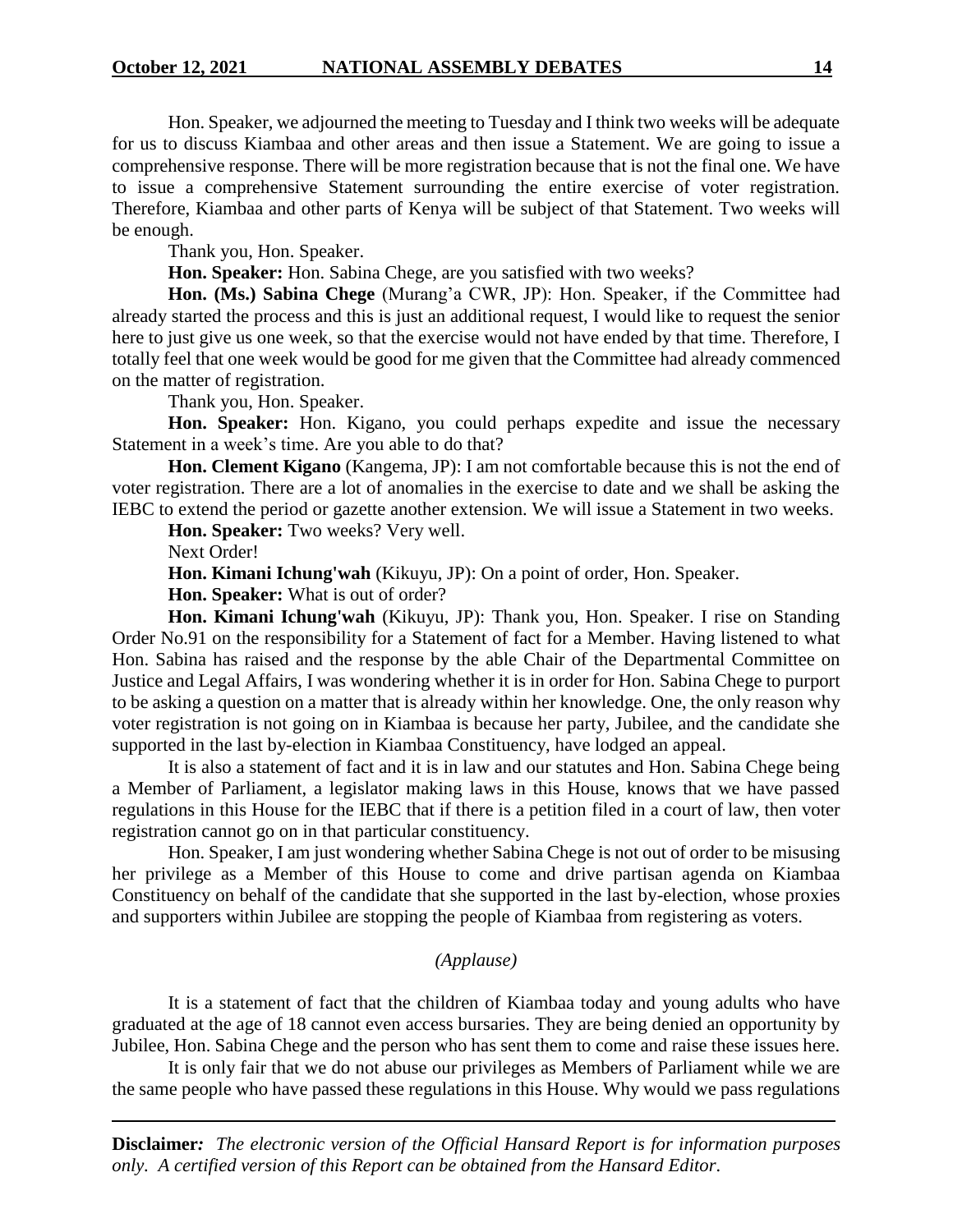Hon. Speaker, we adjourned the meeting to Tuesday and I think two weeks will be adequate for us to discuss Kiambaa and other areas and then issue a Statement. We are going to issue a comprehensive response. There will be more registration because that is not the final one. We have to issue a comprehensive Statement surrounding the entire exercise of voter registration. Therefore, Kiambaa and other parts of Kenya will be subject of that Statement. Two weeks will be enough.

Thank you, Hon. Speaker.

**Hon. Speaker:** Hon. Sabina Chege, are you satisfied with two weeks?

**Hon. (Ms.) Sabina Chege** (Murang'a CWR, JP): Hon. Speaker, if the Committee had already started the process and this is just an additional request, I would like to request the senior here to just give us one week, so that the exercise would not have ended by that time. Therefore, I totally feel that one week would be good for me given that the Committee had already commenced on the matter of registration.

Thank you, Hon. Speaker.

**Hon. Speaker:** Hon. Kigano, you could perhaps expedite and issue the necessary Statement in a week's time. Are you able to do that?

**Hon. Clement Kigano** (Kangema, JP): I am not comfortable because this is not the end of voter registration. There are a lot of anomalies in the exercise to date and we shall be asking the IEBC to extend the period or gazette another extension. We will issue a Statement in two weeks.

**Hon. Speaker:** Two weeks? Very well.

Next Order!

**Hon. Kimani Ichung'wah** (Kikuyu, JP): On a point of order, Hon. Speaker.

**Hon. Speaker:** What is out of order?

**Hon. Kimani Ichung'wah** (Kikuyu, JP): Thank you, Hon. Speaker. I rise on Standing Order No.91 on the responsibility for a Statement of fact for a Member. Having listened to what Hon. Sabina has raised and the response by the able Chair of the Departmental Committee on Justice and Legal Affairs, I was wondering whether it is in order for Hon. Sabina Chege to purport to be asking a question on a matter that is already within her knowledge. One, the only reason why voter registration is not going on in Kiambaa is because her party, Jubilee, and the candidate she supported in the last by-election in Kiambaa Constituency, have lodged an appeal.

It is also a statement of fact and it is in law and our statutes and Hon. Sabina Chege being a Member of Parliament, a legislator making laws in this House, knows that we have passed regulations in this House for the IEBC that if there is a petition filed in a court of law, then voter registration cannot go on in that particular constituency.

Hon. Speaker, I am just wondering whether Sabina Chege is not out of order to be misusing her privilege as a Member of this House to come and drive partisan agenda on Kiambaa Constituency on behalf of the candidate that she supported in the last by-election, whose proxies and supporters within Jubilee are stopping the people of Kiambaa from registering as voters.

*(Applause)*

It is a statement of fact that the children of Kiambaa today and young adults who have graduated at the age of 18 cannot even access bursaries. They are being denied an opportunity by Jubilee, Hon. Sabina Chege and the person who has sent them to come and raise these issues here.

It is only fair that we do not abuse our privileges as Members of Parliament while we are the same people who have passed these regulations in this House. Why would we pass regulations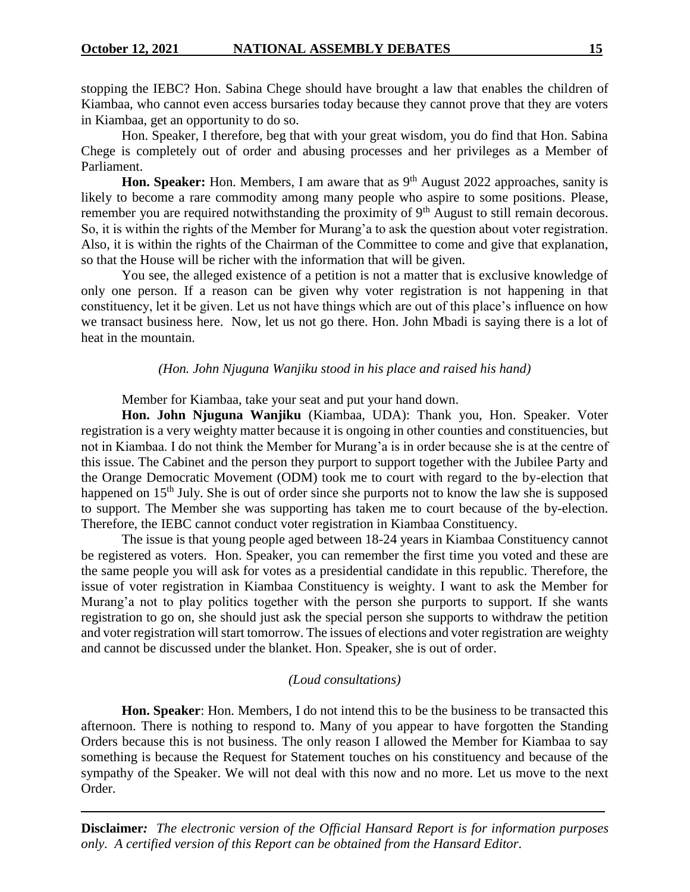stopping the IEBC? Hon. Sabina Chege should have brought a law that enables the children of Kiambaa, who cannot even access bursaries today because they cannot prove that they are voters in Kiambaa, get an opportunity to do so.

Hon. Speaker, I therefore, beg that with your great wisdom, you do find that Hon. Sabina Chege is completely out of order and abusing processes and her privileges as a Member of Parliament.

**Hon. Speaker:** Hon. Members, I am aware that as 9th August 2022 approaches, sanity is likely to become a rare commodity among many people who aspire to some positions. Please, remember you are required notwithstanding the proximity of 9th August to still remain decorous. So, it is within the rights of the Member for Murang'a to ask the question about voter registration. Also, it is within the rights of the Chairman of the Committee to come and give that explanation, so that the House will be richer with the information that will be given.

You see, the alleged existence of a petition is not a matter that is exclusive knowledge of only one person. If a reason can be given why voter registration is not happening in that constituency, let it be given. Let us not have things which are out of this place's influence on how we transact business here. Now, let us not go there. Hon. John Mbadi is saying there is a lot of heat in the mountain.

*(Hon. John Njuguna Wanjiku stood in his place and raised his hand)*

Member for Kiambaa, take your seat and put your hand down.

**Hon. John Njuguna Wanjiku** (Kiambaa, UDA): Thank you, Hon. Speaker. Voter registration is a very weighty matter because it is ongoing in other counties and constituencies, but not in Kiambaa. I do not think the Member for Murang'a is in order because she is at the centre of this issue. The Cabinet and the person they purport to support together with the Jubilee Party and the Orange Democratic Movement (ODM) took me to court with regard to the by-election that happened on 15th July. She is out of order since she purports not to know the law she is supposed to support. The Member she was supporting has taken me to court because of the by-election. Therefore, the IEBC cannot conduct voter registration in Kiambaa Constituency.

The issue is that young people aged between 18-24 years in Kiambaa Constituency cannot be registered as voters. Hon. Speaker, you can remember the first time you voted and these are the same people you will ask for votes as a presidential candidate in this republic. Therefore, the issue of voter registration in Kiambaa Constituency is weighty. I want to ask the Member for Murang'a not to play politics together with the person she purports to support. If she wants registration to go on, she should just ask the special person she supports to withdraw the petition and voter registration will start tomorrow. The issues of elections and voter registration are weighty and cannot be discussed under the blanket. Hon. Speaker, she is out of order.

*(Loud consultations)*

**Hon. Speaker**: Hon. Members, I do not intend this to be the business to be transacted this afternoon. There is nothing to respond to. Many of you appear to have forgotten the Standing Orders because this is not business. The only reason I allowed the Member for Kiambaa to say something is because the Request for Statement touches on his constituency and because of the sympathy of the Speaker. We will not deal with this now and no more. Let us move to the next Order.

**Disclaimer***:* *The electronic version of the Official Hansard Report is for information purposes only. A certified version of this Report can be obtained from the Hansard Editor.*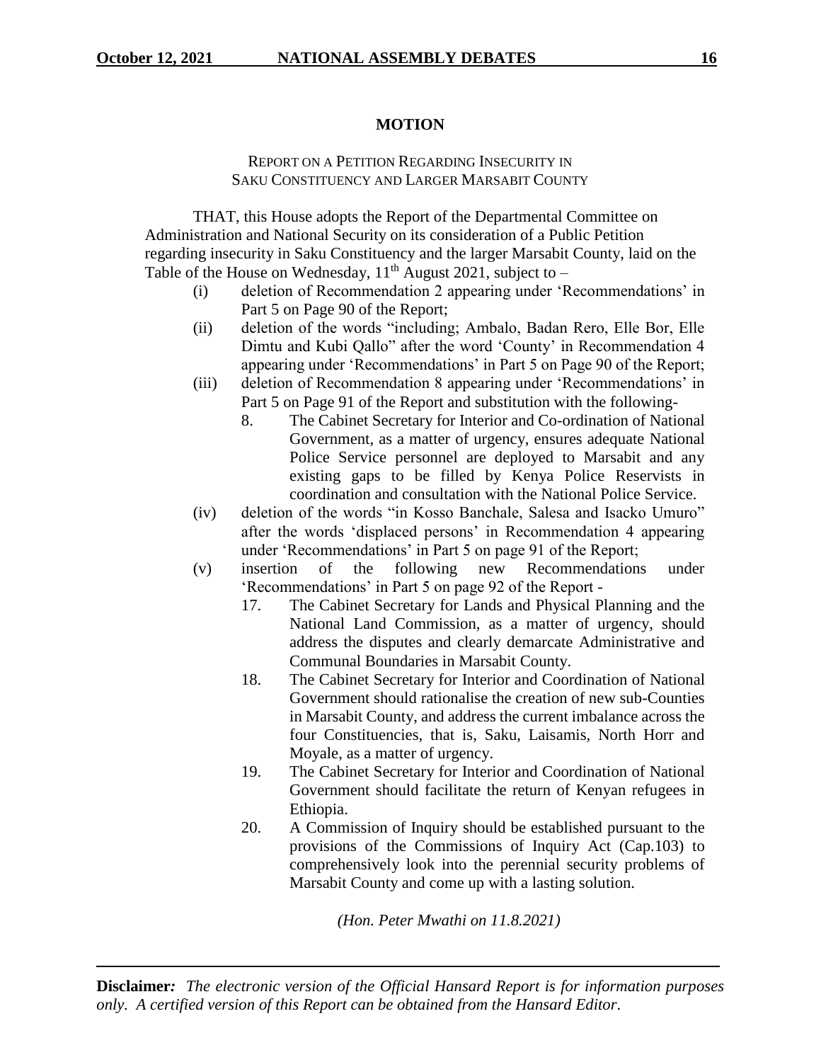## MOTION

### REPORT ON A PETITION REGARDING INSECURITY IN SAKU CONSTITUENCY AND LARGER MARSABIT COUNTY

THAT, this House adopts the Report of the Departmental Committee on Administration and National Security on its consideration of a Public Petition regarding insecurity in Saku Constituency and the larger Marsabit County, laid on the Table of the House on Wednesday, 11th August 2021, subject to –

(i) deletion of Recommendation 2 appearing under 'Recommendations' in Part 5 on Page 90 of the Report;

(ii) deletion of the words "including; Ambalo, Badan Rero, Elle Bor, Elle Dimtu and Kubi Qallo" after the word 'County' in Recommendation 4 appearing under 'Recommendations' in Part 5 on Page 90 of the Report;

(iii) deletion of Recommendation 8 appearing under 'Recommendations' in Part 5 on Page 91 of the Report and substitution with the following-

> 8. The Cabinet Secretary for Interior and Co-ordination of National Government, as a matter of urgency, ensures adequate National Police Service personnel are deployed to Marsabit and any existing gaps to be filled by Kenya Police Reservists in coordination and consultation with the National Police Service.

(iv) deletion of the words "in Kosso Banchale, Salesa and Isacko Umuro" after the words 'displaced persons' in Recommendation 4 appearing under 'Recommendations' in Part 5 on page 91 of the Report;

(v) insertion of the following new Recommendations under 'Recommendations' in Part 5 on page 92 of the Report -

> 17. The Cabinet Secretary for Lands and Physical Planning and the National Land Commission, as a matter of urgency, should address the disputes and clearly demarcate Administrative and Communal Boundaries in Marsabit County.
>
> 18. The Cabinet Secretary for Interior and Coordination of National Government should rationalise the creation of new sub-Counties in Marsabit County, and address the current imbalance across the four Constituencies, that is, Saku, Laisamis, North Horr and Moyale, as a matter of urgency.
>
> 19. The Cabinet Secretary for Interior and Coordination of National Government should facilitate the return of Kenyan refugees in Ethiopia.
>
> 20. A Commission of Inquiry should be established pursuant to the provisions of the Commissions of Inquiry Act (Cap.103) to comprehensively look into the perennial security problems of Marsabit County and come up with a lasting solution.

*(Hon. Peter Mwathi on 11.8.2021)*

**Disclaimer***:* *The electronic version of the Official Hansard Report is for information purposes only. A certified version of this Report can be obtained from the Hansard Editor.*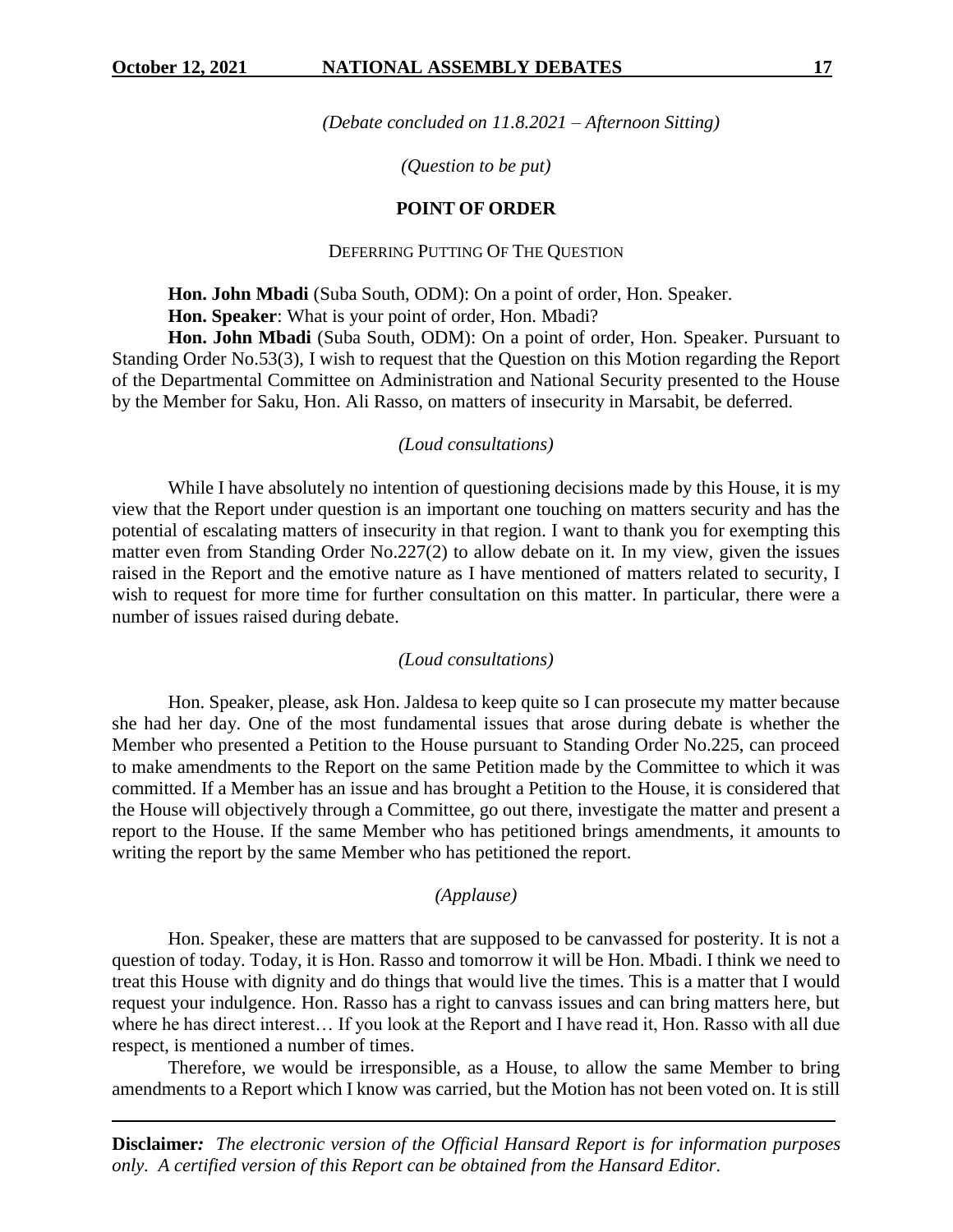*(Debate concluded on 11.8.2021 – Afternoon Sitting)*

*(Question to be put)*

**POINT OF ORDER**

DEFERRING PUTTING OF THE QUESTION

**Hon. John Mbadi** (Suba South, ODM): On a point of order, Hon. Speaker.

**Hon. Speaker**: What is your point of order, Hon. Mbadi?

**Hon. John Mbadi** (Suba South, ODM): On a point of order, Hon. Speaker. Pursuant to Standing Order No.53(3), I wish to request that the Question on this Motion regarding the Report of the Departmental Committee on Administration and National Security presented to the House by the Member for Saku, Hon. Ali Rasso, on matters of insecurity in Marsabit, be deferred.

*(Loud consultations)*

While I have absolutely no intention of questioning decisions made by this House, it is my view that the Report under question is an important one touching on matters security and has the potential of escalating matters of insecurity in that region. I want to thank you for exempting this matter even from Standing Order No.227(2) to allow debate on it. In my view, given the issues raised in the Report and the emotive nature as I have mentioned of matters related to security, I wish to request for more time for further consultation on this matter. In particular, there were a number of issues raised during debate.

*(Loud consultations)*

Hon. Speaker, please, ask Hon. Jaldesa to keep quite so I can prosecute my matter because she had her day. One of the most fundamental issues that arose during debate is whether the Member who presented a Petition to the House pursuant to Standing Order No.225, can proceed to make amendments to the Report on the same Petition made by the Committee to which it was committed. If a Member has an issue and has brought a Petition to the House, it is considered that the House will objectively through a Committee, go out there, investigate the matter and present a report to the House. If the same Member who has petitioned brings amendments, it amounts to writing the report by the same Member who has petitioned the report.

*(Applause)*

Hon. Speaker, these are matters that are supposed to be canvassed for posterity. It is not a question of today. Today, it is Hon. Rasso and tomorrow it will be Hon. Mbadi. I think we need to treat this House with dignity and do things that would live the times. This is a matter that I would request your indulgence. Hon. Rasso has a right to canvass issues and can bring matters here, but where he has direct interest… If you look at the Report and I have read it, Hon. Rasso with all due respect, is mentioned a number of times.

Therefore, we would be irresponsible, as a House, to allow the same Member to bring amendments to a Report which I know was carried, but the Motion has not been voted on. It is still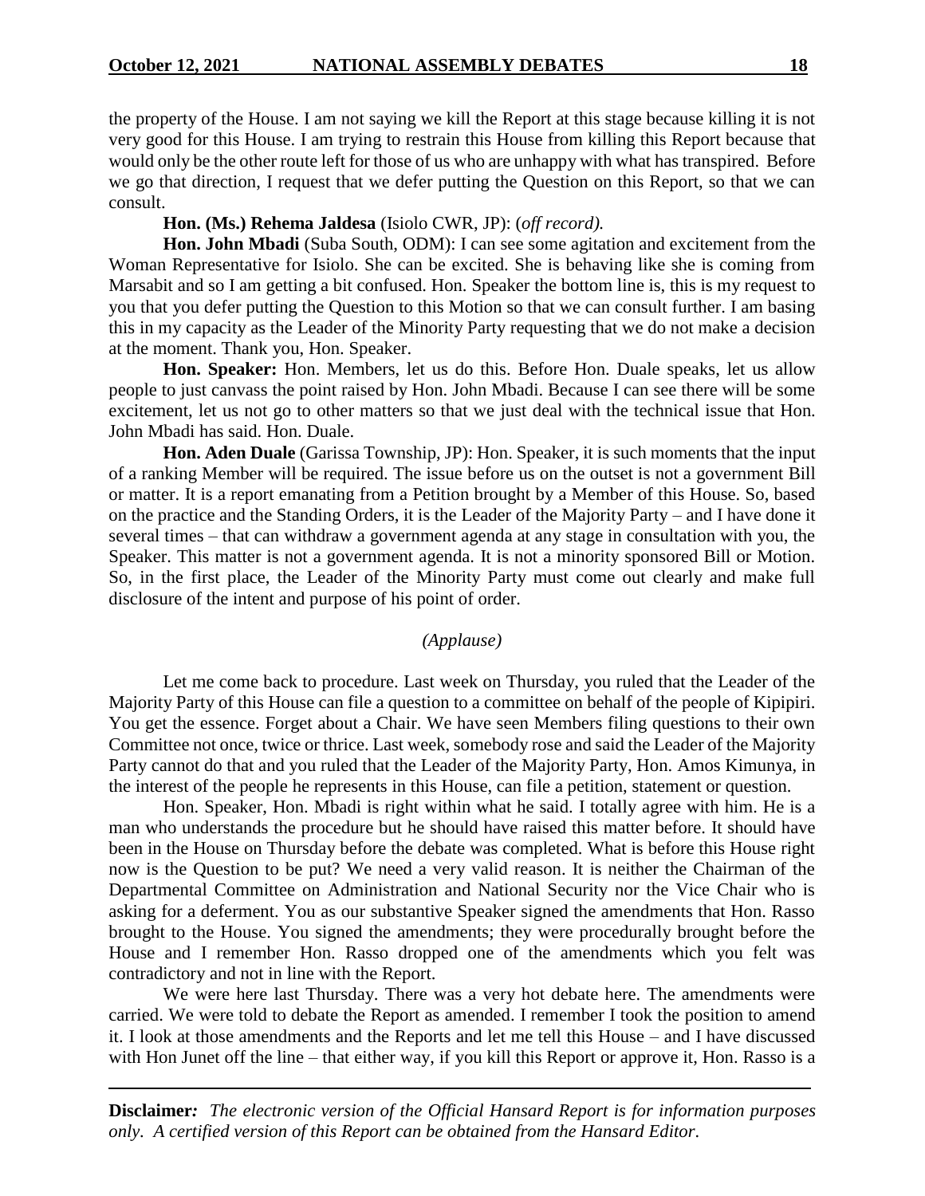the property of the House. I am not saying we kill the Report at this stage because killing it is not very good for this House. I am trying to restrain this House from killing this Report because that would only be the other route left for those of us who are unhappy with what has transpired. Before we go that direction, I request that we defer putting the Question on this Report, so that we can consult.

**Hon. (Ms.) Rehema Jaldesa** (Isiolo CWR, JP): (*off record).*

**Hon. John Mbadi** (Suba South, ODM): I can see some agitation and excitement from the Woman Representative for Isiolo. She can be excited. She is behaving like she is coming from Marsabit and so I am getting a bit confused. Hon. Speaker the bottom line is, this is my request to you that you defer putting the Question to this Motion so that we can consult further. I am basing this in my capacity as the Leader of the Minority Party requesting that we do not make a decision at the moment. Thank you, Hon. Speaker.

**Hon. Speaker:** Hon. Members, let us do this. Before Hon. Duale speaks, let us allow people to just canvass the point raised by Hon. John Mbadi. Because I can see there will be some excitement, let us not go to other matters so that we just deal with the technical issue that Hon. John Mbadi has said. Hon. Duale.

**Hon. Aden Duale** (Garissa Township, JP): Hon. Speaker, it is such moments that the input of a ranking Member will be required. The issue before us on the outset is not a government Bill or matter. It is a report emanating from a Petition brought by a Member of this House. So, based on the practice and the Standing Orders, it is the Leader of the Majority Party – and I have done it several times – that can withdraw a government agenda at any stage in consultation with you, the Speaker. This matter is not a government agenda. It is not a minority sponsored Bill or Motion. So, in the first place, the Leader of the Minority Party must come out clearly and make full disclosure of the intent and purpose of his point of order.

*(Applause)*

Let me come back to procedure. Last week on Thursday, you ruled that the Leader of the Majority Party of this House can file a question to a committee on behalf of the people of Kipipiri. You get the essence. Forget about a Chair. We have seen Members filing questions to their own Committee not once, twice or thrice. Last week, somebody rose and said the Leader of the Majority Party cannot do that and you ruled that the Leader of the Majority Party, Hon. Amos Kimunya, in the interest of the people he represents in this House, can file a petition, statement or question.

Hon. Speaker, Hon. Mbadi is right within what he said. I totally agree with him. He is a man who understands the procedure but he should have raised this matter before. It should have been in the House on Thursday before the debate was completed. What is before this House right now is the Question to be put? We need a very valid reason. It is neither the Chairman of the Departmental Committee on Administration and National Security nor the Vice Chair who is asking for a deferment. You as our substantive Speaker signed the amendments that Hon. Rasso brought to the House. You signed the amendments; they were procedurally brought before the House and I remember Hon. Rasso dropped one of the amendments which you felt was contradictory and not in line with the Report.

We were here last Thursday. There was a very hot debate here. The amendments were carried. We were told to debate the Report as amended. I remember I took the position to amend it. I look at those amendments and the Reports and let me tell this House – and I have discussed with Hon Junet off the line – that either way, if you kill this Report or approve it, Hon. Rasso is a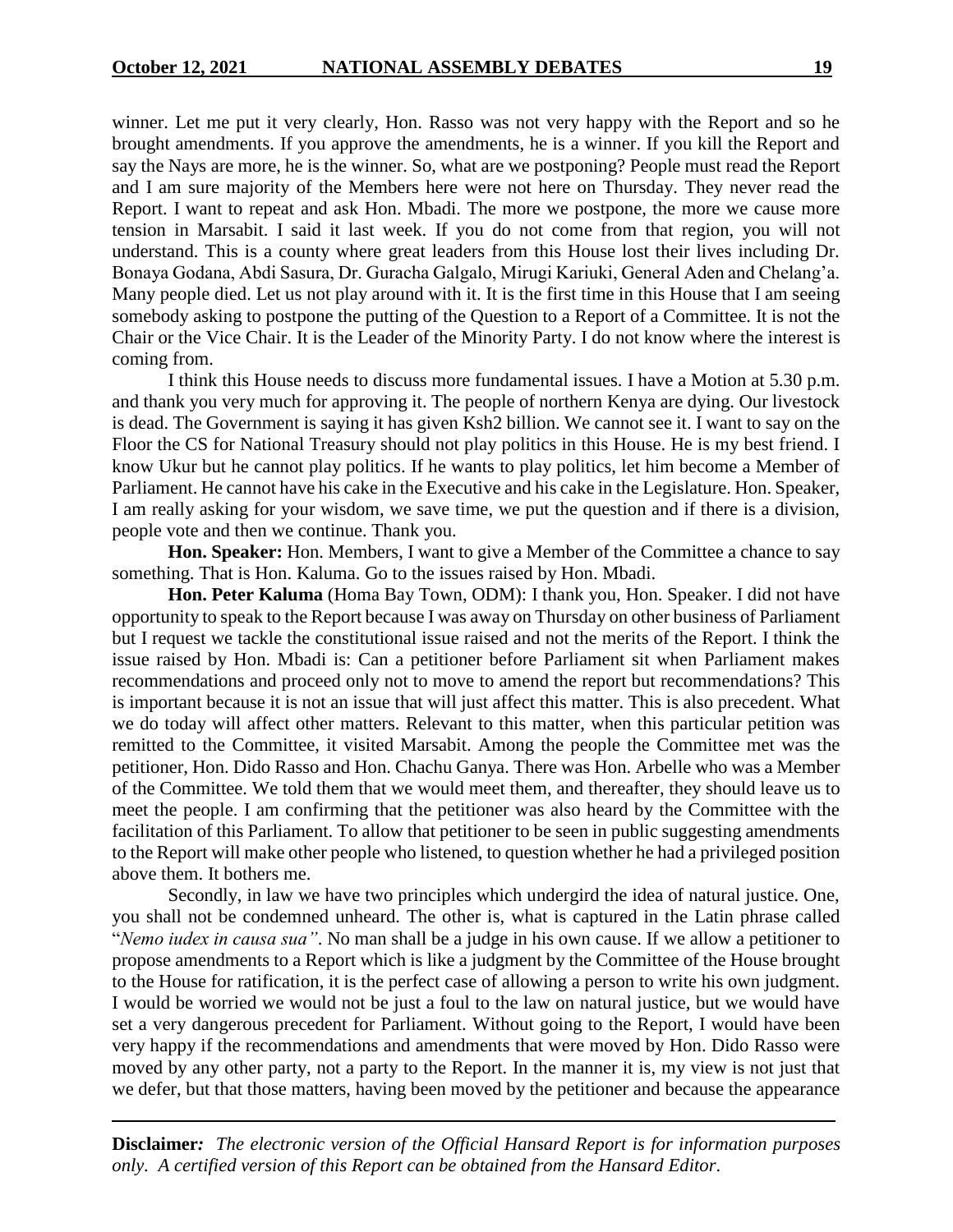winner. Let me put it very clearly, Hon. Rasso was not very happy with the Report and so he brought amendments. If you approve the amendments, he is a winner. If you kill the Report and say the Nays are more, he is the winner. So, what are we postponing? People must read the Report and I am sure majority of the Members here were not here on Thursday. They never read the Report. I want to repeat and ask Hon. Mbadi. The more we postpone, the more we cause more tension in Marsabit. I said it last week. If you do not come from that region, you will not understand. This is a county where great leaders from this House lost their lives including Dr. Bonaya Godana, Abdi Sasura, Dr. Guracha Galgalo, Mirugi Kariuki, General Aden and Chelang'a. Many people died. Let us not play around with it. It is the first time in this House that I am seeing somebody asking to postpone the putting of the Question to a Report of a Committee. It is not the Chair or the Vice Chair. It is the Leader of the Minority Party. I do not know where the interest is coming from.

I think this House needs to discuss more fundamental issues. I have a Motion at 5.30 p.m. and thank you very much for approving it. The people of northern Kenya are dying. Our livestock is dead. The Government is saying it has given Ksh2 billion. We cannot see it. I want to say on the Floor the CS for National Treasury should not play politics in this House. He is my best friend. I know Ukur but he cannot play politics. If he wants to play politics, let him become a Member of Parliament. He cannot have his cake in the Executive and his cake in the Legislature. Hon. Speaker, I am really asking for your wisdom, we save time, we put the question and if there is a division, people vote and then we continue. Thank you.

**Hon. Speaker:** Hon. Members, I want to give a Member of the Committee a chance to say something. That is Hon. Kaluma. Go to the issues raised by Hon. Mbadi.

**Hon. Peter Kaluma** (Homa Bay Town, ODM): I thank you, Hon. Speaker. I did not have opportunity to speak to the Report because I was away on Thursday on other business of Parliament but I request we tackle the constitutional issue raised and not the merits of the Report. I think the issue raised by Hon. Mbadi is: Can a petitioner before Parliament sit when Parliament makes recommendations and proceed only not to move to amend the report but recommendations? This is important because it is not an issue that will just affect this matter. This is also precedent. What we do today will affect other matters. Relevant to this matter, when this particular petition was remitted to the Committee, it visited Marsabit. Among the people the Committee met was the petitioner, Hon. Dido Rasso and Hon. Chachu Ganya. There was Hon. Arbelle who was a Member of the Committee. We told them that we would meet them, and thereafter, they should leave us to meet the people. I am confirming that the petitioner was also heard by the Committee with the facilitation of this Parliament. To allow that petitioner to be seen in public suggesting amendments to the Report will make other people who listened, to question whether he had a privileged position above them. It bothers me.

Secondly, in law we have two principles which undergird the idea of natural justice. One, you shall not be condemned unheard. The other is, what is captured in the Latin phrase called "*Nemo iudex in causa sua"*. No man shall be a judge in his own cause. If we allow a petitioner to propose amendments to a Report which is like a judgment by the Committee of the House brought to the House for ratification, it is the perfect case of allowing a person to write his own judgment. I would be worried we would not be just a foul to the law on natural justice, but we would have set a very dangerous precedent for Parliament. Without going to the Report, I would have been very happy if the recommendations and amendments that were moved by Hon. Dido Rasso were moved by any other party, not a party to the Report. In the manner it is, my view is not just that we defer, but that those matters, having been moved by the petitioner and because the appearance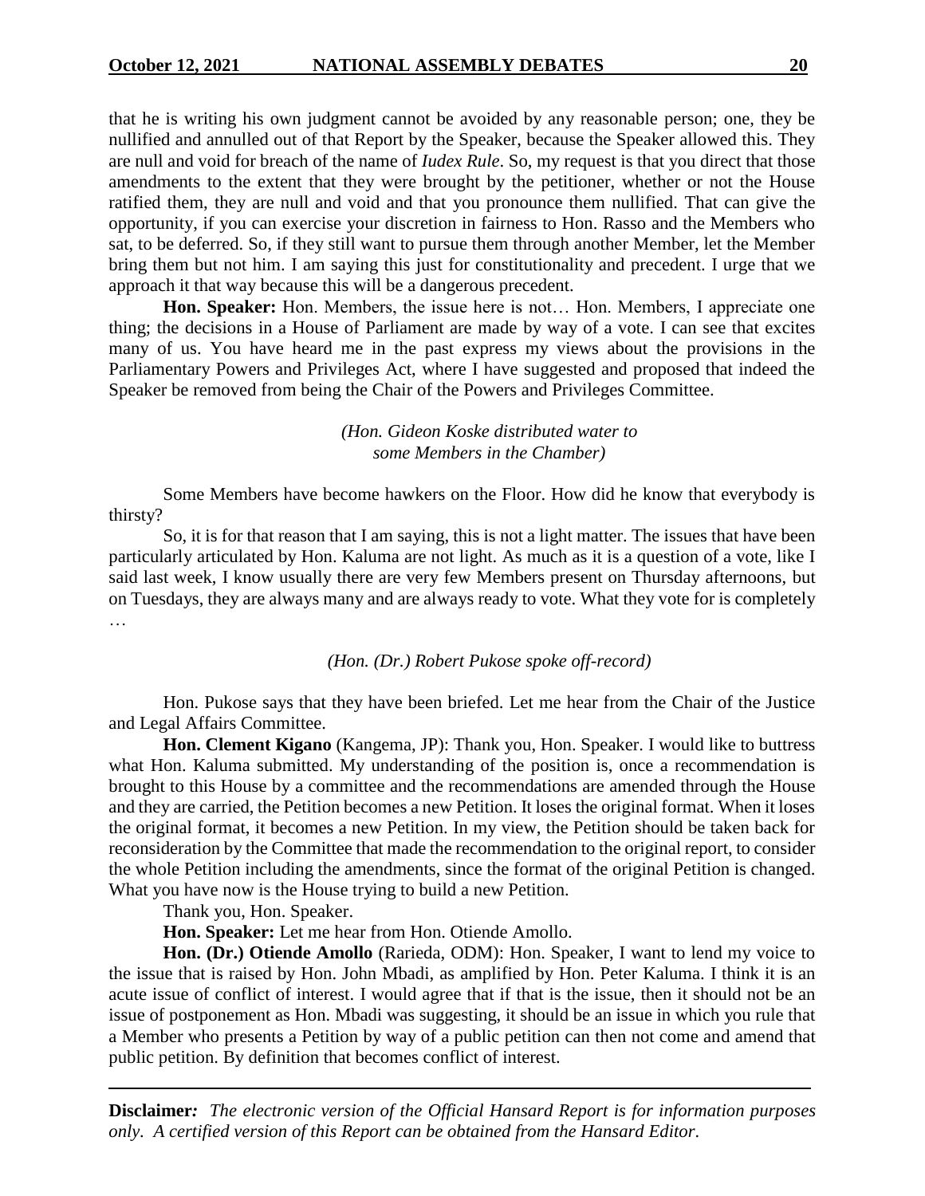that he is writing his own judgment cannot be avoided by any reasonable person; one, they be nullified and annulled out of that Report by the Speaker, because the Speaker allowed this. They are null and void for breach of the name of *Iudex Rule*. So, my request is that you direct that those amendments to the extent that they were brought by the petitioner, whether or not the House ratified them, they are null and void and that you pronounce them nullified. That can give the opportunity, if you can exercise your discretion in fairness to Hon. Rasso and the Members who sat, to be deferred. So, if they still want to pursue them through another Member, let the Member bring them but not him. I am saying this just for constitutionality and precedent. I urge that we approach it that way because this will be a dangerous precedent.

**Hon. Speaker:** Hon. Members, the issue here is not… Hon. Members, I appreciate one thing; the decisions in a House of Parliament are made by way of a vote. I can see that excites many of us. You have heard me in the past express my views about the provisions in the Parliamentary Powers and Privileges Act, where I have suggested and proposed that indeed the Speaker be removed from being the Chair of the Powers and Privileges Committee.

*(Hon. Gideon Koske distributed water to some Members in the Chamber)*

Some Members have become hawkers on the Floor. How did he know that everybody is thirsty?

So, it is for that reason that I am saying, this is not a light matter. The issues that have been particularly articulated by Hon. Kaluma are not light. As much as it is a question of a vote, like I said last week, I know usually there are very few Members present on Thursday afternoons, but on Tuesdays, they are always many and are always ready to vote. What they vote for is completely …

*(Hon. (Dr.) Robert Pukose spoke off-record)*

Hon. Pukose says that they have been briefed. Let me hear from the Chair of the Justice and Legal Affairs Committee.

**Hon. Clement Kigano** (Kangema, JP): Thank you, Hon. Speaker. I would like to buttress what Hon. Kaluma submitted. My understanding of the position is, once a recommendation is brought to this House by a committee and the recommendations are amended through the House and they are carried, the Petition becomes a new Petition. It loses the original format. When it loses the original format, it becomes a new Petition. In my view, the Petition should be taken back for reconsideration by the Committee that made the recommendation to the original report, to consider the whole Petition including the amendments, since the format of the original Petition is changed. What you have now is the House trying to build a new Petition.

Thank you, Hon. Speaker.

**Hon. Speaker:** Let me hear from Hon. Otiende Amollo.

**Hon. (Dr.) Otiende Amollo** (Rarieda, ODM): Hon. Speaker, I want to lend my voice to the issue that is raised by Hon. John Mbadi, as amplified by Hon. Peter Kaluma. I think it is an acute issue of conflict of interest. I would agree that if that is the issue, then it should not be an issue of postponement as Hon. Mbadi was suggesting, it should be an issue in which you rule that a Member who presents a Petition by way of a public petition can then not come and amend that public petition. By definition that becomes conflict of interest.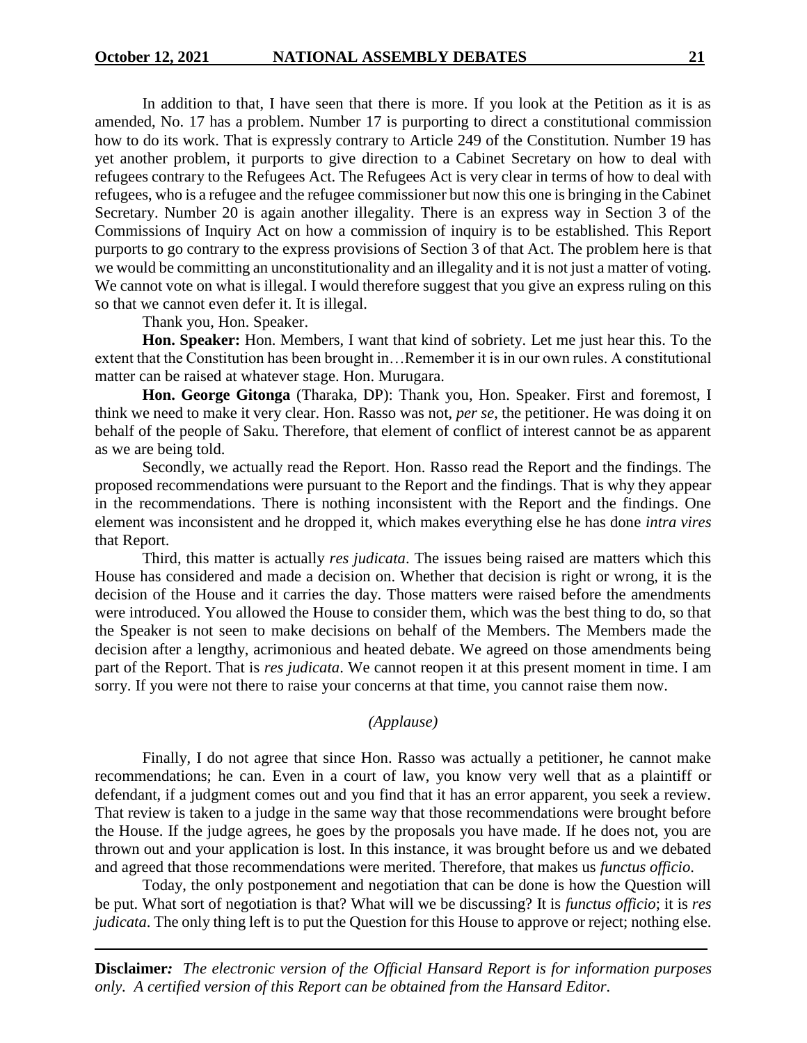In addition to that, I have seen that there is more. If you look at the Petition as it is as amended, No. 17 has a problem. Number 17 is purporting to direct a constitutional commission how to do its work. That is expressly contrary to Article 249 of the Constitution. Number 19 has yet another problem, it purports to give direction to a Cabinet Secretary on how to deal with refugees contrary to the Refugees Act. The Refugees Act is very clear in terms of how to deal with refugees, who is a refugee and the refugee commissioner but now this one is bringing in the Cabinet Secretary. Number 20 is again another illegality. There is an express way in Section 3 of the Commissions of Inquiry Act on how a commission of inquiry is to be established. This Report purports to go contrary to the express provisions of Section 3 of that Act. The problem here is that we would be committing an unconstitutionality and an illegality and it is not just a matter of voting. We cannot vote on what is illegal. I would therefore suggest that you give an express ruling on this so that we cannot even defer it. It is illegal.

Thank you, Hon. Speaker.

**Hon. Speaker:** Hon. Members, I want that kind of sobriety. Let me just hear this. To the extent that the Constitution has been brought in…Remember it is in our own rules. A constitutional matter can be raised at whatever stage. Hon. Murugara.

**Hon. George Gitonga** (Tharaka, DP): Thank you, Hon. Speaker. First and foremost, I think we need to make it very clear. Hon. Rasso was not, *per se*, the petitioner. He was doing it on behalf of the people of Saku. Therefore, that element of conflict of interest cannot be as apparent as we are being told.

Secondly, we actually read the Report. Hon. Rasso read the Report and the findings. The proposed recommendations were pursuant to the Report and the findings. That is why they appear in the recommendations. There is nothing inconsistent with the Report and the findings. One element was inconsistent and he dropped it, which makes everything else he has done *intra vires* that Report.

Third, this matter is actually *res judicata*. The issues being raised are matters which this House has considered and made a decision on. Whether that decision is right or wrong, it is the decision of the House and it carries the day. Those matters were raised before the amendments were introduced. You allowed the House to consider them, which was the best thing to do, so that the Speaker is not seen to make decisions on behalf of the Members. The Members made the decision after a lengthy, acrimonious and heated debate. We agreed on those amendments being part of the Report. That is *res judicata*. We cannot reopen it at this present moment in time. I am sorry. If you were not there to raise your concerns at that time, you cannot raise them now.

*(Applause)*

Finally, I do not agree that since Hon. Rasso was actually a petitioner, he cannot make recommendations; he can. Even in a court of law, you know very well that as a plaintiff or defendant, if a judgment comes out and you find that it has an error apparent, you seek a review. That review is taken to a judge in the same way that those recommendations were brought before the House. If the judge agrees, he goes by the proposals you have made. If he does not, you are thrown out and your application is lost. In this instance, it was brought before us and we debated and agreed that those recommendations were merited. Therefore, that makes us *functus officio*.

Today, the only postponement and negotiation that can be done is how the Question will be put. What sort of negotiation is that? What will we be discussing? It is *functus officio*; it is *res judicata*. The only thing left is to put the Question for this House to approve or reject; nothing else.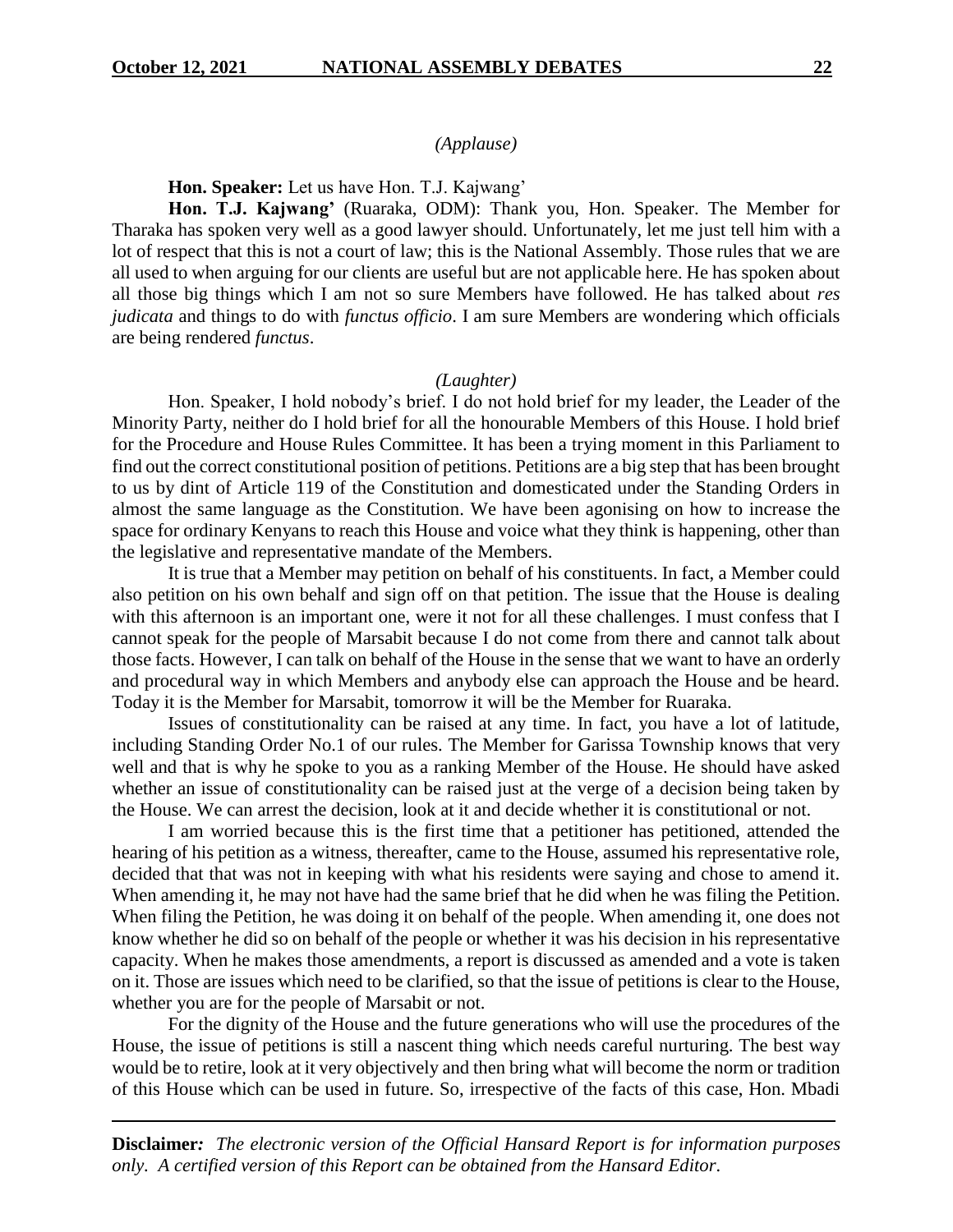*(Applause)*

**Hon. Speaker:** Let us have Hon. T.J. Kajwang'

**Hon. T.J. Kajwang'** (Ruaraka, ODM): Thank you, Hon. Speaker. The Member for Tharaka has spoken very well as a good lawyer should. Unfortunately, let me just tell him with a lot of respect that this is not a court of law; this is the National Assembly. Those rules that we are all used to when arguing for our clients are useful but are not applicable here. He has spoken about all those big things which I am not so sure Members have followed. He has talked about *res judicata* and things to do with *functus officio*. I am sure Members are wondering which officials are being rendered *functus*.

*(Laughter)*

Hon. Speaker, I hold nobody's brief. I do not hold brief for my leader, the Leader of the Minority Party, neither do I hold brief for all the honourable Members of this House. I hold brief for the Procedure and House Rules Committee. It has been a trying moment in this Parliament to find out the correct constitutional position of petitions. Petitions are a big step that has been brought to us by dint of Article 119 of the Constitution and domesticated under the Standing Orders in almost the same language as the Constitution. We have been agonising on how to increase the space for ordinary Kenyans to reach this House and voice what they think is happening, other than the legislative and representative mandate of the Members.

It is true that a Member may petition on behalf of his constituents. In fact, a Member could also petition on his own behalf and sign off on that petition. The issue that the House is dealing with this afternoon is an important one, were it not for all these challenges. I must confess that I cannot speak for the people of Marsabit because I do not come from there and cannot talk about those facts. However, I can talk on behalf of the House in the sense that we want to have an orderly and procedural way in which Members and anybody else can approach the House and be heard. Today it is the Member for Marsabit, tomorrow it will be the Member for Ruaraka.

Issues of constitutionality can be raised at any time. In fact, you have a lot of latitude, including Standing Order No.1 of our rules. The Member for Garissa Township knows that very well and that is why he spoke to you as a ranking Member of the House. He should have asked whether an issue of constitutionality can be raised just at the verge of a decision being taken by the House. We can arrest the decision, look at it and decide whether it is constitutional or not.

I am worried because this is the first time that a petitioner has petitioned, attended the hearing of his petition as a witness, thereafter, came to the House, assumed his representative role, decided that that was not in keeping with what his residents were saying and chose to amend it. When amending it, he may not have had the same brief that he did when he was filing the Petition. When filing the Petition, he was doing it on behalf of the people. When amending it, one does not know whether he did so on behalf of the people or whether it was his decision in his representative capacity. When he makes those amendments, a report is discussed as amended and a vote is taken on it. Those are issues which need to be clarified, so that the issue of petitions is clear to the House, whether you are for the people of Marsabit or not.

For the dignity of the House and the future generations who will use the procedures of the House, the issue of petitions is still a nascent thing which needs careful nurturing. The best way would be to retire, look at it very objectively and then bring what will become the norm or tradition of this House which can be used in future. So, irrespective of the facts of this case, Hon. Mbadi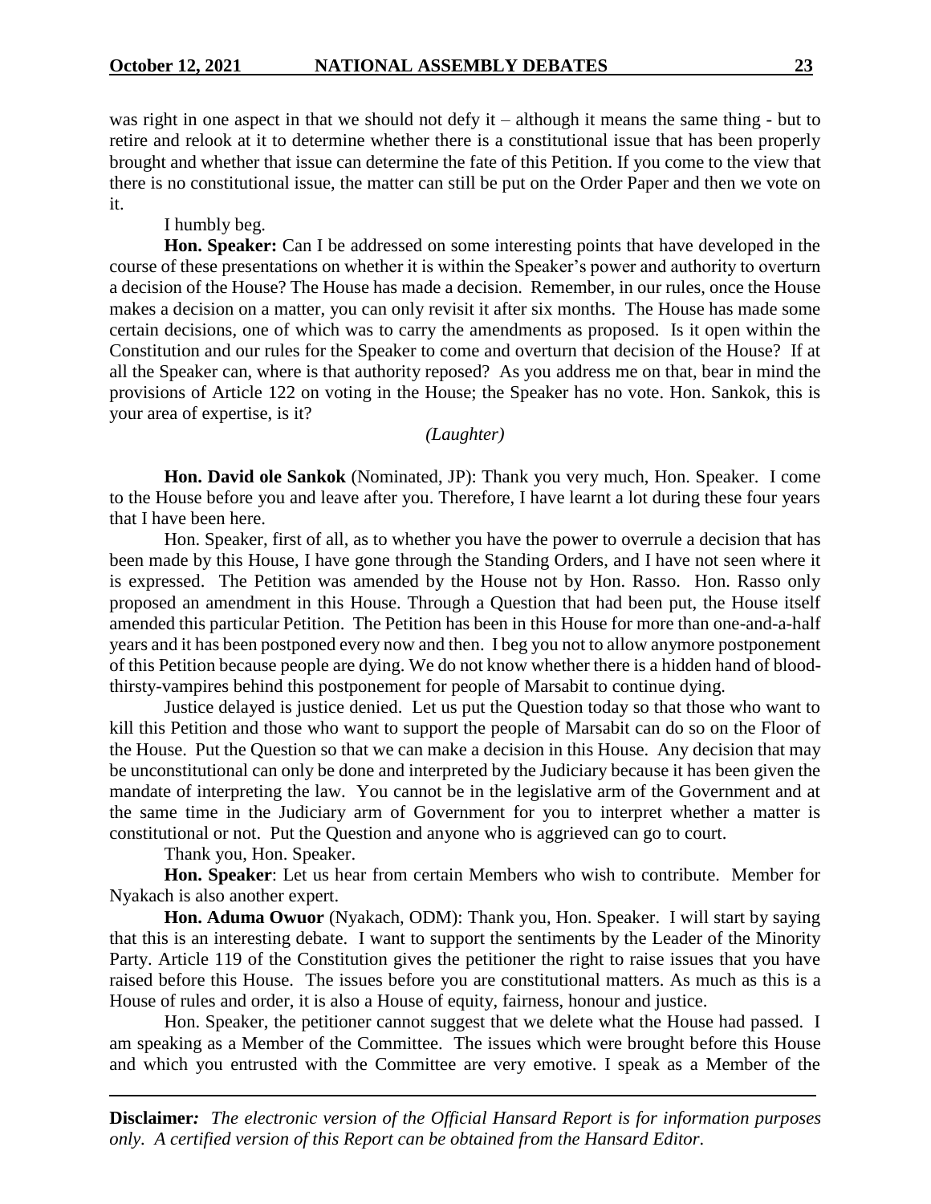was right in one aspect in that we should not defy it – although it means the same thing - but to retire and relook at it to determine whether there is a constitutional issue that has been properly brought and whether that issue can determine the fate of this Petition. If you come to the view that there is no constitutional issue, the matter can still be put on the Order Paper and then we vote on it.

I humbly beg.

**Hon. Speaker:** Can I be addressed on some interesting points that have developed in the course of these presentations on whether it is within the Speaker's power and authority to overturn a decision of the House? The House has made a decision. Remember, in our rules, once the House makes a decision on a matter, you can only revisit it after six months. The House has made some certain decisions, one of which was to carry the amendments as proposed. Is it open within the Constitution and our rules for the Speaker to come and overturn that decision of the House? If at all the Speaker can, where is that authority reposed? As you address me on that, bear in mind the provisions of Article 122 on voting in the House; the Speaker has no vote. Hon. Sankok, this is your area of expertise, is it?

*(Laughter)*

**Hon. David ole Sankok** (Nominated, JP): Thank you very much, Hon. Speaker. I come to the House before you and leave after you. Therefore, I have learnt a lot during these four years that I have been here.

Hon. Speaker, first of all, as to whether you have the power to overrule a decision that has been made by this House, I have gone through the Standing Orders, and I have not seen where it is expressed. The Petition was amended by the House not by Hon. Rasso. Hon. Rasso only proposed an amendment in this House. Through a Question that had been put, the House itself amended this particular Petition. The Petition has been in this House for more than one-and-a-half years and it has been postponed every now and then. I beg you not to allow anymore postponement of this Petition because people are dying. We do not know whether there is a hidden hand of blood-thirsty-vampires behind this postponement for people of Marsabit to continue dying.

Justice delayed is justice denied. Let us put the Question today so that those who want to kill this Petition and those who want to support the people of Marsabit can do so on the Floor of the House. Put the Question so that we can make a decision in this House. Any decision that may be unconstitutional can only be done and interpreted by the Judiciary because it has been given the mandate of interpreting the law. You cannot be in the legislative arm of the Government and at the same time in the Judiciary arm of Government for you to interpret whether a matter is constitutional or not. Put the Question and anyone who is aggrieved can go to court.

Thank you, Hon. Speaker.

**Hon. Speaker**: Let us hear from certain Members who wish to contribute. Member for Nyakach is also another expert.

**Hon. Aduma Owuor** (Nyakach, ODM): Thank you, Hon. Speaker. I will start by saying that this is an interesting debate. I want to support the sentiments by the Leader of the Minority Party. Article 119 of the Constitution gives the petitioner the right to raise issues that you have raised before this House. The issues before you are constitutional matters. As much as this is a House of rules and order, it is also a House of equity, fairness, honour and justice.

Hon. Speaker, the petitioner cannot suggest that we delete what the House had passed. I am speaking as a Member of the Committee. The issues which were brought before this House and which you entrusted with the Committee are very emotive. I speak as a Member of the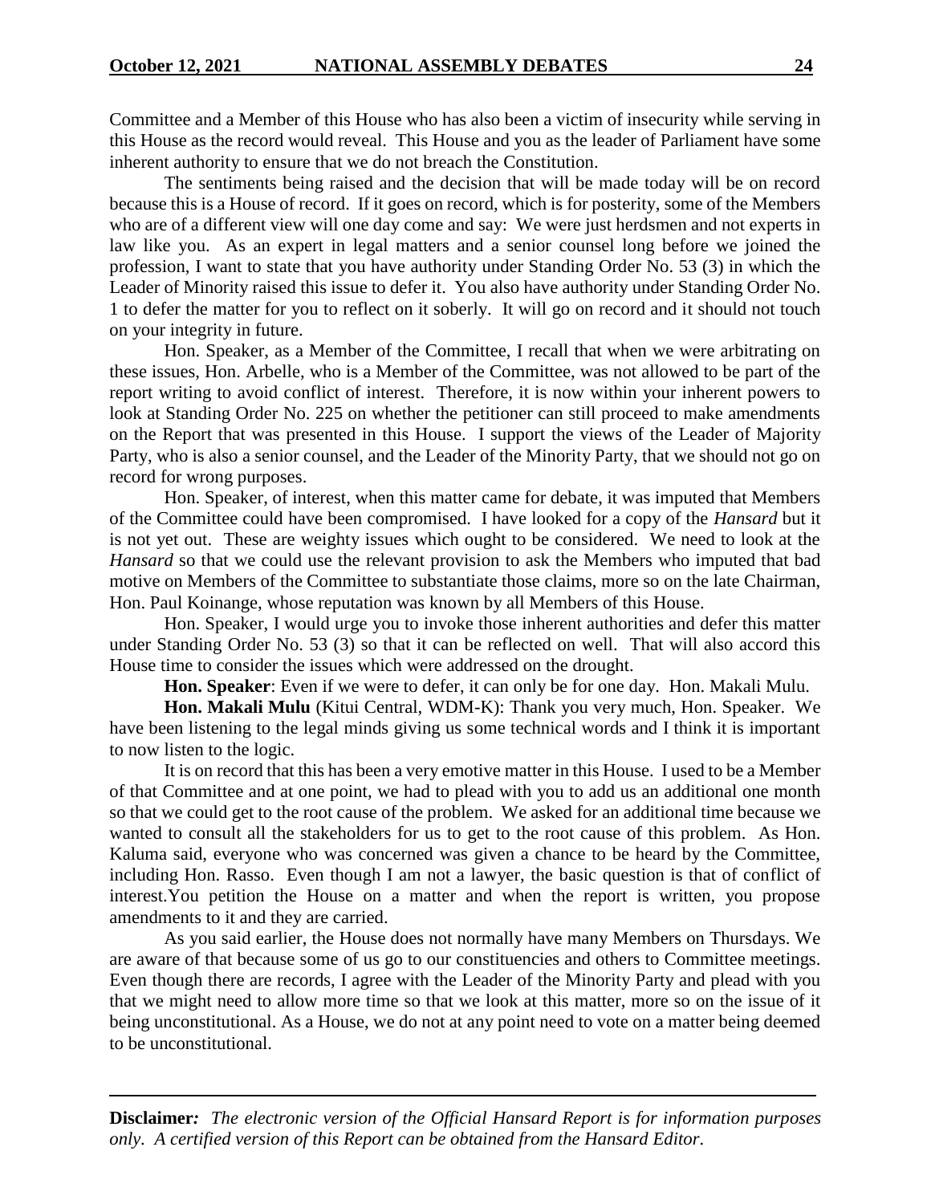Committee and a Member of this House who has also been a victim of insecurity while serving in this House as the record would reveal. This House and you as the leader of Parliament have some inherent authority to ensure that we do not breach the Constitution.

The sentiments being raised and the decision that will be made today will be on record because this is a House of record. If it goes on record, which is for posterity, some of the Members who are of a different view will one day come and say: We were just herdsmen and not experts in law like you. As an expert in legal matters and a senior counsel long before we joined the profession, I want to state that you have authority under Standing Order No. 53 (3) in which the Leader of Minority raised this issue to defer it. You also have authority under Standing Order No. 1 to defer the matter for you to reflect on it soberly. It will go on record and it should not touch on your integrity in future.

Hon. Speaker, as a Member of the Committee, I recall that when we were arbitrating on these issues, Hon. Arbelle, who is a Member of the Committee, was not allowed to be part of the report writing to avoid conflict of interest. Therefore, it is now within your inherent powers to look at Standing Order No. 225 on whether the petitioner can still proceed to make amendments on the Report that was presented in this House. I support the views of the Leader of Majority Party, who is also a senior counsel, and the Leader of the Minority Party, that we should not go on record for wrong purposes.

Hon. Speaker, of interest, when this matter came for debate, it was imputed that Members of the Committee could have been compromised. I have looked for a copy of the *Hansard* but it is not yet out. These are weighty issues which ought to be considered. We need to look at the *Hansard* so that we could use the relevant provision to ask the Members who imputed that bad motive on Members of the Committee to substantiate those claims, more so on the late Chairman, Hon. Paul Koinange, whose reputation was known by all Members of this House.

Hon. Speaker, I would urge you to invoke those inherent authorities and defer this matter under Standing Order No. 53 (3) so that it can be reflected on well. That will also accord this House time to consider the issues which were addressed on the drought.

**Hon. Speaker**: Even if we were to defer, it can only be for one day. Hon. Makali Mulu.

**Hon. Makali Mulu** (Kitui Central, WDM-K): Thank you very much, Hon. Speaker. We have been listening to the legal minds giving us some technical words and I think it is important to now listen to the logic.

It is on record that this has been a very emotive matter in this House. I used to be a Member of that Committee and at one point, we had to plead with you to add us an additional one month so that we could get to the root cause of the problem. We asked for an additional time because we wanted to consult all the stakeholders for us to get to the root cause of this problem. As Hon. Kaluma said, everyone who was concerned was given a chance to be heard by the Committee, including Hon. Rasso. Even though I am not a lawyer, the basic question is that of conflict of interest.You petition the House on a matter and when the report is written, you propose amendments to it and they are carried.

As you said earlier, the House does not normally have many Members on Thursdays. We are aware of that because some of us go to our constituencies and others to Committee meetings. Even though there are records, I agree with the Leader of the Minority Party and plead with you that we might need to allow more time so that we look at this matter, more so on the issue of it being unconstitutional. As a House, we do not at any point need to vote on a matter being deemed to be unconstitutional.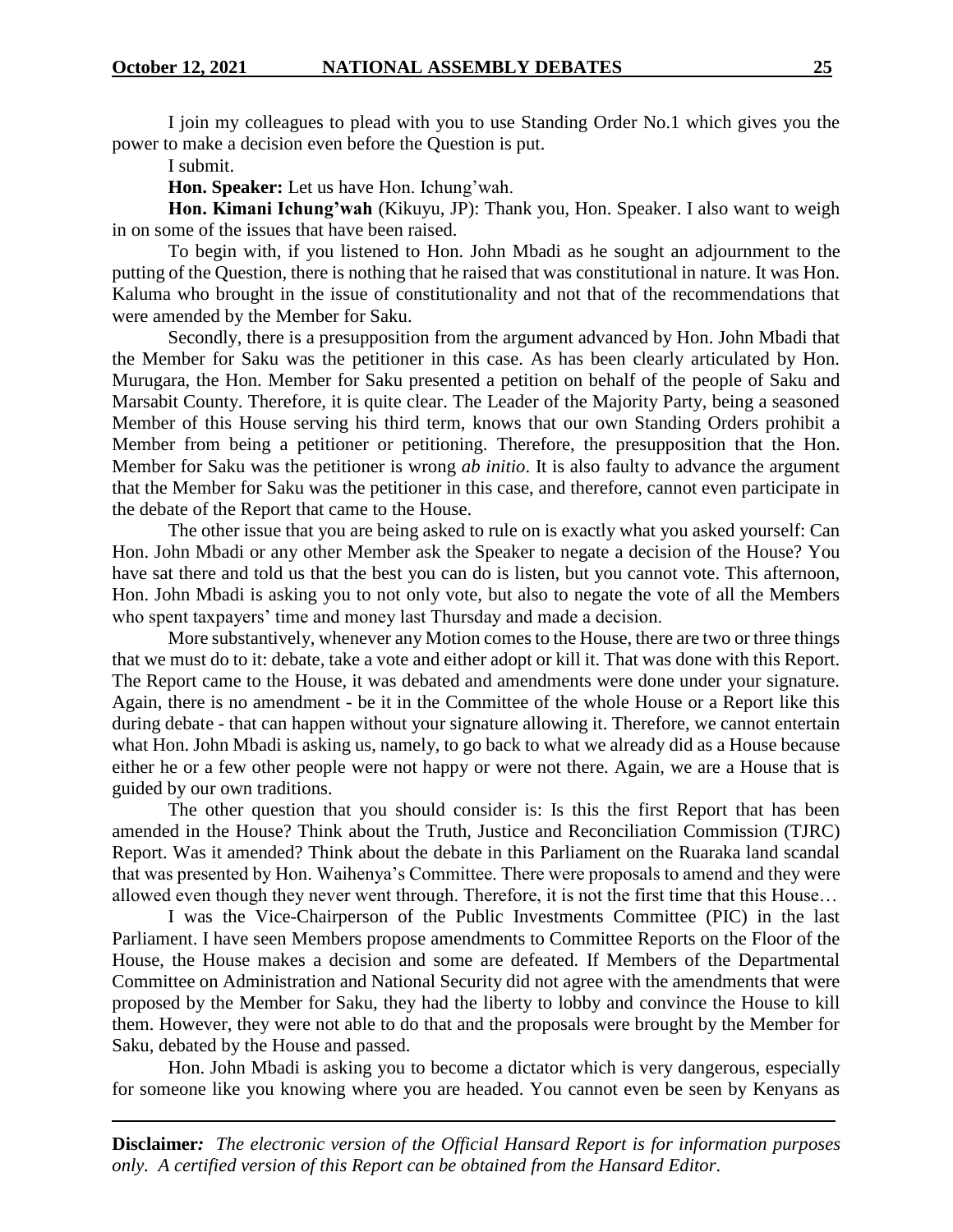I join my colleagues to plead with you to use Standing Order No.1 which gives you the power to make a decision even before the Question is put.

I submit.

**Hon. Speaker:** Let us have Hon. Ichung'wah.

**Hon. Kimani Ichung'wah** (Kikuyu, JP): Thank you, Hon. Speaker. I also want to weigh in on some of the issues that have been raised.

To begin with, if you listened to Hon. John Mbadi as he sought an adjournment to the putting of the Question, there is nothing that he raised that was constitutional in nature. It was Hon. Kaluma who brought in the issue of constitutionality and not that of the recommendations that were amended by the Member for Saku.

Secondly, there is a presupposition from the argument advanced by Hon. John Mbadi that the Member for Saku was the petitioner in this case. As has been clearly articulated by Hon. Murugara, the Hon. Member for Saku presented a petition on behalf of the people of Saku and Marsabit County. Therefore, it is quite clear. The Leader of the Majority Party, being a seasoned Member of this House serving his third term, knows that our own Standing Orders prohibit a Member from being a petitioner or petitioning. Therefore, the presupposition that the Hon. Member for Saku was the petitioner is wrong *ab initio*. It is also faulty to advance the argument that the Member for Saku was the petitioner in this case, and therefore, cannot even participate in the debate of the Report that came to the House.

The other issue that you are being asked to rule on is exactly what you asked yourself: Can Hon. John Mbadi or any other Member ask the Speaker to negate a decision of the House? You have sat there and told us that the best you can do is listen, but you cannot vote. This afternoon, Hon. John Mbadi is asking you to not only vote, but also to negate the vote of all the Members who spent taxpayers' time and money last Thursday and made a decision.

More substantively, whenever any Motion comes to the House, there are two or three things that we must do to it: debate, take a vote and either adopt or kill it. That was done with this Report. The Report came to the House, it was debated and amendments were done under your signature. Again, there is no amendment - be it in the Committee of the whole House or a Report like this during debate - that can happen without your signature allowing it. Therefore, we cannot entertain what Hon. John Mbadi is asking us, namely, to go back to what we already did as a House because either he or a few other people were not happy or were not there. Again, we are a House that is guided by our own traditions.

The other question that you should consider is: Is this the first Report that has been amended in the House? Think about the Truth, Justice and Reconciliation Commission (TJRC) Report. Was it amended? Think about the debate in this Parliament on the Ruaraka land scandal that was presented by Hon. Waihenya's Committee. There were proposals to amend and they were allowed even though they never went through. Therefore, it is not the first time that this House…

I was the Vice-Chairperson of the Public Investments Committee (PIC) in the last Parliament. I have seen Members propose amendments to Committee Reports on the Floor of the House, the House makes a decision and some are defeated. If Members of the Departmental Committee on Administration and National Security did not agree with the amendments that were proposed by the Member for Saku, they had the liberty to lobby and convince the House to kill them. However, they were not able to do that and the proposals were brought by the Member for Saku, debated by the House and passed.

Hon. John Mbadi is asking you to become a dictator which is very dangerous, especially for someone like you knowing where you are headed. You cannot even be seen by Kenyans as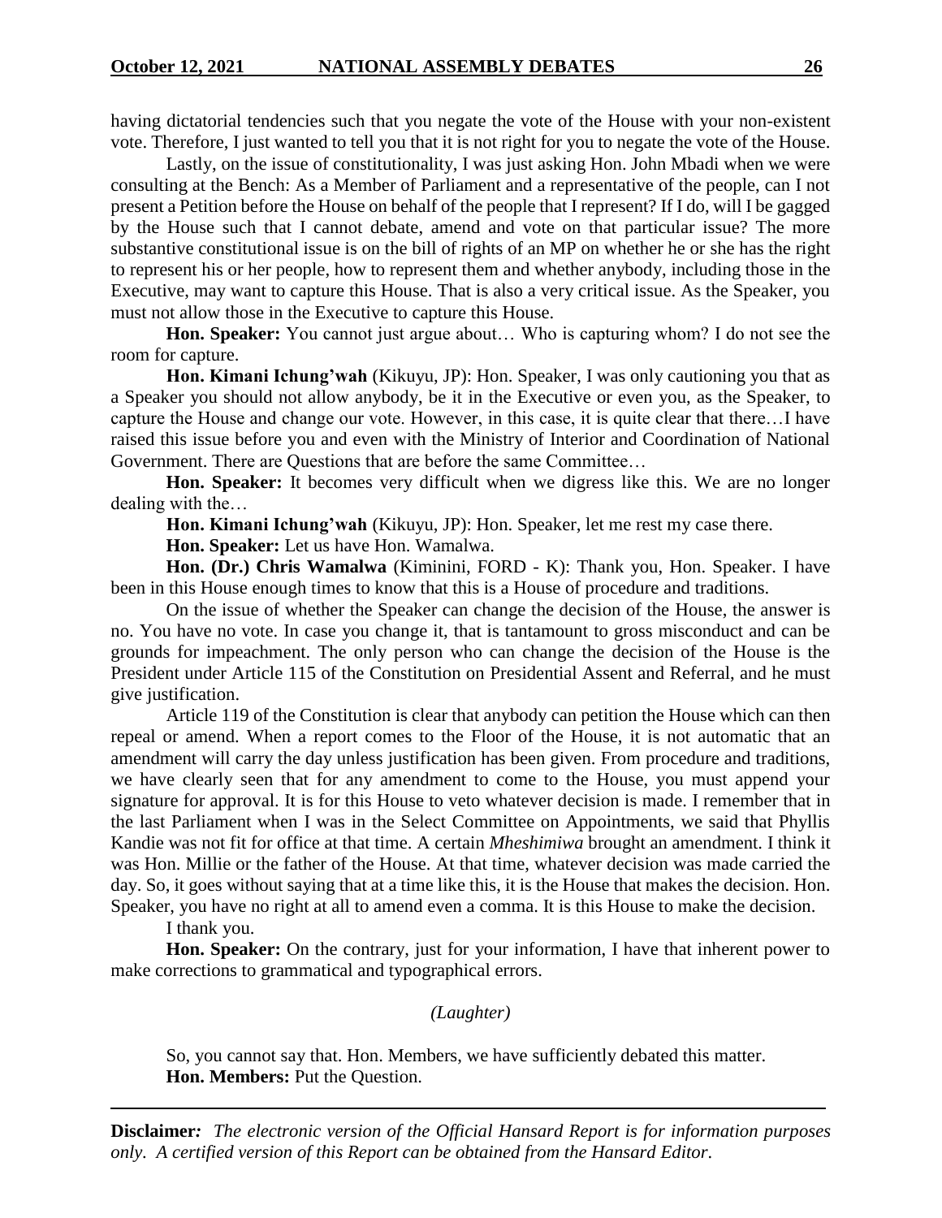having dictatorial tendencies such that you negate the vote of the House with your non-existent vote. Therefore, I just wanted to tell you that it is not right for you to negate the vote of the House.

Lastly, on the issue of constitutionality, I was just asking Hon. John Mbadi when we were consulting at the Bench: As a Member of Parliament and a representative of the people, can I not present a Petition before the House on behalf of the people that I represent? If I do, will I be gagged by the House such that I cannot debate, amend and vote on that particular issue? The more substantive constitutional issue is on the bill of rights of an MP on whether he or she has the right to represent his or her people, how to represent them and whether anybody, including those in the Executive, may want to capture this House. That is also a very critical issue. As the Speaker, you must not allow those in the Executive to capture this House.

**Hon. Speaker:** You cannot just argue about… Who is capturing whom? I do not see the room for capture.

**Hon. Kimani Ichung'wah** (Kikuyu, JP): Hon. Speaker, I was only cautioning you that as a Speaker you should not allow anybody, be it in the Executive or even you, as the Speaker, to capture the House and change our vote. However, in this case, it is quite clear that there…I have raised this issue before you and even with the Ministry of Interior and Coordination of National Government. There are Questions that are before the same Committee…

**Hon. Speaker:** It becomes very difficult when we digress like this. We are no longer dealing with the…

**Hon. Kimani Ichung'wah** (Kikuyu, JP): Hon. Speaker, let me rest my case there.

**Hon. Speaker:** Let us have Hon. Wamalwa.

**Hon. (Dr.) Chris Wamalwa** (Kiminini, FORD - K): Thank you, Hon. Speaker. I have been in this House enough times to know that this is a House of procedure and traditions.

On the issue of whether the Speaker can change the decision of the House, the answer is no. You have no vote. In case you change it, that is tantamount to gross misconduct and can be grounds for impeachment. The only person who can change the decision of the House is the President under Article 115 of the Constitution on Presidential Assent and Referral, and he must give justification.

Article 119 of the Constitution is clear that anybody can petition the House which can then repeal or amend. When a report comes to the Floor of the House, it is not automatic that an amendment will carry the day unless justification has been given. From procedure and traditions, we have clearly seen that for any amendment to come to the House, you must append your signature for approval. It is for this House to veto whatever decision is made. I remember that in the last Parliament when I was in the Select Committee on Appointments, we said that Phyllis Kandie was not fit for office at that time. A certain *Mheshimiwa* brought an amendment. I think it was Hon. Millie or the father of the House. At that time, whatever decision was made carried the day. So, it goes without saying that at a time like this, it is the House that makes the decision. Hon. Speaker, you have no right at all to amend even a comma. It is this House to make the decision.

I thank you.

**Hon. Speaker:** On the contrary, just for your information, I have that inherent power to make corrections to grammatical and typographical errors.

*(Laughter)*

So, you cannot say that. Hon. Members, we have sufficiently debated this matter.

**Hon. Members:** Put the Question.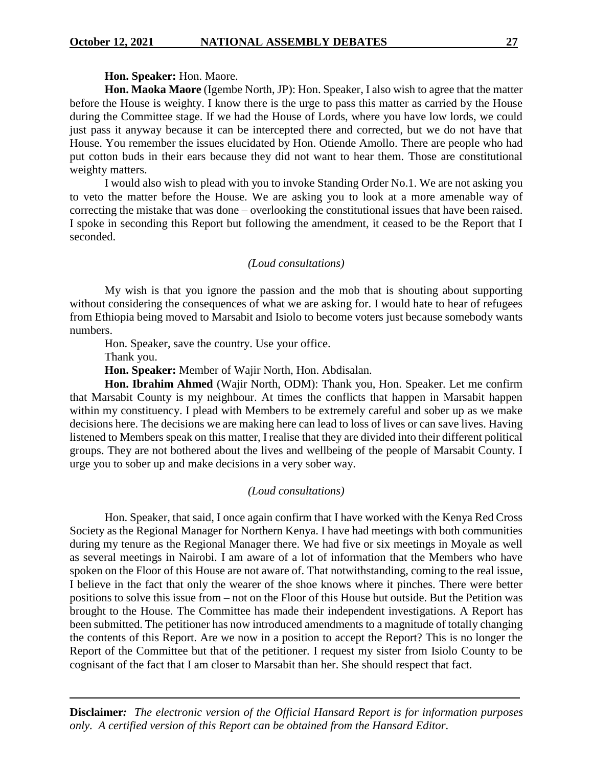**Hon. Speaker:** Hon. Maore.

**Hon. Maoka Maore** (Igembe North, JP): Hon. Speaker, I also wish to agree that the matter before the House is weighty. I know there is the urge to pass this matter as carried by the House during the Committee stage. If we had the House of Lords, where you have low lords, we could just pass it anyway because it can be intercepted there and corrected, but we do not have that House. You remember the issues elucidated by Hon. Otiende Amollo. There are people who had put cotton buds in their ears because they did not want to hear them. Those are constitutional weighty matters.

I would also wish to plead with you to invoke Standing Order No.1. We are not asking you to veto the matter before the House. We are asking you to look at a more amenable way of correcting the mistake that was done – overlooking the constitutional issues that have been raised. I spoke in seconding this Report but following the amendment, it ceased to be the Report that I seconded.

*(Loud consultations)*

My wish is that you ignore the passion and the mob that is shouting about supporting without considering the consequences of what we are asking for. I would hate to hear of refugees from Ethiopia being moved to Marsabit and Isiolo to become voters just because somebody wants numbers.

Hon. Speaker, save the country. Use your office.

Thank you.

**Hon. Speaker:** Member of Wajir North, Hon. Abdisalan.

**Hon. Ibrahim Ahmed** (Wajir North, ODM): Thank you, Hon. Speaker. Let me confirm that Marsabit County is my neighbour. At times the conflicts that happen in Marsabit happen within my constituency. I plead with Members to be extremely careful and sober up as we make decisions here. The decisions we are making here can lead to loss of lives or can save lives. Having listened to Members speak on this matter, I realise that they are divided into their different political groups. They are not bothered about the lives and wellbeing of the people of Marsabit County. I urge you to sober up and make decisions in a very sober way.

*(Loud consultations)*

Hon. Speaker, that said, I once again confirm that I have worked with the Kenya Red Cross Society as the Regional Manager for Northern Kenya. I have had meetings with both communities during my tenure as the Regional Manager there. We had five or six meetings in Moyale as well as several meetings in Nairobi. I am aware of a lot of information that the Members who have spoken on the Floor of this House are not aware of. That notwithstanding, coming to the real issue, I believe in the fact that only the wearer of the shoe knows where it pinches. There were better positions to solve this issue from – not on the Floor of this House but outside. But the Petition was brought to the House. The Committee has made their independent investigations. A Report has been submitted. The petitioner has now introduced amendments to a magnitude of totally changing the contents of this Report. Are we now in a position to accept the Report? This is no longer the Report of the Committee but that of the petitioner. I request my sister from Isiolo County to be cognisant of the fact that I am closer to Marsabit than her. She should respect that fact.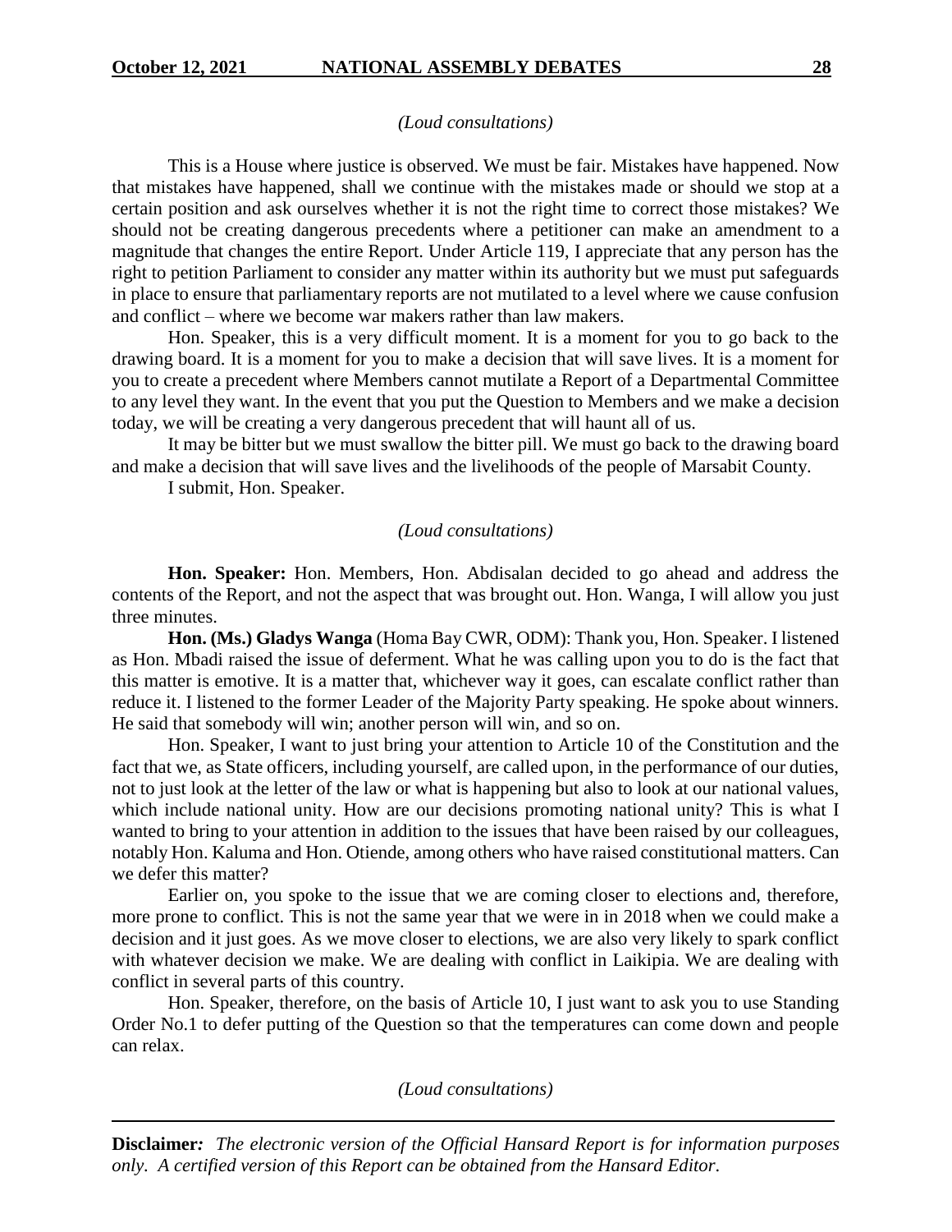*(Loud consultations)*

This is a House where justice is observed. We must be fair. Mistakes have happened. Now that mistakes have happened, shall we continue with the mistakes made or should we stop at a certain position and ask ourselves whether it is not the right time to correct those mistakes? We should not be creating dangerous precedents where a petitioner can make an amendment to a magnitude that changes the entire Report. Under Article 119, I appreciate that any person has the right to petition Parliament to consider any matter within its authority but we must put safeguards in place to ensure that parliamentary reports are not mutilated to a level where we cause confusion and conflict – where we become war makers rather than law makers.

Hon. Speaker, this is a very difficult moment. It is a moment for you to go back to the drawing board. It is a moment for you to make a decision that will save lives. It is a moment for you to create a precedent where Members cannot mutilate a Report of a Departmental Committee to any level they want. In the event that you put the Question to Members and we make a decision today, we will be creating a very dangerous precedent that will haunt all of us.

It may be bitter but we must swallow the bitter pill. We must go back to the drawing board and make a decision that will save lives and the livelihoods of the people of Marsabit County.

I submit, Hon. Speaker.

*(Loud consultations)*

**Hon. Speaker:** Hon. Members, Hon. Abdisalan decided to go ahead and address the contents of the Report, and not the aspect that was brought out. Hon. Wanga, I will allow you just three minutes.

**Hon. (Ms.) Gladys Wanga** (Homa Bay CWR, ODM): Thank you, Hon. Speaker. I listened as Hon. Mbadi raised the issue of deferment. What he was calling upon you to do is the fact that this matter is emotive. It is a matter that, whichever way it goes, can escalate conflict rather than reduce it. I listened to the former Leader of the Majority Party speaking. He spoke about winners. He said that somebody will win; another person will win, and so on.

Hon. Speaker, I want to just bring your attention to Article 10 of the Constitution and the fact that we, as State officers, including yourself, are called upon, in the performance of our duties, not to just look at the letter of the law or what is happening but also to look at our national values, which include national unity. How are our decisions promoting national unity? This is what I wanted to bring to your attention in addition to the issues that have been raised by our colleagues, notably Hon. Kaluma and Hon. Otiende, among others who have raised constitutional matters. Can we defer this matter?

Earlier on, you spoke to the issue that we are coming closer to elections and, therefore, more prone to conflict. This is not the same year that we were in in 2018 when we could make a decision and it just goes. As we move closer to elections, we are also very likely to spark conflict with whatever decision we make. We are dealing with conflict in Laikipia. We are dealing with conflict in several parts of this country.

Hon. Speaker, therefore, on the basis of Article 10, I just want to ask you to use Standing Order No.1 to defer putting of the Question so that the temperatures can come down and people can relax.

*(Loud consultations)*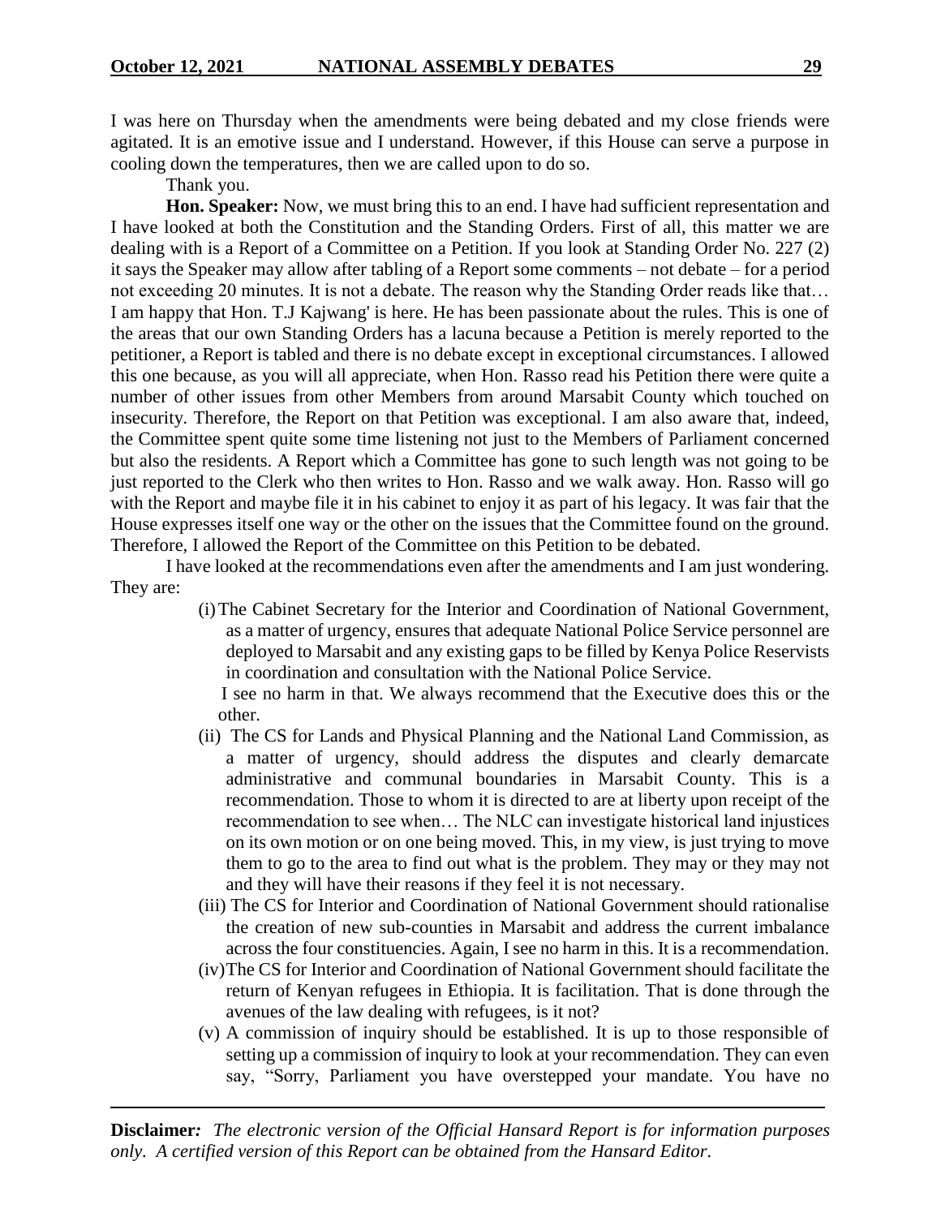I was here on Thursday when the amendments were being debated and my close friends were agitated. It is an emotive issue and I understand. However, if this House can serve a purpose in cooling down the temperatures, then we are called upon to do so.

Thank you.

**Hon. Speaker:** Now, we must bring this to an end. I have had sufficient representation and I have looked at both the Constitution and the Standing Orders. First of all, this matter we are dealing with is a Report of a Committee on a Petition. If you look at Standing Order No. 227 (2) it says the Speaker may allow after tabling of a Report some comments – not debate – for a period not exceeding 20 minutes. It is not a debate. The reason why the Standing Order reads like that… I am happy that Hon. T.J Kajwang' is here. He has been passionate about the rules. This is one of the areas that our own Standing Orders has a lacuna because a Petition is merely reported to the petitioner, a Report is tabled and there is no debate except in exceptional circumstances. I allowed this one because, as you will all appreciate, when Hon. Rasso read his Petition there were quite a number of other issues from other Members from around Marsabit County which touched on insecurity. Therefore, the Report on that Petition was exceptional. I am also aware that, indeed, the Committee spent quite some time listening not just to the Members of Parliament concerned but also the residents. A Report which a Committee has gone to such length was not going to be just reported to the Clerk who then writes to Hon. Rasso and we walk away. Hon. Rasso will go with the Report and maybe file it in his cabinet to enjoy it as part of his legacy. It was fair that the House expresses itself one way or the other on the issues that the Committee found on the ground. Therefore, I allowed the Report of the Committee on this Petition to be debated.

I have looked at the recommendations even after the amendments and I am just wondering. They are:

(i) The Cabinet Secretary for the Interior and Coordination of National Government, as a matter of urgency, ensures that adequate National Police Service personnel are deployed to Marsabit and any existing gaps to be filled by Kenya Police Reservists in coordination and consultation with the National Police Service.

I see no harm in that. We always recommend that the Executive does this or the other.

(ii) The CS for Lands and Physical Planning and the National Land Commission, as a matter of urgency, should address the disputes and clearly demarcate administrative and communal boundaries in Marsabit County. This is a recommendation. Those to whom it is directed to are at liberty upon receipt of the recommendation to see when… The NLC can investigate historical land injustices on its own motion or on one being moved. This, in my view, is just trying to move them to go to the area to find out what is the problem. They may or they may not and they will have their reasons if they feel it is not necessary.

(iii) The CS for Interior and Coordination of National Government should rationalise the creation of new sub-counties in Marsabit and address the current imbalance across the four constituencies. Again, I see no harm in this. It is a recommendation.

(iv) The CS for Interior and Coordination of National Government should facilitate the return of Kenyan refugees in Ethiopia. It is facilitation. That is done through the avenues of the law dealing with refugees, is it not?

(v) A commission of inquiry should be established. It is up to those responsible of setting up a commission of inquiry to look at your recommendation. They can even say, "Sorry, Parliament you have overstepped your mandate. You have no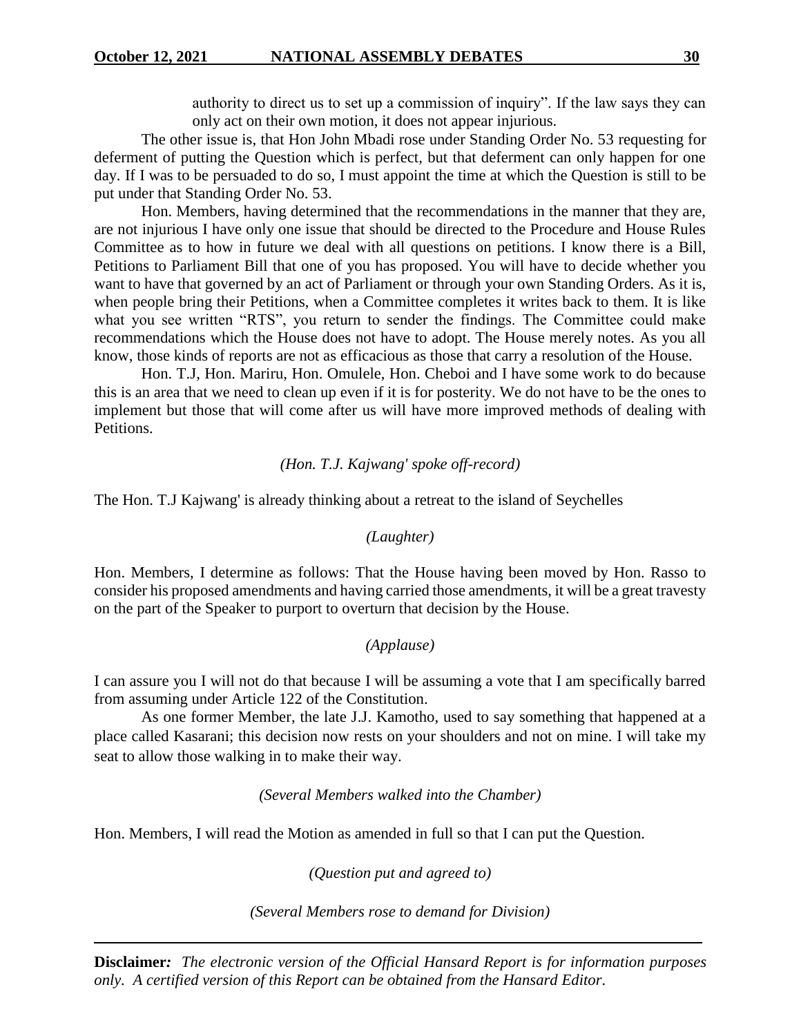authority to direct us to set up a commission of inquiry". If the law says they can only act on their own motion, it does not appear injurious.

The other issue is, that Hon John Mbadi rose under Standing Order No. 53 requesting for deferment of putting the Question which is perfect, but that deferment can only happen for one day. If I was to be persuaded to do so, I must appoint the time at which the Question is still to be put under that Standing Order No. 53.

Hon. Members, having determined that the recommendations in the manner that they are, are not injurious I have only one issue that should be directed to the Procedure and House Rules Committee as to how in future we deal with all questions on petitions. I know there is a Bill, Petitions to Parliament Bill that one of you has proposed. You will have to decide whether you want to have that governed by an act of Parliament or through your own Standing Orders. As it is, when people bring their Petitions, when a Committee completes it writes back to them. It is like what you see written "RTS", you return to sender the findings. The Committee could make recommendations which the House does not have to adopt. The House merely notes. As you all know, those kinds of reports are not as efficacious as those that carry a resolution of the House.

Hon. T.J, Hon. Mariru, Hon. Omulele, Hon. Cheboi and I have some work to do because this is an area that we need to clean up even if it is for posterity. We do not have to be the ones to implement but those that will come after us will have more improved methods of dealing with Petitions.

*(Hon. T.J. Kajwang' spoke off-record)*

The Hon. T.J Kajwang' is already thinking about a retreat to the island of Seychelles

*(Laughter)*

Hon. Members, I determine as follows: That the House having been moved by Hon. Rasso to consider his proposed amendments and having carried those amendments, it will be a great travesty on the part of the Speaker to purport to overturn that decision by the House.

*(Applause)*

I can assure you I will not do that because I will be assuming a vote that I am specifically barred from assuming under Article 122 of the Constitution.

As one former Member, the late J.J. Kamotho, used to say something that happened at a place called Kasarani; this decision now rests on your shoulders and not on mine. I will take my seat to allow those walking in to make their way.

*(Several Members walked into the Chamber)*

Hon. Members, I will read the Motion as amended in full so that I can put the Question.

*(Question put and agreed to)*

*(Several Members rose to demand for Division)*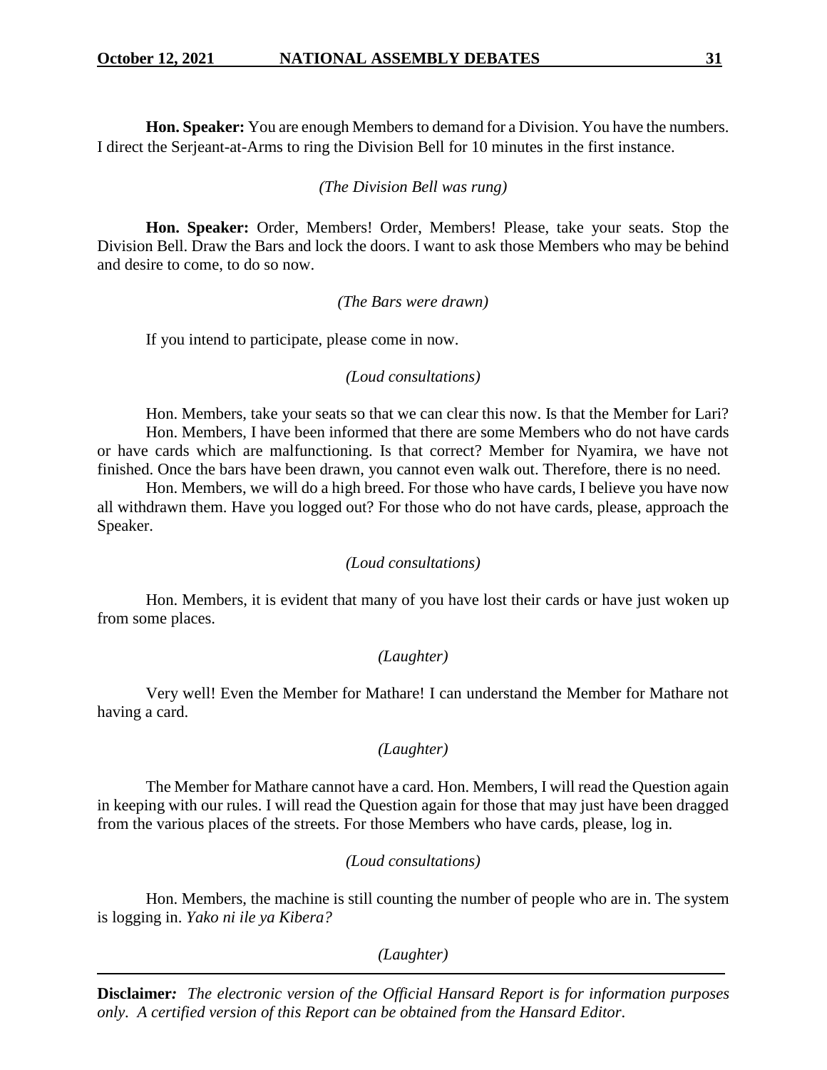**Hon. Speaker:** You are enough Members to demand for a Division. You have the numbers. I direct the Serjeant-at-Arms to ring the Division Bell for 10 minutes in the first instance.

*(The Division Bell was rung)*

**Hon. Speaker:** Order, Members! Order, Members! Please, take your seats. Stop the Division Bell. Draw the Bars and lock the doors. I want to ask those Members who may be behind and desire to come, to do so now.

*(The Bars were drawn)*

If you intend to participate, please come in now.

*(Loud consultations)*

Hon. Members, take your seats so that we can clear this now. Is that the Member for Lari?

Hon. Members, I have been informed that there are some Members who do not have cards or have cards which are malfunctioning. Is that correct? Member for Nyamira, we have not finished. Once the bars have been drawn, you cannot even walk out. Therefore, there is no need.

Hon. Members, we will do a high breed. For those who have cards, I believe you have now all withdrawn them. Have you logged out? For those who do not have cards, please, approach the Speaker.

*(Loud consultations)*

Hon. Members, it is evident that many of you have lost their cards or have just woken up from some places.

*(Laughter)*

Very well! Even the Member for Mathare! I can understand the Member for Mathare not having a card.

*(Laughter)*

The Member for Mathare cannot have a card. Hon. Members, I will read the Question again in keeping with our rules. I will read the Question again for those that may just have been dragged from the various places of the streets. For those Members who have cards, please, log in.

*(Loud consultations)*

Hon. Members, the machine is still counting the number of people who are in. The system is logging in. *Yako ni ile ya Kibera?*

*(Laughter)*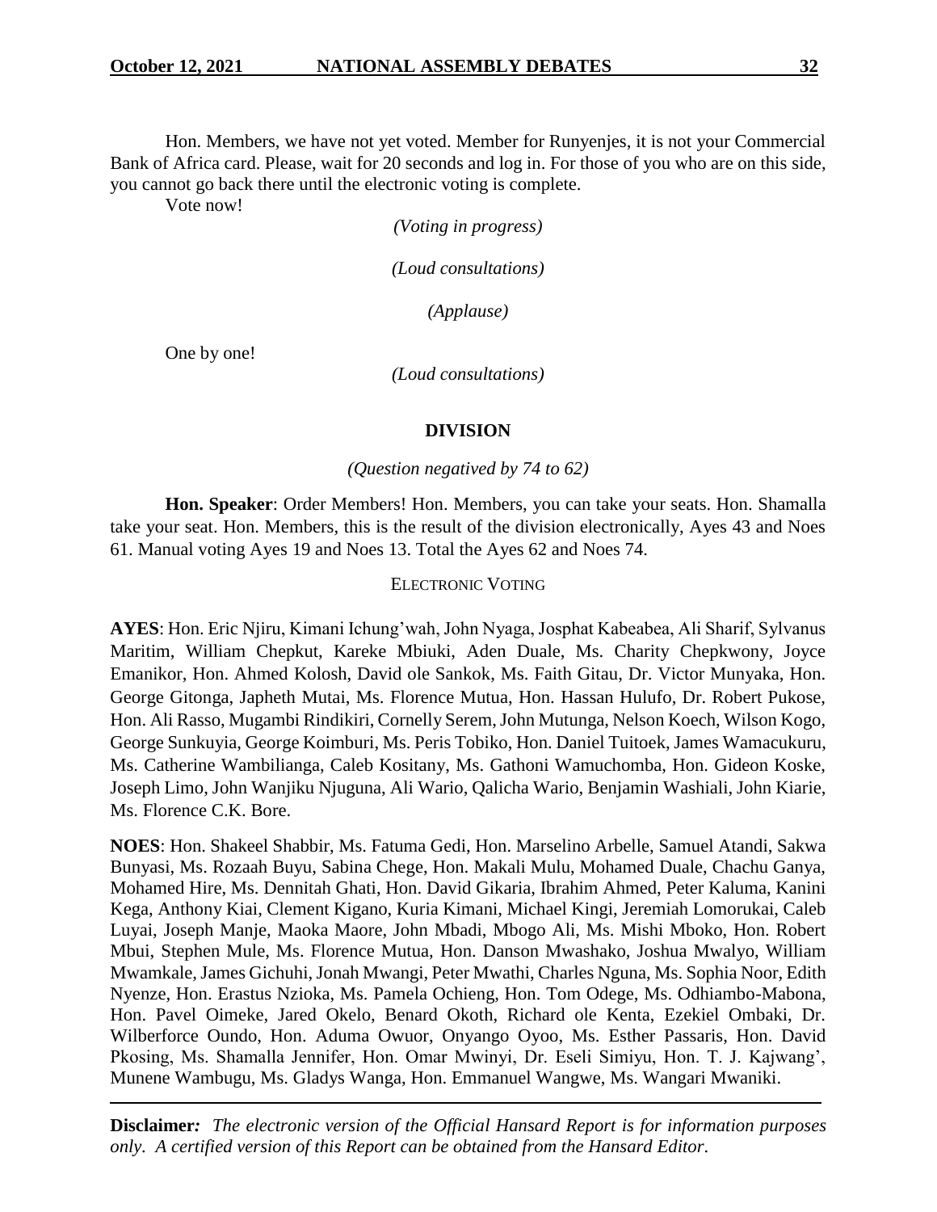Hon. Members, we have not yet voted. Member for Runyenjes, it is not your Commercial Bank of Africa card. Please, wait for 20 seconds and log in. For those of you who are on this side, you cannot go back there until the electronic voting is complete.

Vote now!

*(Voting in progress)*

*(Loud consultations)*

*(Applause)*

One by one!

*(Loud consultations)*

**DIVISION**

*(Question negatived by 74 to 62)*

**Hon. Speaker**: Order Members! Hon. Members, you can take your seats. Hon. Shamalla take your seat. Hon. Members, this is the result of the division electronically, Ayes 43 and Noes 61. Manual voting Ayes 19 and Noes 13. Total the Ayes 62 and Noes 74.

ELECTRONIC VOTING

**AYES**: Hon. Eric Njiru, Kimani Ichung'wah, John Nyaga, Josphat Kabeabea, Ali Sharif, Sylvanus Maritim, William Chepkut, Kareke Mbiuki, Aden Duale, Ms. Charity Chepkwony, Joyce Emanikor, Hon. Ahmed Kolosh, David ole Sankok, Ms. Faith Gitau, Dr. Victor Munyaka, Hon. George Gitonga, Japheth Mutai, Ms. Florence Mutua, Hon. Hassan Hulufo, Dr. Robert Pukose, Hon. Ali Rasso, Mugambi Rindikiri, Cornelly Serem, John Mutunga, Nelson Koech, Wilson Kogo, George Sunkuyia, George Koimburi, Ms. Peris Tobiko, Hon. Daniel Tuitoek, James Wamacukuru, Ms. Catherine Wambilianga, Caleb Kositany, Ms. Gathoni Wamuchomba, Hon. Gideon Koske, Joseph Limo, John Wanjiku Njuguna, Ali Wario, Qalicha Wario, Benjamin Washiali, John Kiarie, Ms. Florence C.K. Bore.

**NOES**: Hon. Shakeel Shabbir, Ms. Fatuma Gedi, Hon. Marselino Arbelle, Samuel Atandi, Sakwa Bunyasi, Ms. Rozaah Buyu, Sabina Chege, Hon. Makali Mulu, Mohamed Duale, Chachu Ganya, Mohamed Hire, Ms. Dennitah Ghati, Hon. David Gikaria, Ibrahim Ahmed, Peter Kaluma, Kanini Kega, Anthony Kiai, Clement Kigano, Kuria Kimani, Michael Kingi, Jeremiah Lomorukai, Caleb Luyai, Joseph Manje, Maoka Maore, John Mbadi, Mbogo Ali, Ms. Mishi Mboko, Hon. Robert Mbui, Stephen Mule, Ms. Florence Mutua, Hon. Danson Mwashako, Joshua Mwalyo, William Mwamkale, James Gichuhi, Jonah Mwangi, Peter Mwathi, Charles Nguna, Ms. Sophia Noor, Edith Nyenze, Hon. Erastus Nzioka, Ms. Pamela Ochieng, Hon. Tom Odege, Ms. Odhiambo-Mabona, Hon. Pavel Oimeke, Jared Okelo, Benard Okoth, Richard ole Kenta, Ezekiel Ombaki, Dr. Wilberforce Oundo, Hon. Aduma Owuor, Onyango Oyoo, Ms. Esther Passaris, Hon. David Pkosing, Ms. Shamalla Jennifer, Hon. Omar Mwinyi, Dr. Eseli Simiyu, Hon. T. J. Kajwang', Munene Wambugu, Ms. Gladys Wanga, Hon. Emmanuel Wangwe, Ms. Wangari Mwaniki.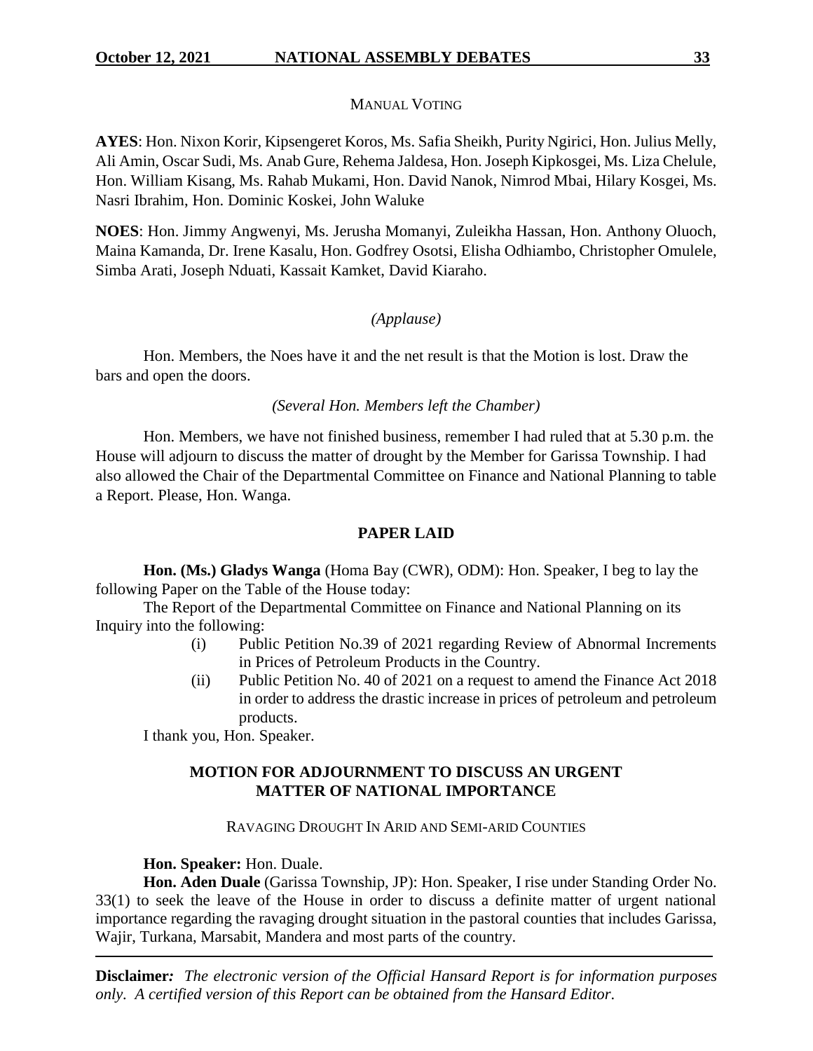MANUAL VOTING

**AYES**: Hon. Nixon Korir, Kipsengeret Koros, Ms. Safia Sheikh, Purity Ngirici, Hon. Julius Melly, Ali Amin, Oscar Sudi, Ms. Anab Gure, Rehema Jaldesa, Hon. Joseph Kipkosgei, Ms. Liza Chelule, Hon. William Kisang, Ms. Rahab Mukami, Hon. David Nanok, Nimrod Mbai, Hilary Kosgei, Ms. Nasri Ibrahim, Hon. Dominic Koskei, John Waluke

**NOES**: Hon. Jimmy Angwenyi, Ms. Jerusha Momanyi, Zuleikha Hassan, Hon. Anthony Oluoch, Maina Kamanda, Dr. Irene Kasalu, Hon. Godfrey Osotsi, Elisha Odhiambo, Christopher Omulele, Simba Arati, Joseph Nduati, Kassait Kamket, David Kiaraho.

*(Applause)*

Hon. Members, the Noes have it and the net result is that the Motion is lost. Draw the bars and open the doors.

*(Several Hon. Members left the Chamber)*

Hon. Members, we have not finished business, remember I had ruled that at 5.30 p.m. the House will adjourn to discuss the matter of drought by the Member for Garissa Township. I had also allowed the Chair of the Departmental Committee on Finance and National Planning to table a Report. Please, Hon. Wanga.

## PAPER LAID

**Hon. (Ms.) Gladys Wanga** (Homa Bay (CWR), ODM): Hon. Speaker, I beg to lay the following Paper on the Table of the House today:

The Report of the Departmental Committee on Finance and National Planning on its Inquiry into the following:

(i) Public Petition No.39 of 2021 regarding Review of Abnormal Increments in Prices of Petroleum Products in the Country.

(ii) Public Petition No. 40 of 2021 on a request to amend the Finance Act 2018 in order to address the drastic increase in prices of petroleum and petroleum products.

I thank you, Hon. Speaker.

## MOTION FOR ADJOURNMENT TO DISCUSS AN URGENT MATTER OF NATIONAL IMPORTANCE

RAVAGING DROUGHT IN ARID AND SEMI-ARID COUNTIES

**Hon. Speaker:** Hon. Duale.

**Hon. Aden Duale** (Garissa Township, JP): Hon. Speaker, I rise under Standing Order No. 33(1) to seek the leave of the House in order to discuss a definite matter of urgent national importance regarding the ravaging drought situation in the pastoral counties that includes Garissa, Wajir, Turkana, Marsabit, Mandera and most parts of the country.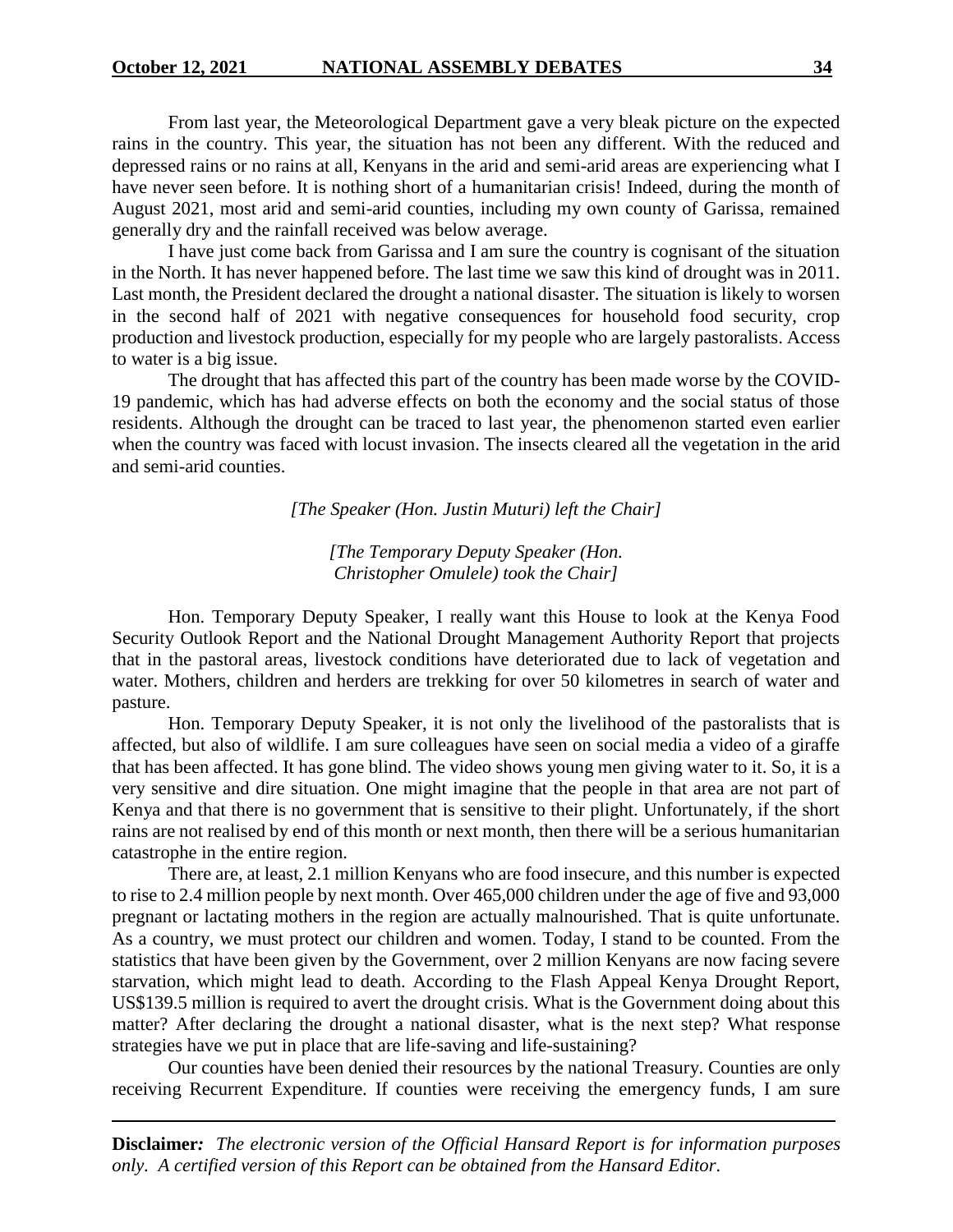From last year, the Meteorological Department gave a very bleak picture on the expected rains in the country. This year, the situation has not been any different. With the reduced and depressed rains or no rains at all, Kenyans in the arid and semi-arid areas are experiencing what I have never seen before. It is nothing short of a humanitarian crisis! Indeed, during the month of August 2021, most arid and semi-arid counties, including my own county of Garissa, remained generally dry and the rainfall received was below average.

I have just come back from Garissa and I am sure the country is cognisant of the situation in the North. It has never happened before. The last time we saw this kind of drought was in 2011. Last month, the President declared the drought a national disaster. The situation is likely to worsen in the second half of 2021 with negative consequences for household food security, crop production and livestock production, especially for my people who are largely pastoralists. Access to water is a big issue.

The drought that has affected this part of the country has been made worse by the COVID-19 pandemic, which has had adverse effects on both the economy and the social status of those residents. Although the drought can be traced to last year, the phenomenon started even earlier when the country was faced with locust invasion. The insects cleared all the vegetation in the arid and semi-arid counties.

*[The Speaker (Hon. Justin Muturi) left the Chair]*

*[The Temporary Deputy Speaker (Hon. Christopher Omulele) took the Chair]*

Hon. Temporary Deputy Speaker, I really want this House to look at the Kenya Food Security Outlook Report and the National Drought Management Authority Report that projects that in the pastoral areas, livestock conditions have deteriorated due to lack of vegetation and water. Mothers, children and herders are trekking for over 50 kilometres in search of water and pasture.

Hon. Temporary Deputy Speaker, it is not only the livelihood of the pastoralists that is affected, but also of wildlife. I am sure colleagues have seen on social media a video of a giraffe that has been affected. It has gone blind. The video shows young men giving water to it. So, it is a very sensitive and dire situation. One might imagine that the people in that area are not part of Kenya and that there is no government that is sensitive to their plight. Unfortunately, if the short rains are not realised by end of this month or next month, then there will be a serious humanitarian catastrophe in the entire region.

There are, at least, 2.1 million Kenyans who are food insecure, and this number is expected to rise to 2.4 million people by next month. Over 465,000 children under the age of five and 93,000 pregnant or lactating mothers in the region are actually malnourished. That is quite unfortunate. As a country, we must protect our children and women. Today, I stand to be counted. From the statistics that have been given by the Government, over 2 million Kenyans are now facing severe starvation, which might lead to death. According to the Flash Appeal Kenya Drought Report, US$139.5 million is required to avert the drought crisis. What is the Government doing about this matter? After declaring the drought a national disaster, what is the next step? What response strategies have we put in place that are life-saving and life-sustaining?

Our counties have been denied their resources by the national Treasury. Counties are only receiving Recurrent Expenditure. If counties were receiving the emergency funds, I am sure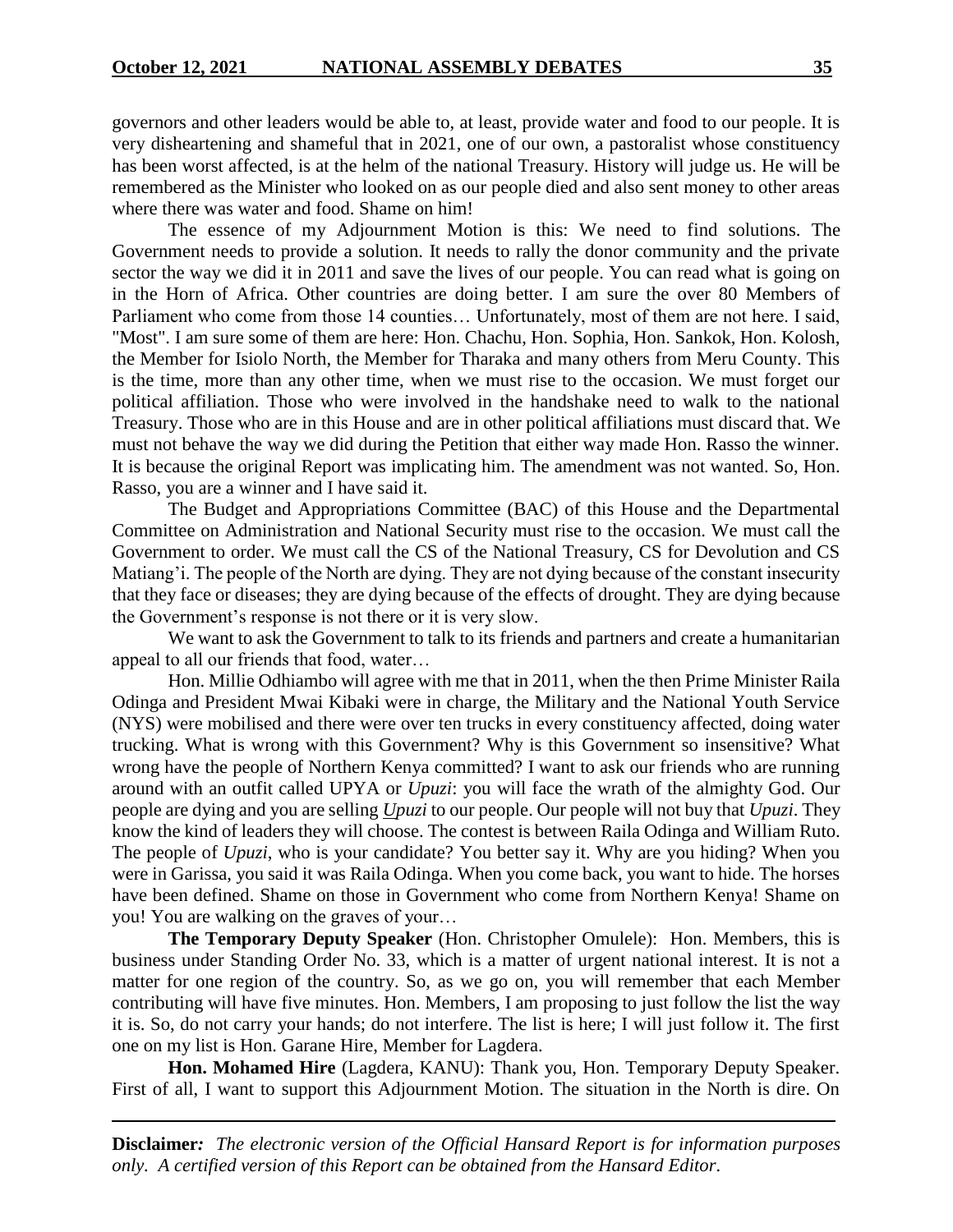governors and other leaders would be able to, at least, provide water and food to our people. It is very disheartening and shameful that in 2021, one of our own, a pastoralist whose constituency has been worst affected, is at the helm of the national Treasury. History will judge us. He will be remembered as the Minister who looked on as our people died and also sent money to other areas where there was water and food. Shame on him!

The essence of my Adjournment Motion is this: We need to find solutions. The Government needs to provide a solution. It needs to rally the donor community and the private sector the way we did it in 2011 and save the lives of our people. You can read what is going on in the Horn of Africa. Other countries are doing better. I am sure the over 80 Members of Parliament who come from those 14 counties… Unfortunately, most of them are not here. I said, "Most". I am sure some of them are here: Hon. Chachu, Hon. Sophia, Hon. Sankok, Hon. Kolosh, the Member for Isiolo North, the Member for Tharaka and many others from Meru County. This is the time, more than any other time, when we must rise to the occasion. We must forget our political affiliation. Those who were involved in the handshake need to walk to the national Treasury. Those who are in this House and are in other political affiliations must discard that. We must not behave the way we did during the Petition that either way made Hon. Rasso the winner. It is because the original Report was implicating him. The amendment was not wanted. So, Hon. Rasso, you are a winner and I have said it.

The Budget and Appropriations Committee (BAC) of this House and the Departmental Committee on Administration and National Security must rise to the occasion. We must call the Government to order. We must call the CS of the National Treasury, CS for Devolution and CS Matiang'i. The people of the North are dying. They are not dying because of the constant insecurity that they face or diseases; they are dying because of the effects of drought. They are dying because the Government's response is not there or it is very slow.

We want to ask the Government to talk to its friends and partners and create a humanitarian appeal to all our friends that food, water…

Hon. Millie Odhiambo will agree with me that in 2011, when the then Prime Minister Raila Odinga and President Mwai Kibaki were in charge, the Military and the National Youth Service (NYS) were mobilised and there were over ten trucks in every constituency affected, doing water trucking. What is wrong with this Government? Why is this Government so insensitive? What wrong have the people of Northern Kenya committed? I want to ask our friends who are running around with an outfit called UPYA or *Upuzi*: you will face the wrath of the almighty God. Our people are dying and you are selling *Upuzi* to our people. Our people will not buy that *Upuzi*. They know the kind of leaders they will choose. The contest is between Raila Odinga and William Ruto. The people of *Upuzi*, who is your candidate? You better say it. Why are you hiding? When you were in Garissa, you said it was Raila Odinga. When you come back, you want to hide. The horses have been defined. Shame on those in Government who come from Northern Kenya! Shame on you! You are walking on the graves of your…

**The Temporary Deputy Speaker** (Hon. Christopher Omulele): Hon. Members, this is business under Standing Order No. 33, which is a matter of urgent national interest. It is not a matter for one region of the country. So, as we go on, you will remember that each Member contributing will have five minutes. Hon. Members, I am proposing to just follow the list the way it is. So, do not carry your hands; do not interfere. The list is here; I will just follow it. The first one on my list is Hon. Garane Hire, Member for Lagdera.

**Hon. Mohamed Hire** (Lagdera, KANU): Thank you, Hon. Temporary Deputy Speaker. First of all, I want to support this Adjournment Motion. The situation in the North is dire. On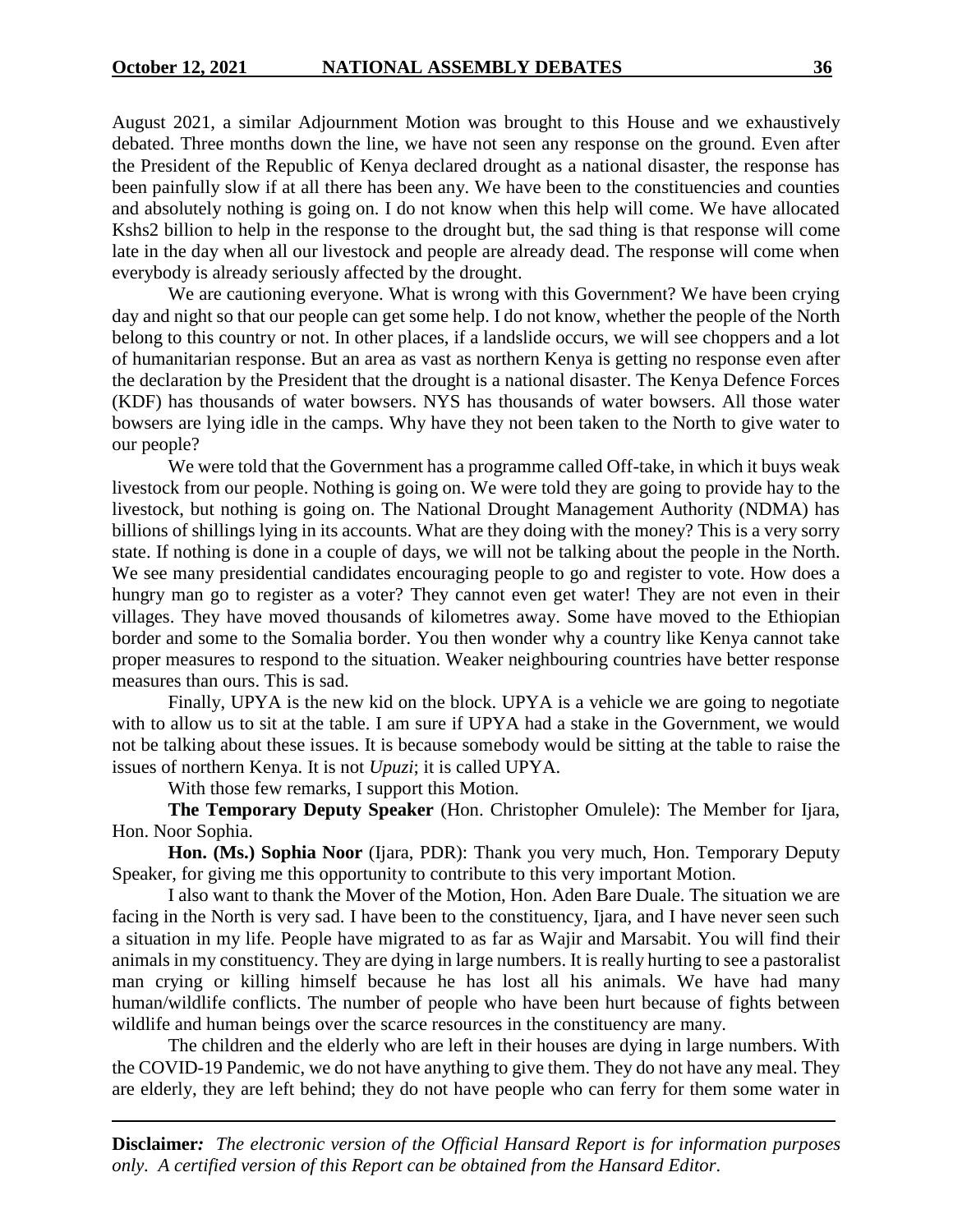August 2021, a similar Adjournment Motion was brought to this House and we exhaustively debated. Three months down the line, we have not seen any response on the ground. Even after the President of the Republic of Kenya declared drought as a national disaster, the response has been painfully slow if at all there has been any. We have been to the constituencies and counties and absolutely nothing is going on. I do not know when this help will come. We have allocated Kshs2 billion to help in the response to the drought but, the sad thing is that response will come late in the day when all our livestock and people are already dead. The response will come when everybody is already seriously affected by the drought.

We are cautioning everyone. What is wrong with this Government? We have been crying day and night so that our people can get some help. I do not know, whether the people of the North belong to this country or not. In other places, if a landslide occurs, we will see choppers and a lot of humanitarian response. But an area as vast as northern Kenya is getting no response even after the declaration by the President that the drought is a national disaster. The Kenya Defence Forces (KDF) has thousands of water bowsers. NYS has thousands of water bowsers. All those water bowsers are lying idle in the camps. Why have they not been taken to the North to give water to our people?

We were told that the Government has a programme called Off-take, in which it buys weak livestock from our people. Nothing is going on. We were told they are going to provide hay to the livestock, but nothing is going on. The National Drought Management Authority (NDMA) has billions of shillings lying in its accounts. What are they doing with the money? This is a very sorry state. If nothing is done in a couple of days, we will not be talking about the people in the North. We see many presidential candidates encouraging people to go and register to vote. How does a hungry man go to register as a voter? They cannot even get water! They are not even in their villages. They have moved thousands of kilometres away. Some have moved to the Ethiopian border and some to the Somalia border. You then wonder why a country like Kenya cannot take proper measures to respond to the situation. Weaker neighbouring countries have better response measures than ours. This is sad.

Finally, UPYA is the new kid on the block. UPYA is a vehicle we are going to negotiate with to allow us to sit at the table. I am sure if UPYA had a stake in the Government, we would not be talking about these issues. It is because somebody would be sitting at the table to raise the issues of northern Kenya. It is not *Upuzi*; it is called UPYA.

With those few remarks, I support this Motion.

**The Temporary Deputy Speaker** (Hon. Christopher Omulele): The Member for Ijara, Hon. Noor Sophia.

**Hon. (Ms.) Sophia Noor** (Ijara, PDR): Thank you very much, Hon. Temporary Deputy Speaker, for giving me this opportunity to contribute to this very important Motion.

I also want to thank the Mover of the Motion, Hon. Aden Bare Duale. The situation we are facing in the North is very sad. I have been to the constituency, Ijara, and I have never seen such a situation in my life. People have migrated to as far as Wajir and Marsabit. You will find their animals in my constituency. They are dying in large numbers. It is really hurting to see a pastoralist man crying or killing himself because he has lost all his animals. We have had many human/wildlife conflicts. The number of people who have been hurt because of fights between wildlife and human beings over the scarce resources in the constituency are many.

The children and the elderly who are left in their houses are dying in large numbers. With the COVID-19 Pandemic, we do not have anything to give them. They do not have any meal. They are elderly, they are left behind; they do not have people who can ferry for them some water in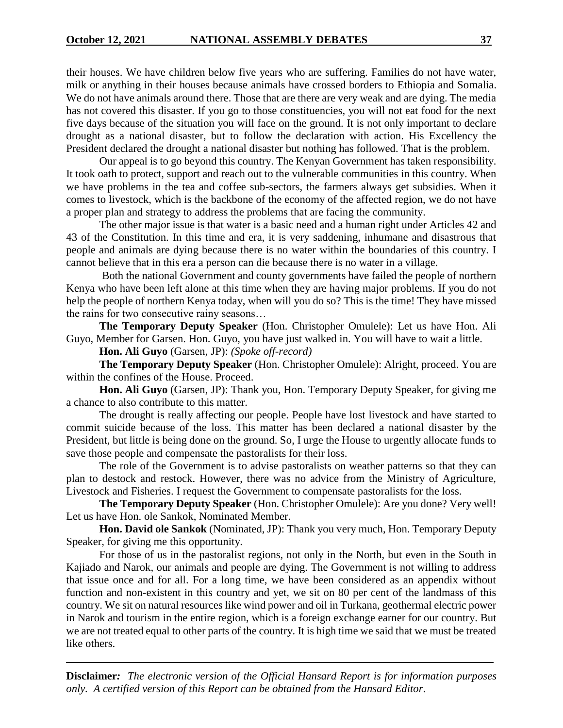their houses. We have children below five years who are suffering. Families do not have water, milk or anything in their houses because animals have crossed borders to Ethiopia and Somalia. We do not have animals around there. Those that are there are very weak and are dying. The media has not covered this disaster. If you go to those constituencies, you will not eat food for the next five days because of the situation you will face on the ground. It is not only important to declare drought as a national disaster, but to follow the declaration with action. His Excellency the President declared the drought a national disaster but nothing has followed. That is the problem.

Our appeal is to go beyond this country. The Kenyan Government has taken responsibility. It took oath to protect, support and reach out to the vulnerable communities in this country. When we have problems in the tea and coffee sub-sectors, the farmers always get subsidies. When it comes to livestock, which is the backbone of the economy of the affected region, we do not have a proper plan and strategy to address the problems that are facing the community.

The other major issue is that water is a basic need and a human right under Articles 42 and 43 of the Constitution. In this time and era, it is very saddening, inhumane and disastrous that people and animals are dying because there is no water within the boundaries of this country. I cannot believe that in this era a person can die because there is no water in a village.

Both the national Government and county governments have failed the people of northern Kenya who have been left alone at this time when they are having major problems. If you do not help the people of northern Kenya today, when will you do so? This is the time! They have missed the rains for two consecutive rainy seasons…

**The Temporary Deputy Speaker** (Hon. Christopher Omulele): Let us have Hon. Ali Guyo, Member for Garsen. Hon. Guyo, you have just walked in. You will have to wait a little.

**Hon. Ali Guyo** (Garsen, JP): *(Spoke off-record)*

**The Temporary Deputy Speaker** (Hon. Christopher Omulele): Alright, proceed. You are within the confines of the House. Proceed.

**Hon. Ali Guyo** (Garsen, JP): Thank you, Hon. Temporary Deputy Speaker, for giving me a chance to also contribute to this matter.

The drought is really affecting our people. People have lost livestock and have started to commit suicide because of the loss. This matter has been declared a national disaster by the President, but little is being done on the ground. So, I urge the House to urgently allocate funds to save those people and compensate the pastoralists for their loss.

The role of the Government is to advise pastoralists on weather patterns so that they can plan to destock and restock. However, there was no advice from the Ministry of Agriculture, Livestock and Fisheries. I request the Government to compensate pastoralists for the loss.

**The Temporary Deputy Speaker** (Hon. Christopher Omulele): Are you done? Very well! Let us have Hon. ole Sankok, Nominated Member.

**Hon. David ole Sankok** (Nominated, JP): Thank you very much, Hon. Temporary Deputy Speaker, for giving me this opportunity.

For those of us in the pastoralist regions, not only in the North, but even in the South in Kajiado and Narok, our animals and people are dying. The Government is not willing to address that issue once and for all. For a long time, we have been considered as an appendix without function and non-existent in this country and yet, we sit on 80 per cent of the landmass of this country. We sit on natural resources like wind power and oil in Turkana, geothermal electric power in Narok and tourism in the entire region, which is a foreign exchange earner for our country. But we are not treated equal to other parts of the country. It is high time we said that we must be treated like others.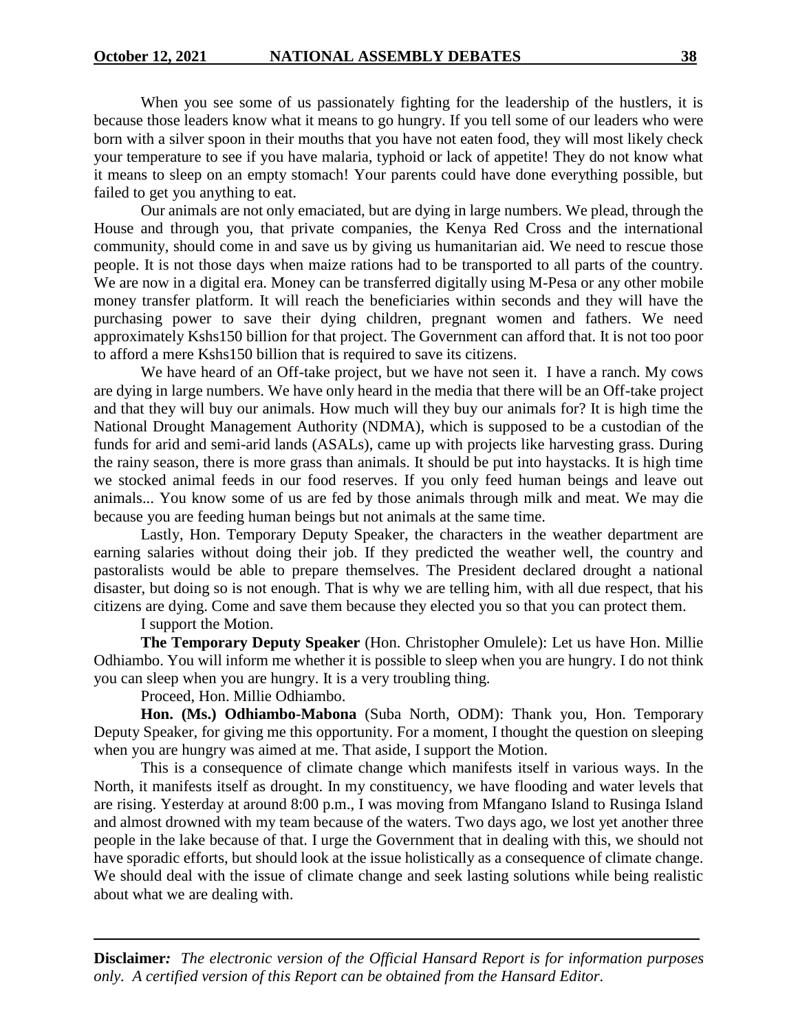When you see some of us passionately fighting for the leadership of the hustlers, it is because those leaders know what it means to go hungry. If you tell some of our leaders who were born with a silver spoon in their mouths that you have not eaten food, they will most likely check your temperature to see if you have malaria, typhoid or lack of appetite! They do not know what it means to sleep on an empty stomach! Your parents could have done everything possible, but failed to get you anything to eat.

Our animals are not only emaciated, but are dying in large numbers. We plead, through the House and through you, that private companies, the Kenya Red Cross and the international community, should come in and save us by giving us humanitarian aid. We need to rescue those people. It is not those days when maize rations had to be transported to all parts of the country. We are now in a digital era. Money can be transferred digitally using M-Pesa or any other mobile money transfer platform. It will reach the beneficiaries within seconds and they will have the purchasing power to save their dying children, pregnant women and fathers. We need approximately Kshs150 billion for that project. The Government can afford that. It is not too poor to afford a mere Kshs150 billion that is required to save its citizens.

We have heard of an Off-take project, but we have not seen it. I have a ranch. My cows are dying in large numbers. We have only heard in the media that there will be an Off-take project and that they will buy our animals. How much will they buy our animals for? It is high time the National Drought Management Authority (NDMA), which is supposed to be a custodian of the funds for arid and semi-arid lands (ASALs), came up with projects like harvesting grass. During the rainy season, there is more grass than animals. It should be put into haystacks. It is high time we stocked animal feeds in our food reserves. If you only feed human beings and leave out animals... You know some of us are fed by those animals through milk and meat. We may die because you are feeding human beings but not animals at the same time.

Lastly, Hon. Temporary Deputy Speaker, the characters in the weather department are earning salaries without doing their job. If they predicted the weather well, the country and pastoralists would be able to prepare themselves. The President declared drought a national disaster, but doing so is not enough. That is why we are telling him, with all due respect, that his citizens are dying. Come and save them because they elected you so that you can protect them.

I support the Motion.

**The Temporary Deputy Speaker** (Hon. Christopher Omulele): Let us have Hon. Millie Odhiambo. You will inform me whether it is possible to sleep when you are hungry. I do not think you can sleep when you are hungry. It is a very troubling thing.

Proceed, Hon. Millie Odhiambo.

**Hon. (Ms.) Odhiambo-Mabona** (Suba North, ODM): Thank you, Hon. Temporary Deputy Speaker, for giving me this opportunity. For a moment, I thought the question on sleeping when you are hungry was aimed at me. That aside, I support the Motion.

This is a consequence of climate change which manifests itself in various ways. In the North, it manifests itself as drought. In my constituency, we have flooding and water levels that are rising. Yesterday at around 8:00 p.m., I was moving from Mfangano Island to Rusinga Island and almost drowned with my team because of the waters. Two days ago, we lost yet another three people in the lake because of that. I urge the Government that in dealing with this, we should not have sporadic efforts, but should look at the issue holistically as a consequence of climate change. We should deal with the issue of climate change and seek lasting solutions while being realistic about what we are dealing with.

**Disclaimer***:* *The electronic version of the Official Hansard Report is for information purposes only. A certified version of this Report can be obtained from the Hansard Editor.*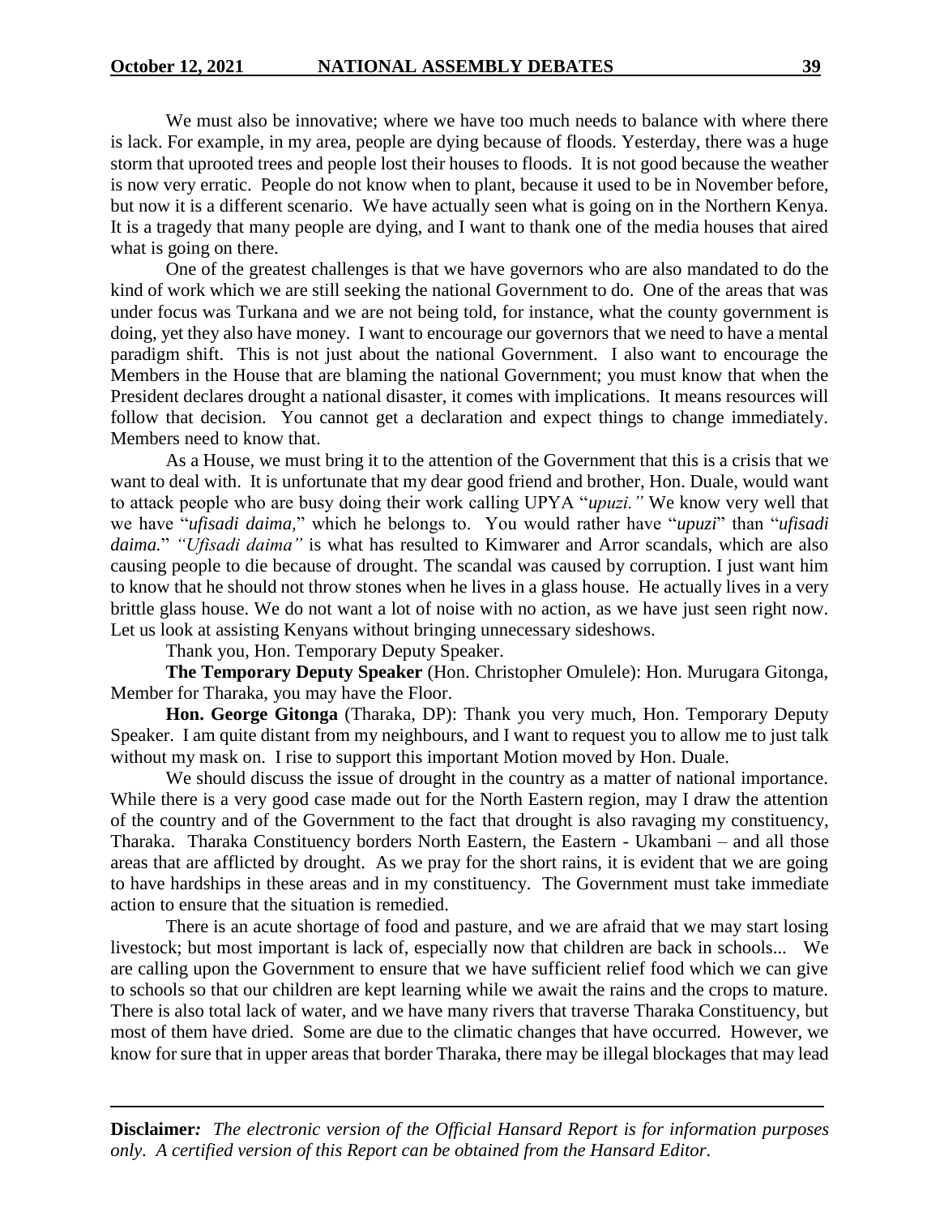We must also be innovative; where we have too much needs to balance with where there is lack. For example, in my area, people are dying because of floods. Yesterday, there was a huge storm that uprooted trees and people lost their houses to floods. It is not good because the weather is now very erratic. People do not know when to plant, because it used to be in November before, but now it is a different scenario. We have actually seen what is going on in the Northern Kenya. It is a tragedy that many people are dying, and I want to thank one of the media houses that aired what is going on there.

One of the greatest challenges is that we have governors who are also mandated to do the kind of work which we are still seeking the national Government to do. One of the areas that was under focus was Turkana and we are not being told, for instance, what the county government is doing, yet they also have money. I want to encourage our governors that we need to have a mental paradigm shift. This is not just about the national Government. I also want to encourage the Members in the House that are blaming the national Government; you must know that when the President declares drought a national disaster, it comes with implications. It means resources will follow that decision. You cannot get a declaration and expect things to change immediately. Members need to know that.

As a House, we must bring it to the attention of the Government that this is a crisis that we want to deal with. It is unfortunate that my dear good friend and brother, Hon. Duale, would want to attack people who are busy doing their work calling UPYA "*upuzi.*" We know very well that we have "*ufisadi daima*," which he belongs to. You would rather have "*upuzi*" than "*ufisadi daima.*" *"Ufisadi daima"* is what has resulted to Kimwarer and Arror scandals, which are also causing people to die because of drought. The scandal was caused by corruption. I just want him to know that he should not throw stones when he lives in a glass house. He actually lives in a very brittle glass house. We do not want a lot of noise with no action, as we have just seen right now. Let us look at assisting Kenyans without bringing unnecessary sideshows.

Thank you, Hon. Temporary Deputy Speaker.

**The Temporary Deputy Speaker** (Hon. Christopher Omulele): Hon. Murugara Gitonga, Member for Tharaka, you may have the Floor.

**Hon. George Gitonga** (Tharaka, DP): Thank you very much, Hon. Temporary Deputy Speaker. I am quite distant from my neighbours, and I want to request you to allow me to just talk without my mask on. I rise to support this important Motion moved by Hon. Duale.

We should discuss the issue of drought in the country as a matter of national importance. While there is a very good case made out for the North Eastern region, may I draw the attention of the country and of the Government to the fact that drought is also ravaging my constituency, Tharaka. Tharaka Constituency borders North Eastern, the Eastern - Ukambani – and all those areas that are afflicted by drought. As we pray for the short rains, it is evident that we are going to have hardships in these areas and in my constituency. The Government must take immediate action to ensure that the situation is remedied.

There is an acute shortage of food and pasture, and we are afraid that we may start losing livestock; but most important is lack of, especially now that children are back in schools... We are calling upon the Government to ensure that we have sufficient relief food which we can give to schools so that our children are kept learning while we await the rains and the crops to mature. There is also total lack of water, and we have many rivers that traverse Tharaka Constituency, but most of them have dried. Some are due to the climatic changes that have occurred. However, we know for sure that in upper areas that border Tharaka, there may be illegal blockages that may lead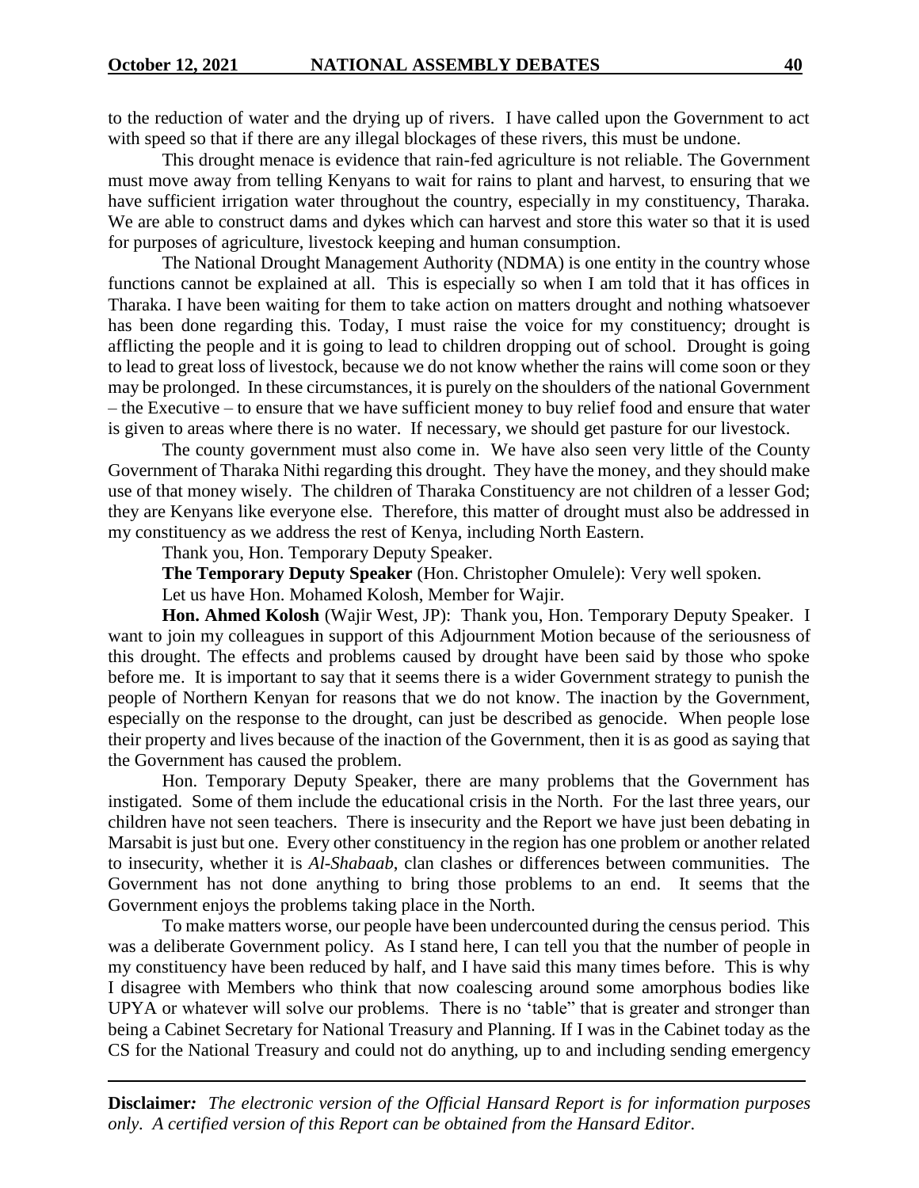to the reduction of water and the drying up of rivers. I have called upon the Government to act with speed so that if there are any illegal blockages of these rivers, this must be undone.

This drought menace is evidence that rain-fed agriculture is not reliable. The Government must move away from telling Kenyans to wait for rains to plant and harvest, to ensuring that we have sufficient irrigation water throughout the country, especially in my constituency, Tharaka. We are able to construct dams and dykes which can harvest and store this water so that it is used for purposes of agriculture, livestock keeping and human consumption.

The National Drought Management Authority (NDMA) is one entity in the country whose functions cannot be explained at all. This is especially so when I am told that it has offices in Tharaka. I have been waiting for them to take action on matters drought and nothing whatsoever has been done regarding this. Today, I must raise the voice for my constituency; drought is afflicting the people and it is going to lead to children dropping out of school. Drought is going to lead to great loss of livestock, because we do not know whether the rains will come soon or they may be prolonged. In these circumstances, it is purely on the shoulders of the national Government – the Executive – to ensure that we have sufficient money to buy relief food and ensure that water is given to areas where there is no water. If necessary, we should get pasture for our livestock.

The county government must also come in. We have also seen very little of the County Government of Tharaka Nithi regarding this drought. They have the money, and they should make use of that money wisely. The children of Tharaka Constituency are not children of a lesser God; they are Kenyans like everyone else. Therefore, this matter of drought must also be addressed in my constituency as we address the rest of Kenya, including North Eastern.

Thank you, Hon. Temporary Deputy Speaker.

**The Temporary Deputy Speaker** (Hon. Christopher Omulele): Very well spoken.

Let us have Hon. Mohamed Kolosh, Member for Wajir.

**Hon. Ahmed Kolosh** (Wajir West, JP): Thank you, Hon. Temporary Deputy Speaker. I want to join my colleagues in support of this Adjournment Motion because of the seriousness of this drought. The effects and problems caused by drought have been said by those who spoke before me. It is important to say that it seems there is a wider Government strategy to punish the people of Northern Kenyan for reasons that we do not know. The inaction by the Government, especially on the response to the drought, can just be described as genocide. When people lose their property and lives because of the inaction of the Government, then it is as good as saying that the Government has caused the problem.

Hon. Temporary Deputy Speaker, there are many problems that the Government has instigated. Some of them include the educational crisis in the North. For the last three years, our children have not seen teachers. There is insecurity and the Report we have just been debating in Marsabit is just but one. Every other constituency in the region has one problem or another related to insecurity, whether it is *Al-Shabaab*, clan clashes or differences between communities. The Government has not done anything to bring those problems to an end. It seems that the Government enjoys the problems taking place in the North.

To make matters worse, our people have been undercounted during the census period. This was a deliberate Government policy. As I stand here, I can tell you that the number of people in my constituency have been reduced by half, and I have said this many times before. This is why I disagree with Members who think that now coalescing around some amorphous bodies like UPYA or whatever will solve our problems. There is no 'table" that is greater and stronger than being a Cabinet Secretary for National Treasury and Planning. If I was in the Cabinet today as the CS for the National Treasury and could not do anything, up to and including sending emergency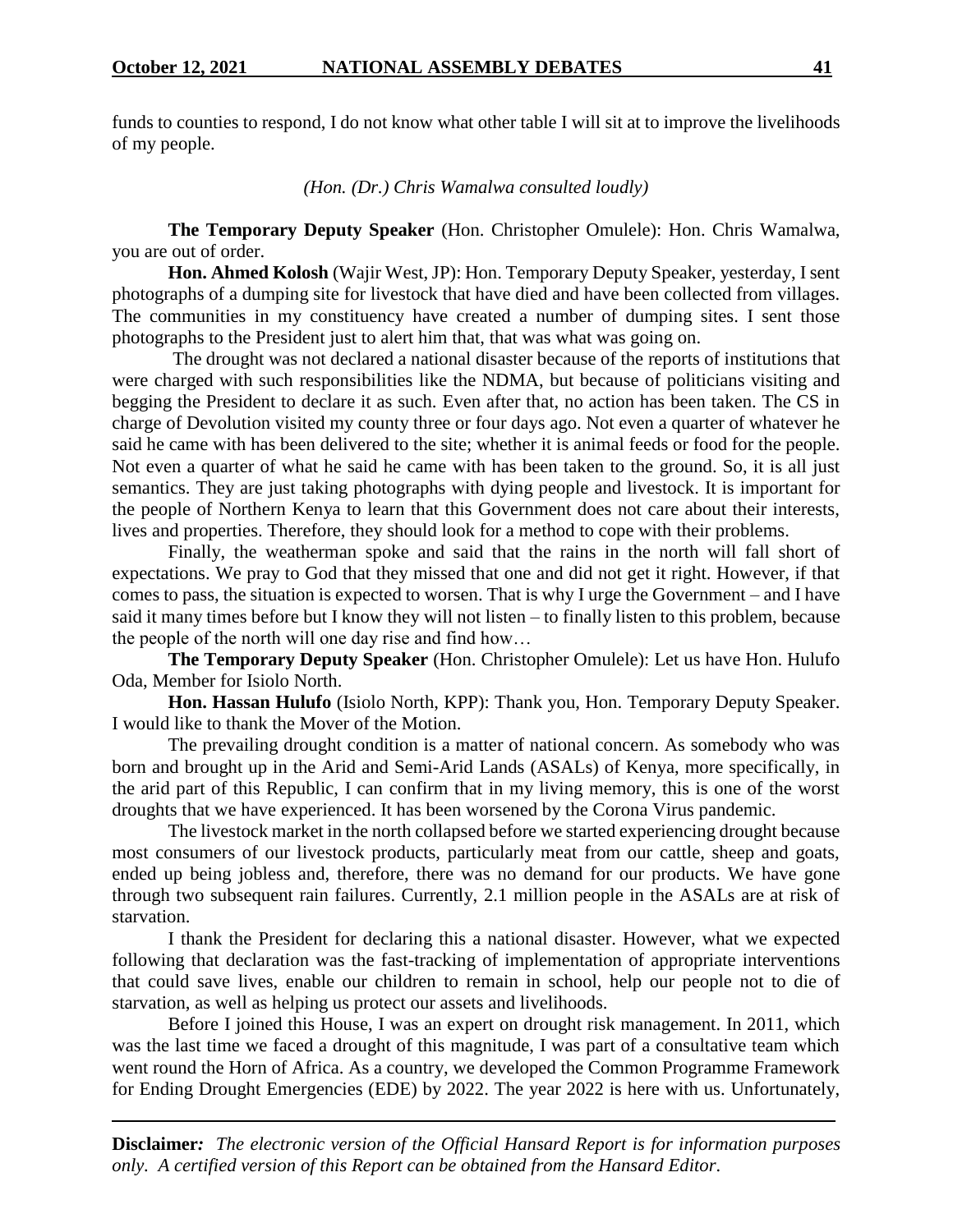funds to counties to respond, I do not know what other table I will sit at to improve the livelihoods of my people.

*(Hon. (Dr.) Chris Wamalwa consulted loudly)*

**The Temporary Deputy Speaker** (Hon. Christopher Omulele): Hon. Chris Wamalwa, you are out of order.

**Hon. Ahmed Kolosh** (Wajir West, JP): Hon. Temporary Deputy Speaker, yesterday, I sent photographs of a dumping site for livestock that have died and have been collected from villages. The communities in my constituency have created a number of dumping sites. I sent those photographs to the President just to alert him that, that was what was going on.

The drought was not declared a national disaster because of the reports of institutions that were charged with such responsibilities like the NDMA, but because of politicians visiting and begging the President to declare it as such. Even after that, no action has been taken. The CS in charge of Devolution visited my county three or four days ago. Not even a quarter of whatever he said he came with has been delivered to the site; whether it is animal feeds or food for the people. Not even a quarter of what he said he came with has been taken to the ground. So, it is all just semantics. They are just taking photographs with dying people and livestock. It is important for the people of Northern Kenya to learn that this Government does not care about their interests, lives and properties. Therefore, they should look for a method to cope with their problems.

Finally, the weatherman spoke and said that the rains in the north will fall short of expectations. We pray to God that they missed that one and did not get it right. However, if that comes to pass, the situation is expected to worsen. That is why I urge the Government – and I have said it many times before but I know they will not listen – to finally listen to this problem, because the people of the north will one day rise and find how…

**The Temporary Deputy Speaker** (Hon. Christopher Omulele): Let us have Hon. Hulufo Oda, Member for Isiolo North.

**Hon. Hassan Hulufo** (Isiolo North, KPP): Thank you, Hon. Temporary Deputy Speaker. I would like to thank the Mover of the Motion.

The prevailing drought condition is a matter of national concern. As somebody who was born and brought up in the Arid and Semi-Arid Lands (ASALs) of Kenya, more specifically, in the arid part of this Republic, I can confirm that in my living memory, this is one of the worst droughts that we have experienced. It has been worsened by the Corona Virus pandemic.

The livestock market in the north collapsed before we started experiencing drought because most consumers of our livestock products, particularly meat from our cattle, sheep and goats, ended up being jobless and, therefore, there was no demand for our products. We have gone through two subsequent rain failures. Currently, 2.1 million people in the ASALs are at risk of starvation.

I thank the President for declaring this a national disaster. However, what we expected following that declaration was the fast-tracking of implementation of appropriate interventions that could save lives, enable our children to remain in school, help our people not to die of starvation, as well as helping us protect our assets and livelihoods.

Before I joined this House, I was an expert on drought risk management. In 2011, which was the last time we faced a drought of this magnitude, I was part of a consultative team which went round the Horn of Africa. As a country, we developed the Common Programme Framework for Ending Drought Emergencies (EDE) by 2022. The year 2022 is here with us. Unfortunately,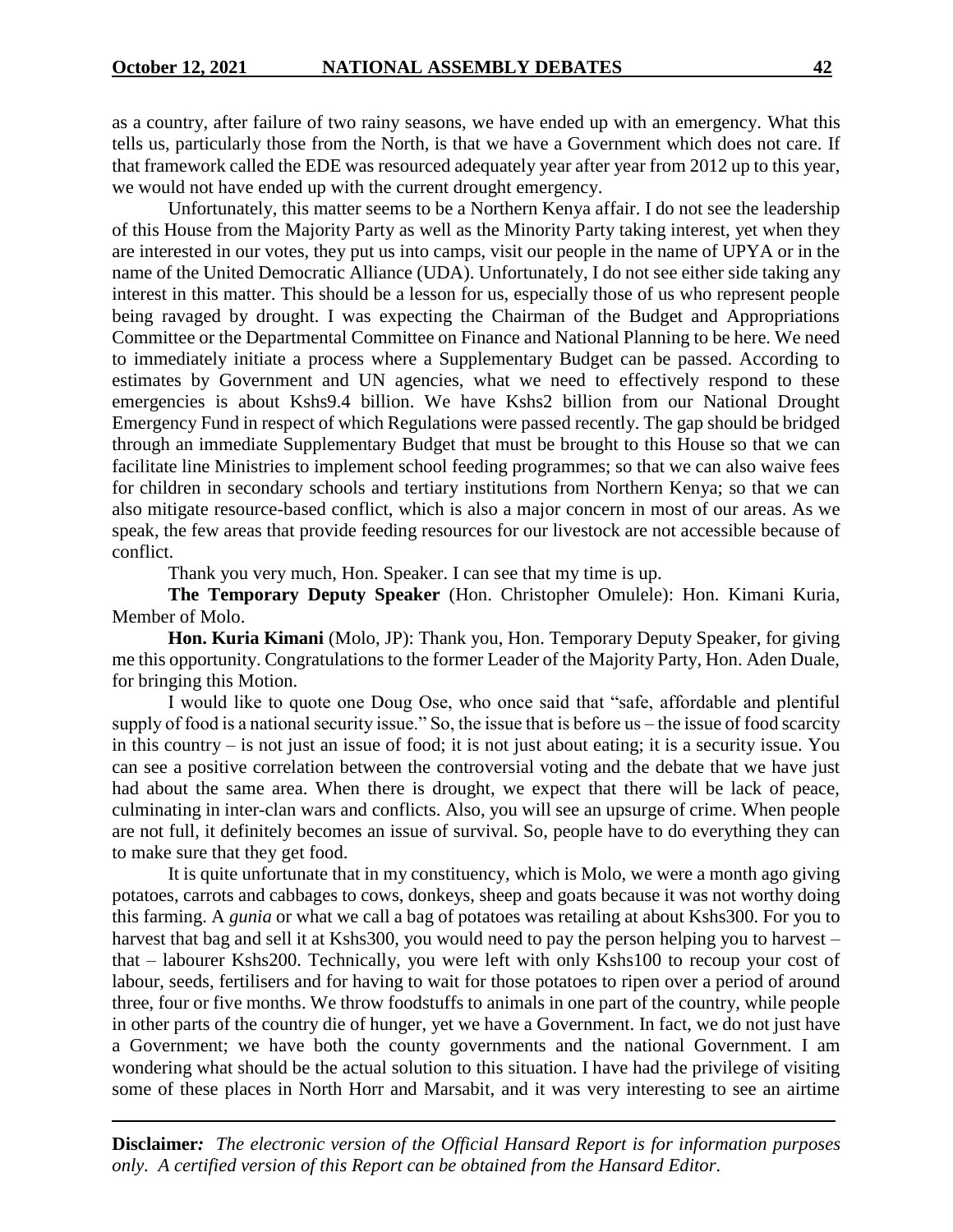as a country, after failure of two rainy seasons, we have ended up with an emergency. What this tells us, particularly those from the North, is that we have a Government which does not care. If that framework called the EDE was resourced adequately year after year from 2012 up to this year, we would not have ended up with the current drought emergency.

Unfortunately, this matter seems to be a Northern Kenya affair. I do not see the leadership of this House from the Majority Party as well as the Minority Party taking interest, yet when they are interested in our votes, they put us into camps, visit our people in the name of UPYA or in the name of the United Democratic Alliance (UDA). Unfortunately, I do not see either side taking any interest in this matter. This should be a lesson for us, especially those of us who represent people being ravaged by drought. I was expecting the Chairman of the Budget and Appropriations Committee or the Departmental Committee on Finance and National Planning to be here. We need to immediately initiate a process where a Supplementary Budget can be passed. According to estimates by Government and UN agencies, what we need to effectively respond to these emergencies is about Kshs9.4 billion. We have Kshs2 billion from our National Drought Emergency Fund in respect of which Regulations were passed recently. The gap should be bridged through an immediate Supplementary Budget that must be brought to this House so that we can facilitate line Ministries to implement school feeding programmes; so that we can also waive fees for children in secondary schools and tertiary institutions from Northern Kenya; so that we can also mitigate resource-based conflict, which is also a major concern in most of our areas. As we speak, the few areas that provide feeding resources for our livestock are not accessible because of conflict.

Thank you very much, Hon. Speaker. I can see that my time is up.

**The Temporary Deputy Speaker** (Hon. Christopher Omulele): Hon. Kimani Kuria, Member of Molo.

**Hon. Kuria Kimani** (Molo, JP): Thank you, Hon. Temporary Deputy Speaker, for giving me this opportunity. Congratulations to the former Leader of the Majority Party, Hon. Aden Duale, for bringing this Motion.

I would like to quote one Doug Ose, who once said that "safe, affordable and plentiful supply of food is a national security issue." So, the issue that is before us – the issue of food scarcity in this country – is not just an issue of food; it is not just about eating; it is a security issue. You can see a positive correlation between the controversial voting and the debate that we have just had about the same area. When there is drought, we expect that there will be lack of peace, culminating in inter-clan wars and conflicts. Also, you will see an upsurge of crime. When people are not full, it definitely becomes an issue of survival. So, people have to do everything they can to make sure that they get food.

It is quite unfortunate that in my constituency, which is Molo, we were a month ago giving potatoes, carrots and cabbages to cows, donkeys, sheep and goats because it was not worthy doing this farming. A *gunia* or what we call a bag of potatoes was retailing at about Kshs300. For you to harvest that bag and sell it at Kshs300, you would need to pay the person helping you to harvest – that – labourer Kshs200. Technically, you were left with only Kshs100 to recoup your cost of labour, seeds, fertilisers and for having to wait for those potatoes to ripen over a period of around three, four or five months. We throw foodstuffs to animals in one part of the country, while people in other parts of the country die of hunger, yet we have a Government. In fact, we do not just have a Government; we have both the county governments and the national Government. I am wondering what should be the actual solution to this situation. I have had the privilege of visiting some of these places in North Horr and Marsabit, and it was very interesting to see an airtime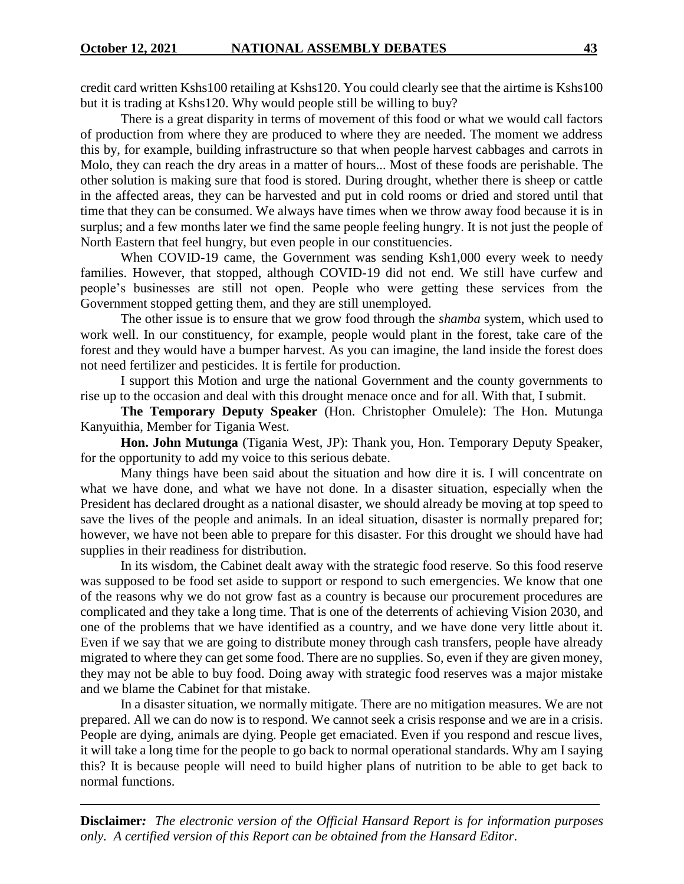credit card written Kshs100 retailing at Kshs120. You could clearly see that the airtime is Kshs100 but it is trading at Kshs120. Why would people still be willing to buy?

There is a great disparity in terms of movement of this food or what we would call factors of production from where they are produced to where they are needed. The moment we address this by, for example, building infrastructure so that when people harvest cabbages and carrots in Molo, they can reach the dry areas in a matter of hours... Most of these foods are perishable. The other solution is making sure that food is stored. During drought, whether there is sheep or cattle in the affected areas, they can be harvested and put in cold rooms or dried and stored until that time that they can be consumed. We always have times when we throw away food because it is in surplus; and a few months later we find the same people feeling hungry. It is not just the people of North Eastern that feel hungry, but even people in our constituencies.

When COVID-19 came, the Government was sending Ksh1,000 every week to needy families. However, that stopped, although COVID-19 did not end. We still have curfew and people's businesses are still not open. People who were getting these services from the Government stopped getting them, and they are still unemployed.

The other issue is to ensure that we grow food through the *shamba* system, which used to work well. In our constituency, for example, people would plant in the forest, take care of the forest and they would have a bumper harvest. As you can imagine, the land inside the forest does not need fertilizer and pesticides. It is fertile for production.

I support this Motion and urge the national Government and the county governments to rise up to the occasion and deal with this drought menace once and for all. With that, I submit.

**The Temporary Deputy Speaker** (Hon. Christopher Omulele): The Hon. Mutunga Kanyuithia, Member for Tigania West.

**Hon. John Mutunga** (Tigania West, JP): Thank you, Hon. Temporary Deputy Speaker, for the opportunity to add my voice to this serious debate.

Many things have been said about the situation and how dire it is. I will concentrate on what we have done, and what we have not done. In a disaster situation, especially when the President has declared drought as a national disaster, we should already be moving at top speed to save the lives of the people and animals. In an ideal situation, disaster is normally prepared for; however, we have not been able to prepare for this disaster. For this drought we should have had supplies in their readiness for distribution.

In its wisdom, the Cabinet dealt away with the strategic food reserve. So this food reserve was supposed to be food set aside to support or respond to such emergencies. We know that one of the reasons why we do not grow fast as a country is because our procurement procedures are complicated and they take a long time. That is one of the deterrents of achieving Vision 2030, and one of the problems that we have identified as a country, and we have done very little about it. Even if we say that we are going to distribute money through cash transfers, people have already migrated to where they can get some food. There are no supplies. So, even if they are given money, they may not be able to buy food. Doing away with strategic food reserves was a major mistake and we blame the Cabinet for that mistake.

In a disaster situation, we normally mitigate. There are no mitigation measures. We are not prepared. All we can do now is to respond. We cannot seek a crisis response and we are in a crisis. People are dying, animals are dying. People get emaciated. Even if you respond and rescue lives, it will take a long time for the people to go back to normal operational standards. Why am I saying this? It is because people will need to build higher plans of nutrition to be able to get back to normal functions.

**Disclaimer***:* *The electronic version of the Official Hansard Report is for information purposes only. A certified version of this Report can be obtained from the Hansard Editor.*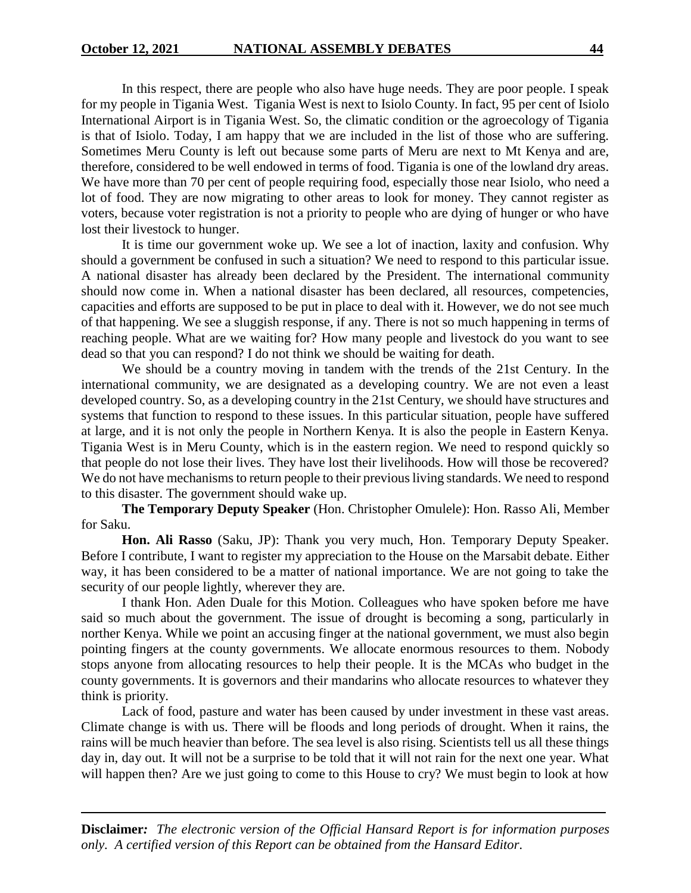In this respect, there are people who also have huge needs. They are poor people. I speak for my people in Tigania West. Tigania West is next to Isiolo County. In fact, 95 per cent of Isiolo International Airport is in Tigania West. So, the climatic condition or the agroecology of Tigania is that of Isiolo. Today, I am happy that we are included in the list of those who are suffering. Sometimes Meru County is left out because some parts of Meru are next to Mt Kenya and are, therefore, considered to be well endowed in terms of food. Tigania is one of the lowland dry areas. We have more than 70 per cent of people requiring food, especially those near Isiolo, who need a lot of food. They are now migrating to other areas to look for money. They cannot register as voters, because voter registration is not a priority to people who are dying of hunger or who have lost their livestock to hunger.

It is time our government woke up. We see a lot of inaction, laxity and confusion. Why should a government be confused in such a situation? We need to respond to this particular issue. A national disaster has already been declared by the President. The international community should now come in. When a national disaster has been declared, all resources, competencies, capacities and efforts are supposed to be put in place to deal with it. However, we do not see much of that happening. We see a sluggish response, if any. There is not so much happening in terms of reaching people. What are we waiting for? How many people and livestock do you want to see dead so that you can respond? I do not think we should be waiting for death.

We should be a country moving in tandem with the trends of the 21st Century. In the international community, we are designated as a developing country. We are not even a least developed country. So, as a developing country in the 21st Century, we should have structures and systems that function to respond to these issues. In this particular situation, people have suffered at large, and it is not only the people in Northern Kenya. It is also the people in Eastern Kenya. Tigania West is in Meru County, which is in the eastern region. We need to respond quickly so that people do not lose their lives. They have lost their livelihoods. How will those be recovered? We do not have mechanisms to return people to their previous living standards. We need to respond to this disaster. The government should wake up.

**The Temporary Deputy Speaker** (Hon. Christopher Omulele): Hon. Rasso Ali, Member for Saku.

**Hon. Ali Rasso** (Saku, JP): Thank you very much, Hon. Temporary Deputy Speaker. Before I contribute, I want to register my appreciation to the House on the Marsabit debate. Either way, it has been considered to be a matter of national importance. We are not going to take the security of our people lightly, wherever they are.

I thank Hon. Aden Duale for this Motion. Colleagues who have spoken before me have said so much about the government. The issue of drought is becoming a song, particularly in norther Kenya. While we point an accusing finger at the national government, we must also begin pointing fingers at the county governments. We allocate enormous resources to them. Nobody stops anyone from allocating resources to help their people. It is the MCAs who budget in the county governments. It is governors and their mandarins who allocate resources to whatever they think is priority.

Lack of food, pasture and water has been caused by under investment in these vast areas. Climate change is with us. There will be floods and long periods of drought. When it rains, the rains will be much heavier than before. The sea level is also rising. Scientists tell us all these things day in, day out. It will not be a surprise to be told that it will not rain for the next one year. What will happen then? Are we just going to come to this House to cry? We must begin to look at how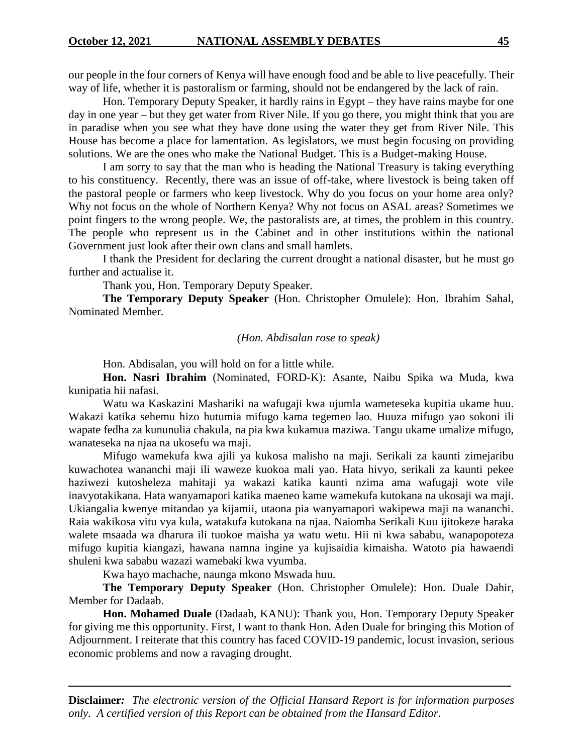our people in the four corners of Kenya will have enough food and be able to live peacefully. Their way of life, whether it is pastoralism or farming, should not be endangered by the lack of rain.

Hon. Temporary Deputy Speaker, it hardly rains in Egypt – they have rains maybe for one day in one year – but they get water from River Nile. If you go there, you might think that you are in paradise when you see what they have done using the water they get from River Nile. This House has become a place for lamentation. As legislators, we must begin focusing on providing solutions. We are the ones who make the National Budget. This is a Budget-making House.

I am sorry to say that the man who is heading the National Treasury is taking everything to his constituency. Recently, there was an issue of off-take, where livestock is being taken off the pastoral people or farmers who keep livestock. Why do you focus on your home area only? Why not focus on the whole of Northern Kenya? Why not focus on ASAL areas? Sometimes we point fingers to the wrong people. We, the pastoralists are, at times, the problem in this country. The people who represent us in the Cabinet and in other institutions within the national Government just look after their own clans and small hamlets.

I thank the President for declaring the current drought a national disaster, but he must go further and actualise it.

Thank you, Hon. Temporary Deputy Speaker.

**The Temporary Deputy Speaker** (Hon. Christopher Omulele): Hon. Ibrahim Sahal, Nominated Member.

*(Hon. Abdisalan rose to speak)*

Hon. Abdisalan, you will hold on for a little while.

**Hon. Nasri Ibrahim** (Nominated, FORD-K): Asante, Naibu Spika wa Muda, kwa kunipatia hii nafasi.

Watu wa Kaskazini Mashariki na wafugaji kwa ujumla wameteseka kupitia ukame huu. Wakazi katika sehemu hizo hutumia mifugo kama tegemeo lao. Huuza mifugo yao sokoni ili wapate fedha za kununulia chakula, na pia kwa kukamua maziwa. Tangu ukame umalize mifugo, wanateseka na njaa na ukosefu wa maji.

Mifugo wamekufa kwa ajili ya kukosa malisho na maji. Serikali za kaunti zimejaribu kuwachotea wananchi maji ili waweze kuokoa mali yao. Hata hivyo, serikali za kaunti pekee haziwezi kutosheleza mahitaji ya wakazi katika kaunti nzima ama wafugaji wote vile inavyotakikana. Hata wanyamapori katika maeneo kame wamekufa kutokana na ukosaji wa maji. Ukiangalia kwenye mitandao ya kijamii, utaona pia wanyamapori wakipewa maji na wananchi. Raia wakikosa vitu vya kula, watakufa kutokana na njaa. Naiomba Serikali Kuu ijitokeze haraka walete msaada wa dharura ili tuokoe maisha ya watu wetu. Hii ni kwa sababu, wanapopoteza mifugo kupitia kiangazi, hawana namna ingine ya kujisaidia kimaisha. Watoto pia hawaendi shuleni kwa sababu wazazi wamebaki kwa vyumba.

Kwa hayo machache, naunga mkono Mswada huu.

**The Temporary Deputy Speaker** (Hon. Christopher Omulele): Hon. Duale Dahir, Member for Dadaab.

**Hon. Mohamed Duale** (Dadaab, KANU): Thank you, Hon. Temporary Deputy Speaker for giving me this opportunity. First, I want to thank Hon. Aden Duale for bringing this Motion of Adjournment. I reiterate that this country has faced COVID-19 pandemic, locust invasion, serious economic problems and now a ravaging drought.

**Disclaimer***:* *The electronic version of the Official Hansard Report is for information purposes only. A certified version of this Report can be obtained from the Hansard Editor.*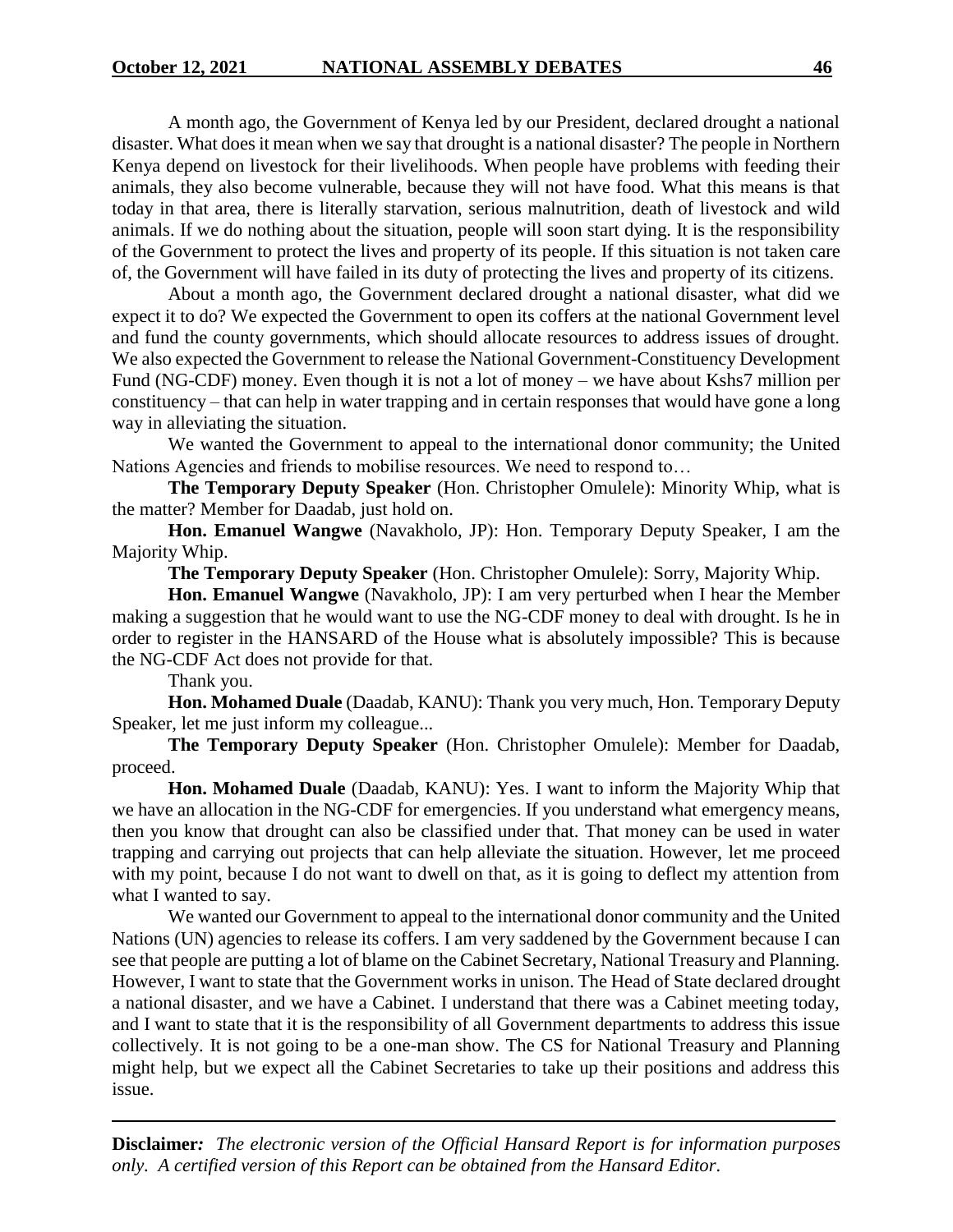A month ago, the Government of Kenya led by our President, declared drought a national disaster. What does it mean when we say that drought is a national disaster? The people in Northern Kenya depend on livestock for their livelihoods. When people have problems with feeding their animals, they also become vulnerable, because they will not have food. What this means is that today in that area, there is literally starvation, serious malnutrition, death of livestock and wild animals. If we do nothing about the situation, people will soon start dying. It is the responsibility of the Government to protect the lives and property of its people. If this situation is not taken care of, the Government will have failed in its duty of protecting the lives and property of its citizens.

About a month ago, the Government declared drought a national disaster, what did we expect it to do? We expected the Government to open its coffers at the national Government level and fund the county governments, which should allocate resources to address issues of drought. We also expected the Government to release the National Government-Constituency Development Fund (NG-CDF) money. Even though it is not a lot of money – we have about Kshs7 million per constituency – that can help in water trapping and in certain responses that would have gone a long way in alleviating the situation.

We wanted the Government to appeal to the international donor community; the United Nations Agencies and friends to mobilise resources. We need to respond to…

**The Temporary Deputy Speaker** (Hon. Christopher Omulele): Minority Whip, what is the matter? Member for Daadab, just hold on.

**Hon. Emanuel Wangwe** (Navakholo, JP): Hon. Temporary Deputy Speaker, I am the Majority Whip.

**The Temporary Deputy Speaker** (Hon. Christopher Omulele): Sorry, Majority Whip.

**Hon. Emanuel Wangwe** (Navakholo, JP): I am very perturbed when I hear the Member making a suggestion that he would want to use the NG-CDF money to deal with drought. Is he in order to register in the HANSARD of the House what is absolutely impossible? This is because the NG-CDF Act does not provide for that.

Thank you.

**Hon. Mohamed Duale** (Daadab, KANU): Thank you very much, Hon. Temporary Deputy Speaker, let me just inform my colleague...

**The Temporary Deputy Speaker** (Hon. Christopher Omulele): Member for Daadab, proceed.

**Hon. Mohamed Duale** (Daadab, KANU): Yes. I want to inform the Majority Whip that we have an allocation in the NG-CDF for emergencies. If you understand what emergency means, then you know that drought can also be classified under that. That money can be used in water trapping and carrying out projects that can help alleviate the situation. However, let me proceed with my point, because I do not want to dwell on that, as it is going to deflect my attention from what I wanted to say.

We wanted our Government to appeal to the international donor community and the United Nations (UN) agencies to release its coffers. I am very saddened by the Government because I can see that people are putting a lot of blame on the Cabinet Secretary, National Treasury and Planning. However, I want to state that the Government works in unison. The Head of State declared drought a national disaster, and we have a Cabinet. I understand that there was a Cabinet meeting today, and I want to state that it is the responsibility of all Government departments to address this issue collectively. It is not going to be a one-man show. The CS for National Treasury and Planning might help, but we expect all the Cabinet Secretaries to take up their positions and address this issue.

**Disclaimer***:* *The electronic version of the Official Hansard Report is for information purposes only. A certified version of this Report can be obtained from the Hansard Editor.*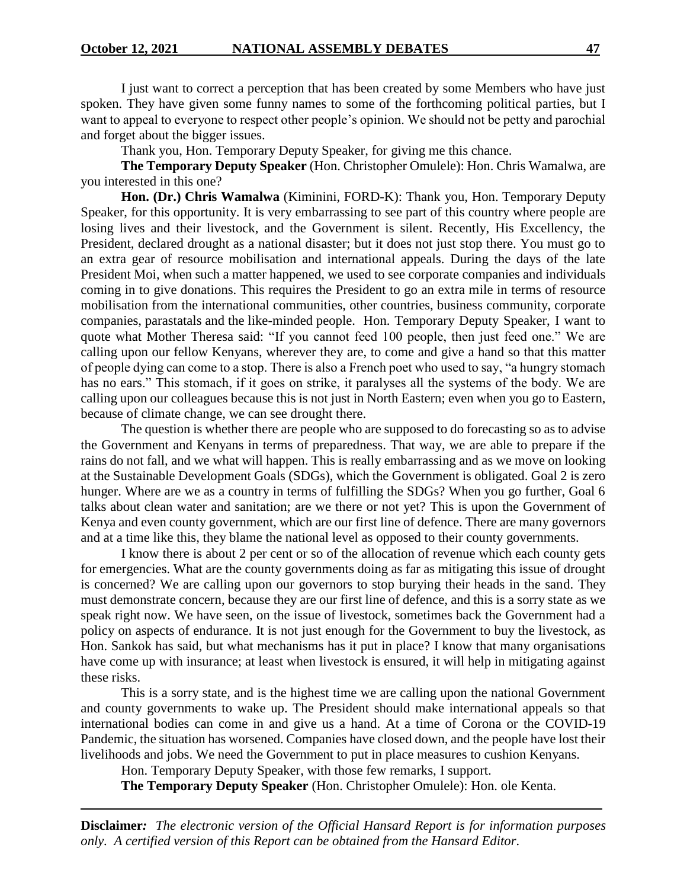I just want to correct a perception that has been created by some Members who have just spoken. They have given some funny names to some of the forthcoming political parties, but I want to appeal to everyone to respect other people's opinion. We should not be petty and parochial and forget about the bigger issues.

Thank you, Hon. Temporary Deputy Speaker, for giving me this chance.

**The Temporary Deputy Speaker** (Hon. Christopher Omulele): Hon. Chris Wamalwa, are you interested in this one?

**Hon. (Dr.) Chris Wamalwa** (Kiminini, FORD-K): Thank you, Hon. Temporary Deputy Speaker, for this opportunity. It is very embarrassing to see part of this country where people are losing lives and their livestock, and the Government is silent. Recently, His Excellency, the President, declared drought as a national disaster; but it does not just stop there. You must go to an extra gear of resource mobilisation and international appeals. During the days of the late President Moi, when such a matter happened, we used to see corporate companies and individuals coming in to give donations. This requires the President to go an extra mile in terms of resource mobilisation from the international communities, other countries, business community, corporate companies, parastatals and the like-minded people. Hon. Temporary Deputy Speaker, I want to quote what Mother Theresa said: "If you cannot feed 100 people, then just feed one." We are calling upon our fellow Kenyans, wherever they are, to come and give a hand so that this matter of people dying can come to a stop. There is also a French poet who used to say, "a hungry stomach has no ears." This stomach, if it goes on strike, it paralyses all the systems of the body. We are calling upon our colleagues because this is not just in North Eastern; even when you go to Eastern, because of climate change, we can see drought there.

The question is whether there are people who are supposed to do forecasting so as to advise the Government and Kenyans in terms of preparedness. That way, we are able to prepare if the rains do not fall, and we what will happen. This is really embarrassing and as we move on looking at the Sustainable Development Goals (SDGs), which the Government is obligated. Goal 2 is zero hunger. Where are we as a country in terms of fulfilling the SDGs? When you go further, Goal 6 talks about clean water and sanitation; are we there or not yet? This is upon the Government of Kenya and even county government, which are our first line of defence. There are many governors and at a time like this, they blame the national level as opposed to their county governments.

I know there is about 2 per cent or so of the allocation of revenue which each county gets for emergencies. What are the county governments doing as far as mitigating this issue of drought is concerned? We are calling upon our governors to stop burying their heads in the sand. They must demonstrate concern, because they are our first line of defence, and this is a sorry state as we speak right now. We have seen, on the issue of livestock, sometimes back the Government had a policy on aspects of endurance. It is not just enough for the Government to buy the livestock, as Hon. Sankok has said, but what mechanisms has it put in place? I know that many organisations have come up with insurance; at least when livestock is ensured, it will help in mitigating against these risks.

This is a sorry state, and is the highest time we are calling upon the national Government and county governments to wake up. The President should make international appeals so that international bodies can come in and give us a hand. At a time of Corona or the COVID-19 Pandemic, the situation has worsened. Companies have closed down, and the people have lost their livelihoods and jobs. We need the Government to put in place measures to cushion Kenyans.

Hon. Temporary Deputy Speaker, with those few remarks, I support.

**The Temporary Deputy Speaker** (Hon. Christopher Omulele): Hon. ole Kenta.

**Disclaimer***:* *The electronic version of the Official Hansard Report is for information purposes only. A certified version of this Report can be obtained from the Hansard Editor.*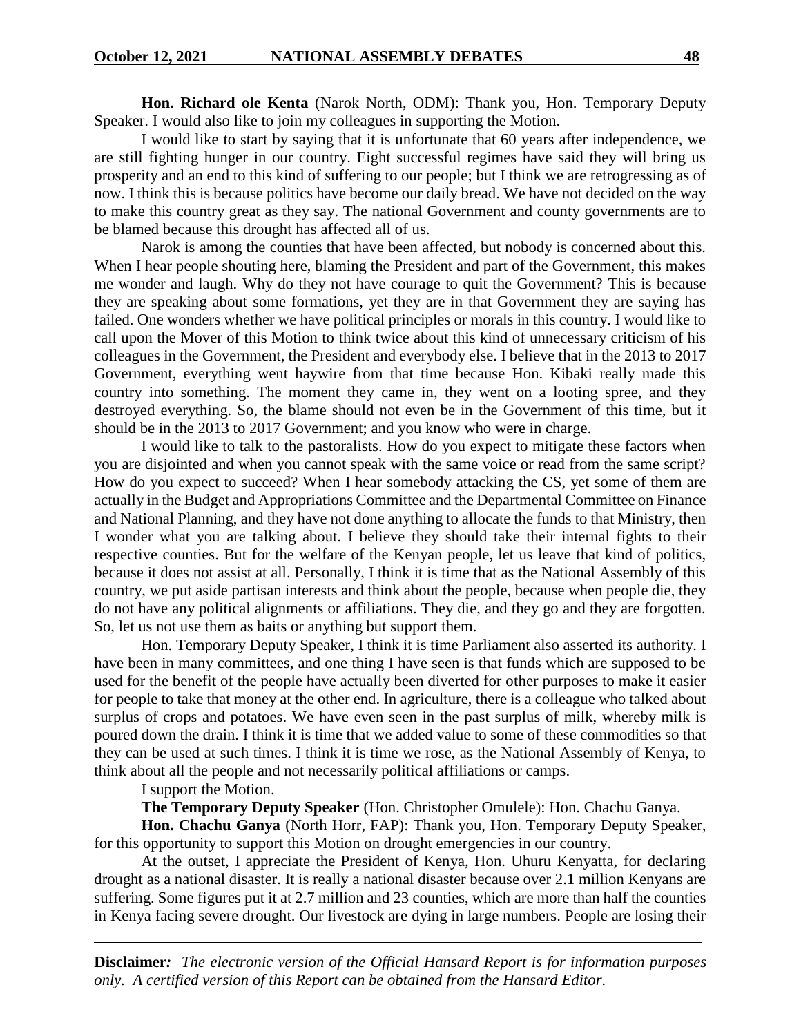**Hon. Richard ole Kenta** (Narok North, ODM): Thank you, Hon. Temporary Deputy Speaker. I would also like to join my colleagues in supporting the Motion.

I would like to start by saying that it is unfortunate that 60 years after independence, we are still fighting hunger in our country. Eight successful regimes have said they will bring us prosperity and an end to this kind of suffering to our people; but I think we are retrogressing as of now. I think this is because politics have become our daily bread. We have not decided on the way to make this country great as they say. The national Government and county governments are to be blamed because this drought has affected all of us.

Narok is among the counties that have been affected, but nobody is concerned about this. When I hear people shouting here, blaming the President and part of the Government, this makes me wonder and laugh. Why do they not have courage to quit the Government? This is because they are speaking about some formations, yet they are in that Government they are saying has failed. One wonders whether we have political principles or morals in this country. I would like to call upon the Mover of this Motion to think twice about this kind of unnecessary criticism of his colleagues in the Government, the President and everybody else. I believe that in the 2013 to 2017 Government, everything went haywire from that time because Hon. Kibaki really made this country into something. The moment they came in, they went on a looting spree, and they destroyed everything. So, the blame should not even be in the Government of this time, but it should be in the 2013 to 2017 Government; and you know who were in charge.

I would like to talk to the pastoralists. How do you expect to mitigate these factors when you are disjointed and when you cannot speak with the same voice or read from the same script? How do you expect to succeed? When I hear somebody attacking the CS, yet some of them are actually in the Budget and Appropriations Committee and the Departmental Committee on Finance and National Planning, and they have not done anything to allocate the funds to that Ministry, then I wonder what you are talking about. I believe they should take their internal fights to their respective counties. But for the welfare of the Kenyan people, let us leave that kind of politics, because it does not assist at all. Personally, I think it is time that as the National Assembly of this country, we put aside partisan interests and think about the people, because when people die, they do not have any political alignments or affiliations. They die, and they go and they are forgotten. So, let us not use them as baits or anything but support them.

Hon. Temporary Deputy Speaker, I think it is time Parliament also asserted its authority. I have been in many committees, and one thing I have seen is that funds which are supposed to be used for the benefit of the people have actually been diverted for other purposes to make it easier for people to take that money at the other end. In agriculture, there is a colleague who talked about surplus of crops and potatoes. We have even seen in the past surplus of milk, whereby milk is poured down the drain. I think it is time that we added value to some of these commodities so that they can be used at such times. I think it is time we rose, as the National Assembly of Kenya, to think about all the people and not necessarily political affiliations or camps.

I support the Motion.

**The Temporary Deputy Speaker** (Hon. Christopher Omulele): Hon. Chachu Ganya.

**Hon. Chachu Ganya** (North Horr, FAP): Thank you, Hon. Temporary Deputy Speaker, for this opportunity to support this Motion on drought emergencies in our country.

At the outset, I appreciate the President of Kenya, Hon. Uhuru Kenyatta, for declaring drought as a national disaster. It is really a national disaster because over 2.1 million Kenyans are suffering. Some figures put it at 2.7 million and 23 counties, which are more than half the counties in Kenya facing severe drought. Our livestock are dying in large numbers. People are losing their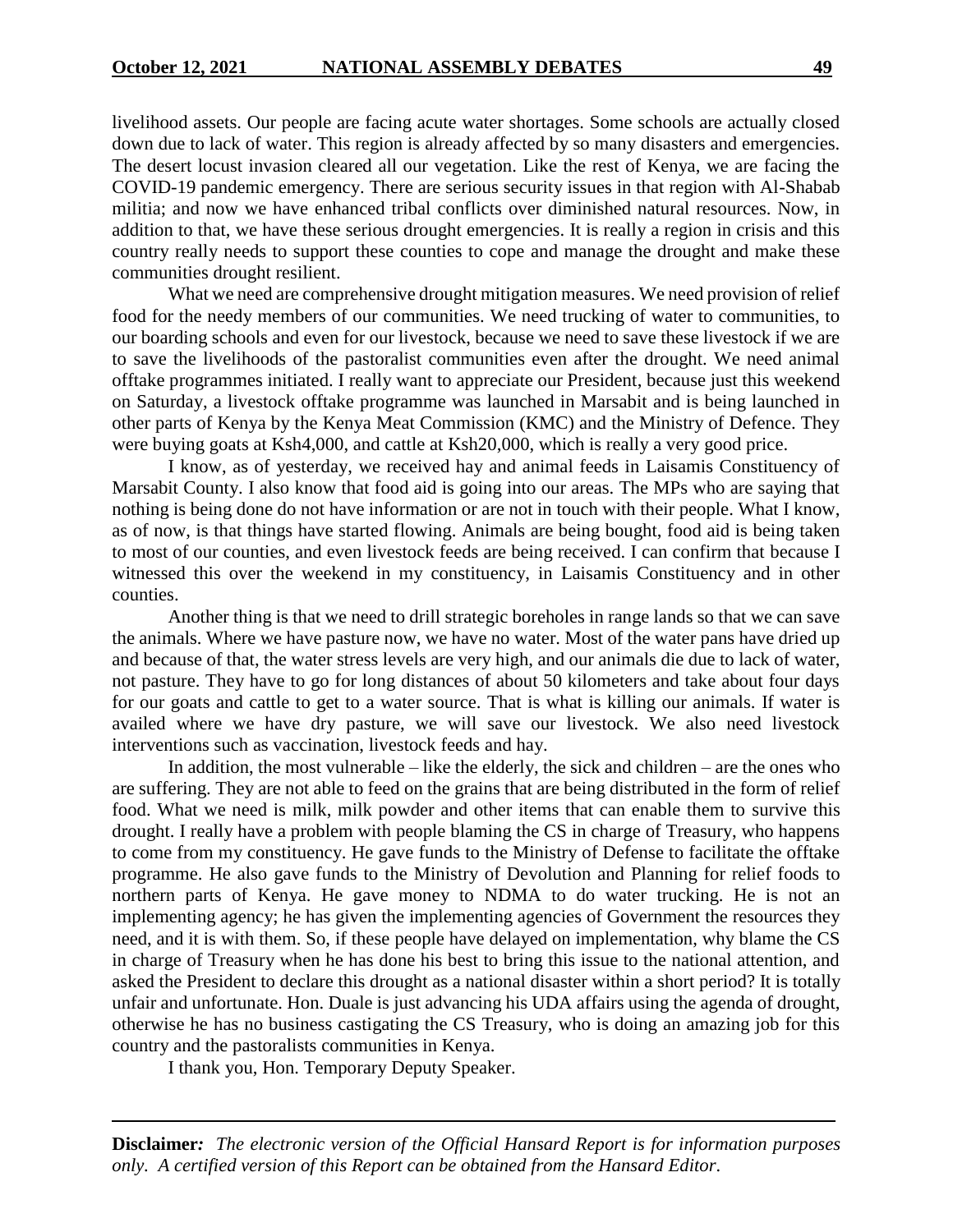livelihood assets. Our people are facing acute water shortages. Some schools are actually closed down due to lack of water. This region is already affected by so many disasters and emergencies. The desert locust invasion cleared all our vegetation. Like the rest of Kenya, we are facing the COVID-19 pandemic emergency. There are serious security issues in that region with Al-Shabab militia; and now we have enhanced tribal conflicts over diminished natural resources. Now, in addition to that, we have these serious drought emergencies. It is really a region in crisis and this country really needs to support these counties to cope and manage the drought and make these communities drought resilient.

What we need are comprehensive drought mitigation measures. We need provision of relief food for the needy members of our communities. We need trucking of water to communities, to our boarding schools and even for our livestock, because we need to save these livestock if we are to save the livelihoods of the pastoralist communities even after the drought. We need animal offtake programmes initiated. I really want to appreciate our President, because just this weekend on Saturday, a livestock offtake programme was launched in Marsabit and is being launched in other parts of Kenya by the Kenya Meat Commission (KMC) and the Ministry of Defence. They were buying goats at Ksh4,000, and cattle at Ksh20,000, which is really a very good price.

I know, as of yesterday, we received hay and animal feeds in Laisamis Constituency of Marsabit County. I also know that food aid is going into our areas. The MPs who are saying that nothing is being done do not have information or are not in touch with their people. What I know, as of now, is that things have started flowing. Animals are being bought, food aid is being taken to most of our counties, and even livestock feeds are being received. I can confirm that because I witnessed this over the weekend in my constituency, in Laisamis Constituency and in other counties.

Another thing is that we need to drill strategic boreholes in range lands so that we can save the animals. Where we have pasture now, we have no water. Most of the water pans have dried up and because of that, the water stress levels are very high, and our animals die due to lack of water, not pasture. They have to go for long distances of about 50 kilometers and take about four days for our goats and cattle to get to a water source. That is what is killing our animals. If water is availed where we have dry pasture, we will save our livestock. We also need livestock interventions such as vaccination, livestock feeds and hay.

In addition, the most vulnerable – like the elderly, the sick and children – are the ones who are suffering. They are not able to feed on the grains that are being distributed in the form of relief food. What we need is milk, milk powder and other items that can enable them to survive this drought. I really have a problem with people blaming the CS in charge of Treasury, who happens to come from my constituency. He gave funds to the Ministry of Defense to facilitate the offtake programme. He also gave funds to the Ministry of Devolution and Planning for relief foods to northern parts of Kenya. He gave money to NDMA to do water trucking. He is not an implementing agency; he has given the implementing agencies of Government the resources they need, and it is with them. So, if these people have delayed on implementation, why blame the CS in charge of Treasury when he has done his best to bring this issue to the national attention, and asked the President to declare this drought as a national disaster within a short period? It is totally unfair and unfortunate. Hon. Duale is just advancing his UDA affairs using the agenda of drought, otherwise he has no business castigating the CS Treasury, who is doing an amazing job for this country and the pastoralists communities in Kenya.

I thank you, Hon. Temporary Deputy Speaker.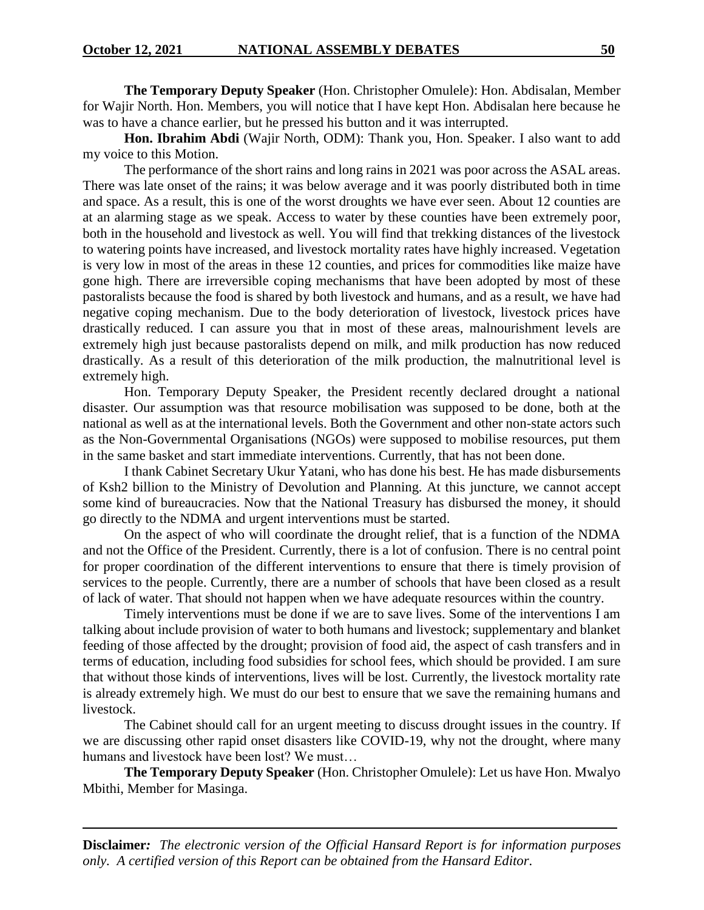**The Temporary Deputy Speaker** (Hon. Christopher Omulele): Hon. Abdisalan, Member for Wajir North. Hon. Members, you will notice that I have kept Hon. Abdisalan here because he was to have a chance earlier, but he pressed his button and it was interrupted.

**Hon. Ibrahim Abdi** (Wajir North, ODM): Thank you, Hon. Speaker. I also want to add my voice to this Motion.

The performance of the short rains and long rains in 2021 was poor across the ASAL areas. There was late onset of the rains; it was below average and it was poorly distributed both in time and space. As a result, this is one of the worst droughts we have ever seen. About 12 counties are at an alarming stage as we speak. Access to water by these counties have been extremely poor, both in the household and livestock as well. You will find that trekking distances of the livestock to watering points have increased, and livestock mortality rates have highly increased. Vegetation is very low in most of the areas in these 12 counties, and prices for commodities like maize have gone high. There are irreversible coping mechanisms that have been adopted by most of these pastoralists because the food is shared by both livestock and humans, and as a result, we have had negative coping mechanism. Due to the body deterioration of livestock, livestock prices have drastically reduced. I can assure you that in most of these areas, malnourishment levels are extremely high just because pastoralists depend on milk, and milk production has now reduced drastically. As a result of this deterioration of the milk production, the malnutritional level is extremely high.

Hon. Temporary Deputy Speaker, the President recently declared drought a national disaster. Our assumption was that resource mobilisation was supposed to be done, both at the national as well as at the international levels. Both the Government and other non-state actors such as the Non-Governmental Organisations (NGOs) were supposed to mobilise resources, put them in the same basket and start immediate interventions. Currently, that has not been done.

I thank Cabinet Secretary Ukur Yatani, who has done his best. He has made disbursements of Ksh2 billion to the Ministry of Devolution and Planning. At this juncture, we cannot accept some kind of bureaucracies. Now that the National Treasury has disbursed the money, it should go directly to the NDMA and urgent interventions must be started.

On the aspect of who will coordinate the drought relief, that is a function of the NDMA and not the Office of the President. Currently, there is a lot of confusion. There is no central point for proper coordination of the different interventions to ensure that there is timely provision of services to the people. Currently, there are a number of schools that have been closed as a result of lack of water. That should not happen when we have adequate resources within the country.

Timely interventions must be done if we are to save lives. Some of the interventions I am talking about include provision of water to both humans and livestock; supplementary and blanket feeding of those affected by the drought; provision of food aid, the aspect of cash transfers and in terms of education, including food subsidies for school fees, which should be provided. I am sure that without those kinds of interventions, lives will be lost. Currently, the livestock mortality rate is already extremely high. We must do our best to ensure that we save the remaining humans and livestock.

The Cabinet should call for an urgent meeting to discuss drought issues in the country. If we are discussing other rapid onset disasters like COVID-19, why not the drought, where many humans and livestock have been lost? We must…

**The Temporary Deputy Speaker** (Hon. Christopher Omulele): Let us have Hon. Mwalyo Mbithi, Member for Masinga.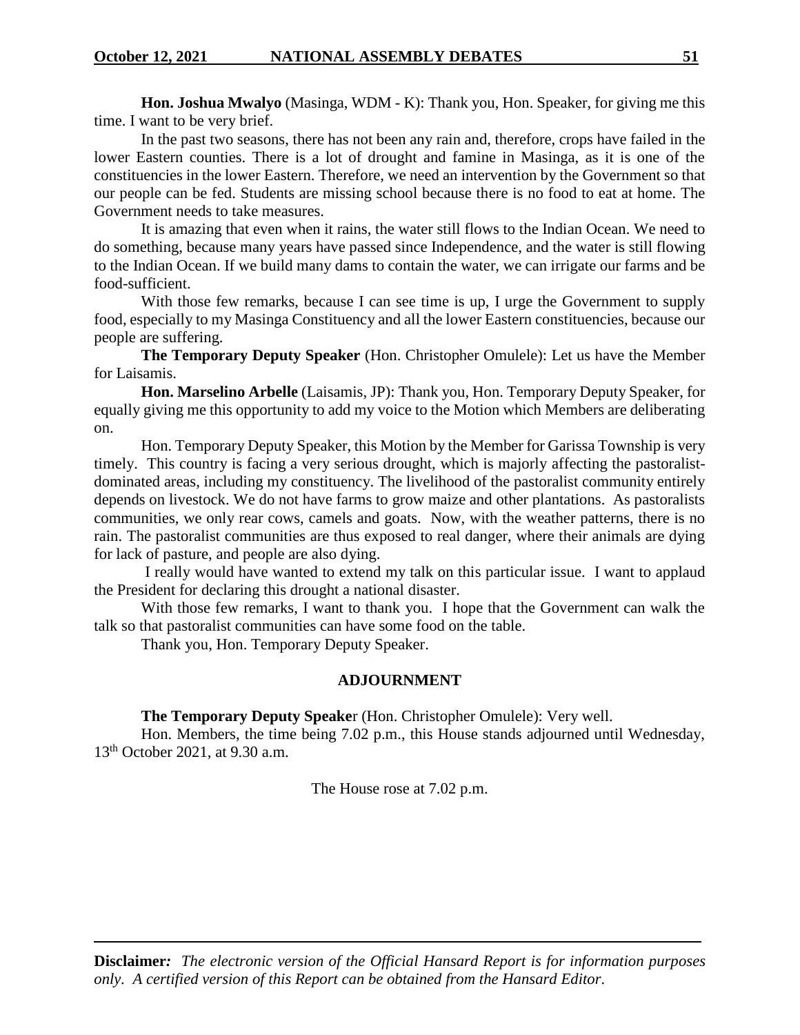**Hon. Joshua Mwalyo** (Masinga, WDM - K): Thank you, Hon. Speaker, for giving me this time. I want to be very brief.

In the past two seasons, there has not been any rain and, therefore, crops have failed in the lower Eastern counties. There is a lot of drought and famine in Masinga, as it is one of the constituencies in the lower Eastern. Therefore, we need an intervention by the Government so that our people can be fed. Students are missing school because there is no food to eat at home. The Government needs to take measures.

It is amazing that even when it rains, the water still flows to the Indian Ocean. We need to do something, because many years have passed since Independence, and the water is still flowing to the Indian Ocean. If we build many dams to contain the water, we can irrigate our farms and be food-sufficient.

With those few remarks, because I can see time is up, I urge the Government to supply food, especially to my Masinga Constituency and all the lower Eastern constituencies, because our people are suffering.

**The Temporary Deputy Speaker** (Hon. Christopher Omulele): Let us have the Member for Laisamis.

**Hon. Marselino Arbelle** (Laisamis, JP): Thank you, Hon. Temporary Deputy Speaker, for equally giving me this opportunity to add my voice to the Motion which Members are deliberating on.

Hon. Temporary Deputy Speaker, this Motion by the Member for Garissa Township is very timely. This country is facing a very serious drought, which is majorly affecting the pastoralist-dominated areas, including my constituency. The livelihood of the pastoralist community entirely depends on livestock. We do not have farms to grow maize and other plantations. As pastoralists communities, we only rear cows, camels and goats. Now, with the weather patterns, there is no rain. The pastoralist communities are thus exposed to real danger, where their animals are dying for lack of pasture, and people are also dying.

I really would have wanted to extend my talk on this particular issue. I want to applaud the President for declaring this drought a national disaster.

With those few remarks, I want to thank you. I hope that the Government can walk the talk so that pastoralist communities can have some food on the table.

Thank you, Hon. Temporary Deputy Speaker.

## ADJOURNMENT

**The Temporary Deputy Speaker** (Hon. Christopher Omulele): Very well.

Hon. Members, the time being 7.02 p.m., this House stands adjourned until Wednesday, 13th October 2021, at 9.30 a.m.

The House rose at 7.02 p.m.

**Disclaimer***:* *The electronic version of the Official Hansard Report is for information purposes only. A certified version of this Report can be obtained from the Hansard Editor.*